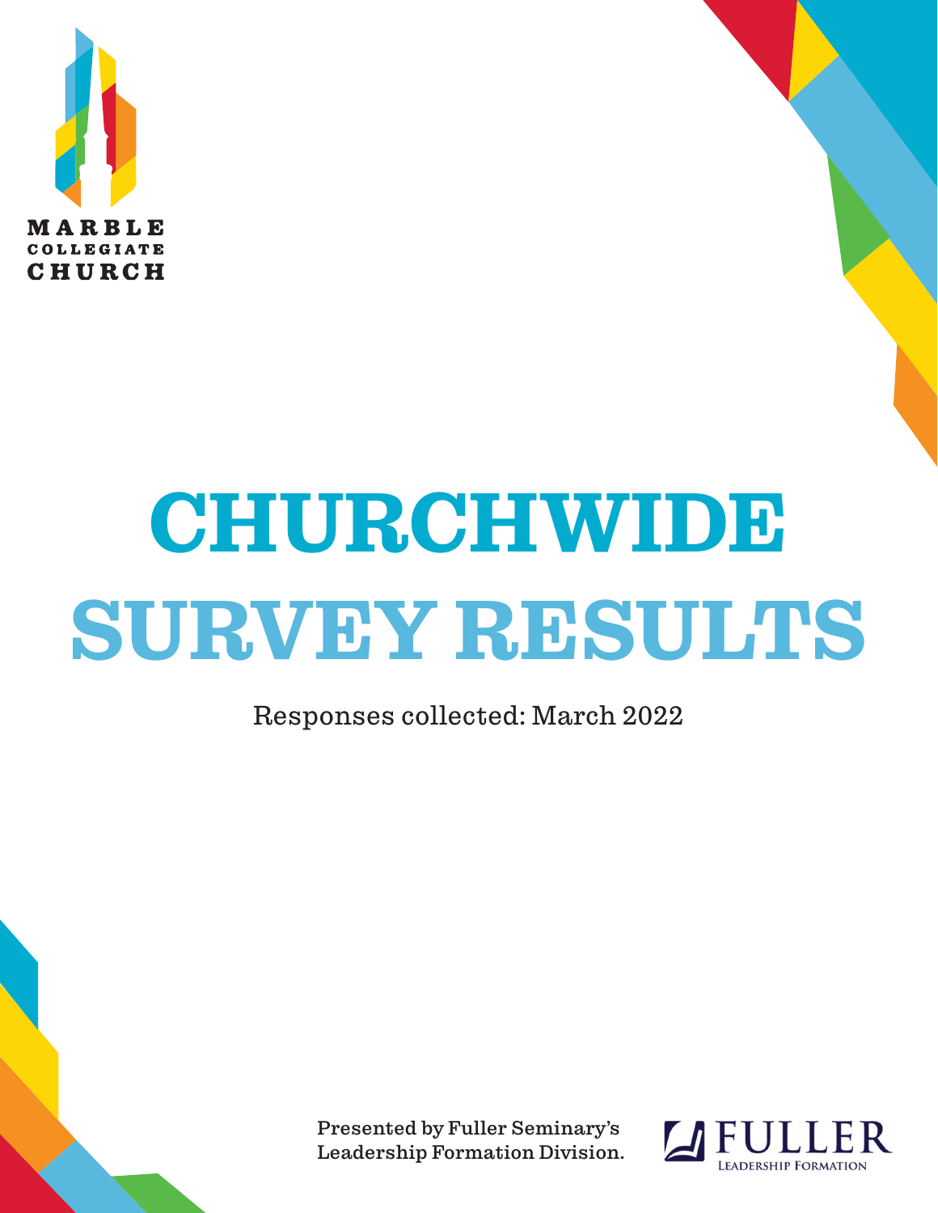MARBLE
COLLEGIATE
CHURCH

# CHURCHWIDE SURVEY RESULTS

Responses collected: March 2022

Presented by Fuller Seminary's Leadership Formation Division.

FULLER
LEADERSHIP FORMATION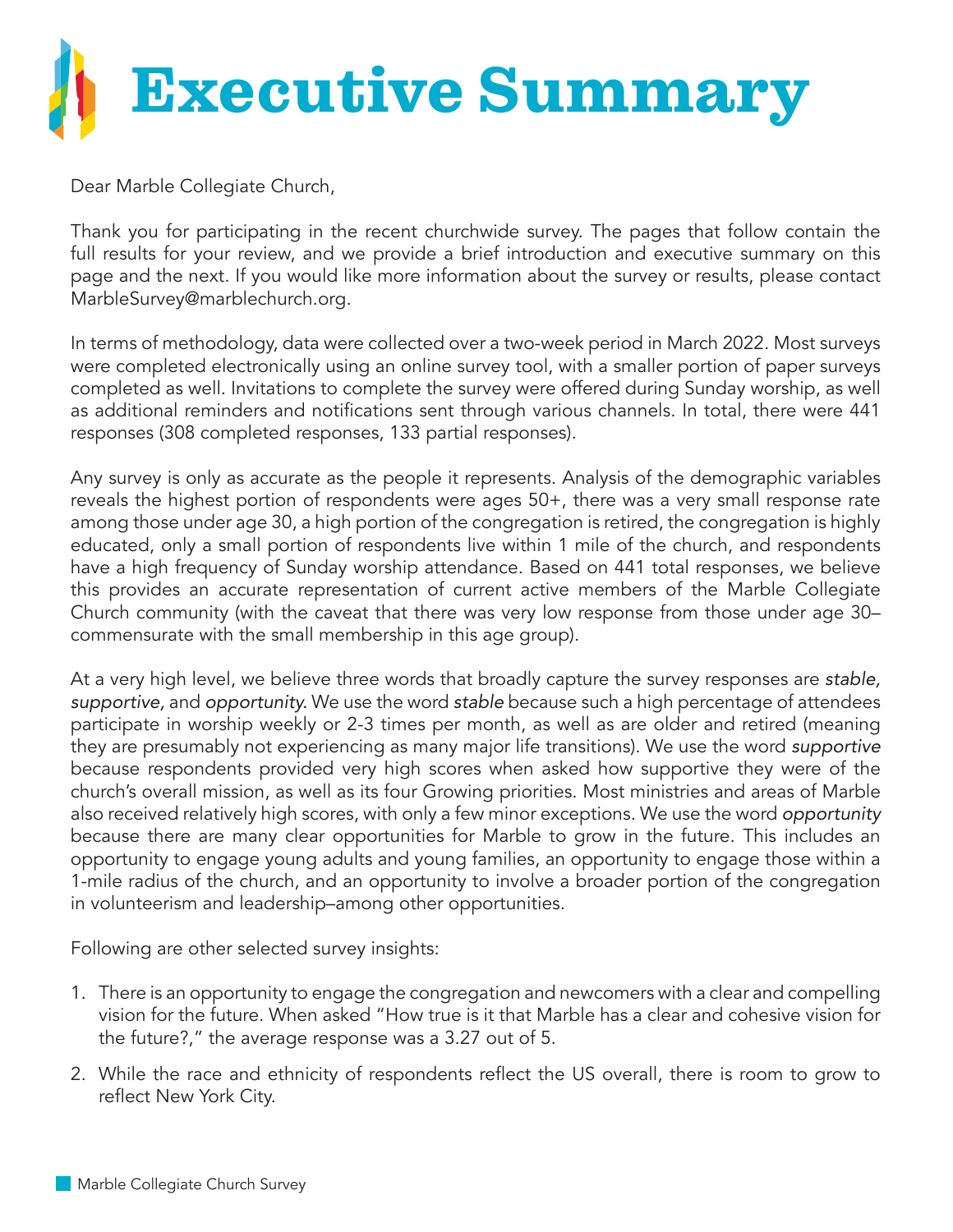# Executive Summary

Dear Marble Collegiate Church,

Thank you for participating in the recent churchwide survey. The pages that follow contain the full results for your review, and we provide a brief introduction and executive summary on this page and the next. If you would like more information about the survey or results, please contact MarbleSurvey@marblechurch.org.

In terms of methodology, data were collected over a two-week period in March 2022. Most surveys were completed electronically using an online survey tool, with a smaller portion of paper surveys completed as well. Invitations to complete the survey were offered during Sunday worship, as well as additional reminders and notifications sent through various channels. In total, there were 441 responses (308 completed responses, 133 partial responses).

Any survey is only as accurate as the people it represents. Analysis of the demographic variables reveals the highest portion of respondents were ages 50+, there was a very small response rate among those under age 30, a high portion of the congregation is retired, the congregation is highly educated, only a small portion of respondents live within 1 mile of the church, and respondents have a high frequency of Sunday worship attendance. Based on 441 total responses, we believe this provides an accurate representation of current active members of the Marble Collegiate Church community (with the caveat that there was very low response from those under age 30–commensurate with the small membership in this age group).

At a very high level, we believe three words that broadly capture the survey responses are *stable, supportive,* and *opportunity.* We use the word *stable* because such a high percentage of attendees participate in worship weekly or 2-3 times per month, as well as are older and retired (meaning they are presumably not experiencing as many major life transitions). We use the word *supportive* because respondents provided very high scores when asked how supportive they were of the church's overall mission, as well as its four Growing priorities. Most ministries and areas of Marble also received relatively high scores, with only a few minor exceptions. We use the word *opportunity* because there are many clear opportunities for Marble to grow in the future. This includes an opportunity to engage young adults and young families, an opportunity to engage those within a 1-mile radius of the church, and an opportunity to involve a broader portion of the congregation in volunteerism and leadership–among other opportunities.

Following are other selected survey insights:

1. There is an opportunity to engage the congregation and newcomers with a clear and compelling vision for the future. When asked "How true is it that Marble has a clear and cohesive vision for the future?," the average response was a 3.27 out of 5.
2. While the race and ethnicity of respondents reflect the US overall, there is room to grow to reflect New York City.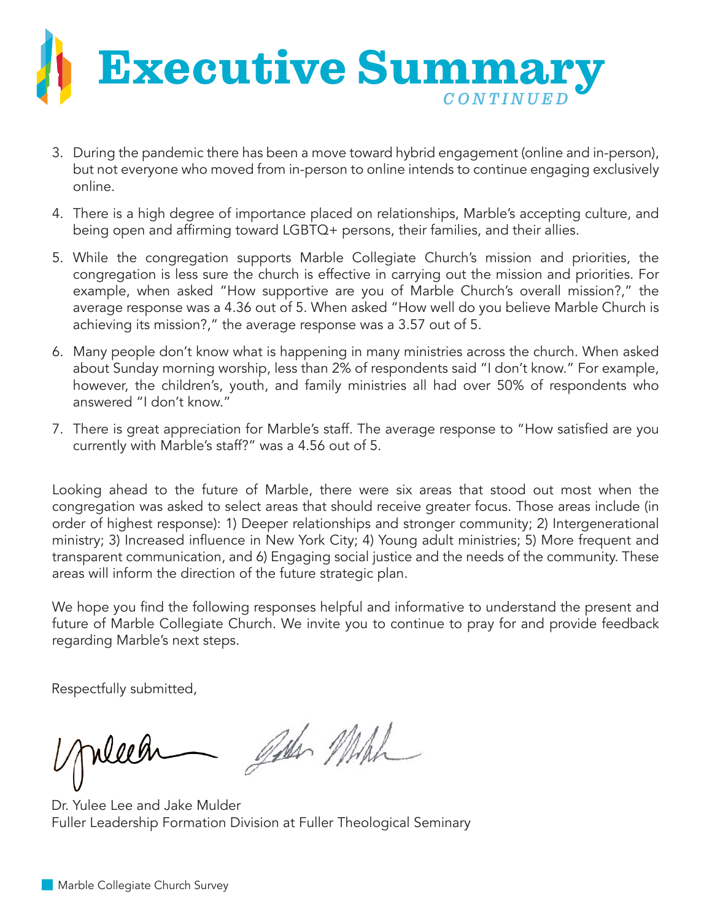# Executive Summary *CONTINUED*

3. During the pandemic there has been a move toward hybrid engagement (online and in-person), but not everyone who moved from in-person to online intends to continue engaging exclusively online.

4. There is a high degree of importance placed on relationships, Marble's accepting culture, and being open and affirming toward LGBTQ+ persons, their families, and their allies.

5. While the congregation supports Marble Collegiate Church's mission and priorities, the congregation is less sure the church is effective in carrying out the mission and priorities. For example, when asked "How supportive are you of Marble Church's overall mission?," the average response was a 4.36 out of 5. When asked "How well do you believe Marble Church is achieving its mission?," the average response was a 3.57 out of 5.

6. Many people don't know what is happening in many ministries across the church. When asked about Sunday morning worship, less than 2% of respondents said "I don't know." For example, however, the children's, youth, and family ministries all had over 50% of respondents who answered "I don't know."

7. There is great appreciation for Marble's staff. The average response to "How satisfied are you currently with Marble's staff?" was a 4.56 out of 5.

Looking ahead to the future of Marble, there were six areas that stood out most when the congregation was asked to select areas that should receive greater focus. Those areas include (in order of highest response): 1) Deeper relationships and stronger community; 2) Intergenerational ministry; 3) Increased influence in New York City; 4) Young adult ministries; 5) More frequent and transparent communication, and 6) Engaging social justice and the needs of the community. These areas will inform the direction of the future strategic plan.

We hope you find the following responses helpful and informative to understand the present and future of Marble Collegiate Church. We invite you to continue to pray for and provide feedback regarding Marble's next steps.

Respectfully submitted,

Dr. Yulee Lee and Jake Mulder
Fuller Leadership Formation Division at Fuller Theological Seminary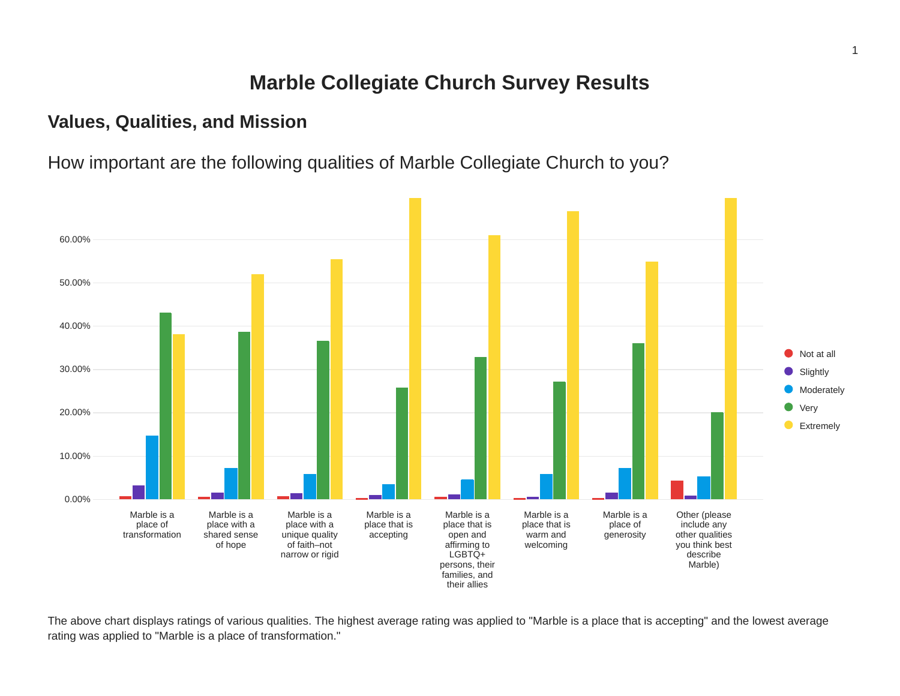# Marble Collegiate Church Survey Results

## Values, Qualities, and Mission

How important are the following qualities of Marble Collegiate Church to you?

The above chart displays ratings of various qualities. The highest average rating was applied to "Marble is a place that is accepting" and the lowest average rating was applied to "Marble is a place of transformation."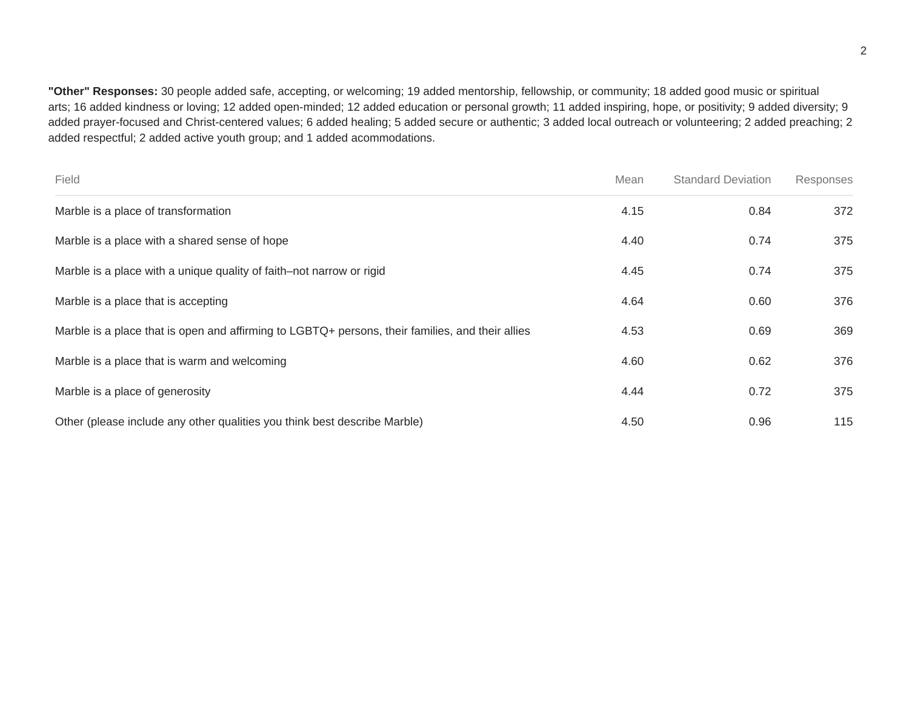**"Other" Responses:** 30 people added safe, accepting, or welcoming; 19 added mentorship, fellowship, or community; 18 added good music or spiritual arts; 16 added kindness or loving; 12 added open-minded; 12 added education or personal growth; 11 added inspiring, hope, or positivity; 9 added diversity; 9 added prayer-focused and Christ-centered values; 6 added healing; 5 added secure or authentic; 3 added local outreach or volunteering; 2 added preaching; 2 added respectful; 2 added active youth group; and 1 added acommodations.

| Field | Mean | Standard Deviation | Responses |
|---|---|---|---|
| Marble is a place of transformation | 4.15 | 0.84 | 372 |
| Marble is a place with a shared sense of hope | 4.40 | 0.74 | 375 |
| Marble is a place with a unique quality of faith–not narrow or rigid | 4.45 | 0.74 | 375 |
| Marble is a place that is accepting | 4.64 | 0.60 | 376 |
| Marble is a place that is open and affirming to LGBTQ+ persons, their families, and their allies | 4.53 | 0.69 | 369 |
| Marble is a place that is warm and welcoming | 4.60 | 0.62 | 376 |
| Marble is a place of generosity | 4.44 | 0.72 | 375 |
| Other (please include any other qualities you think best describe Marble) | 4.50 | 0.96 | 115 |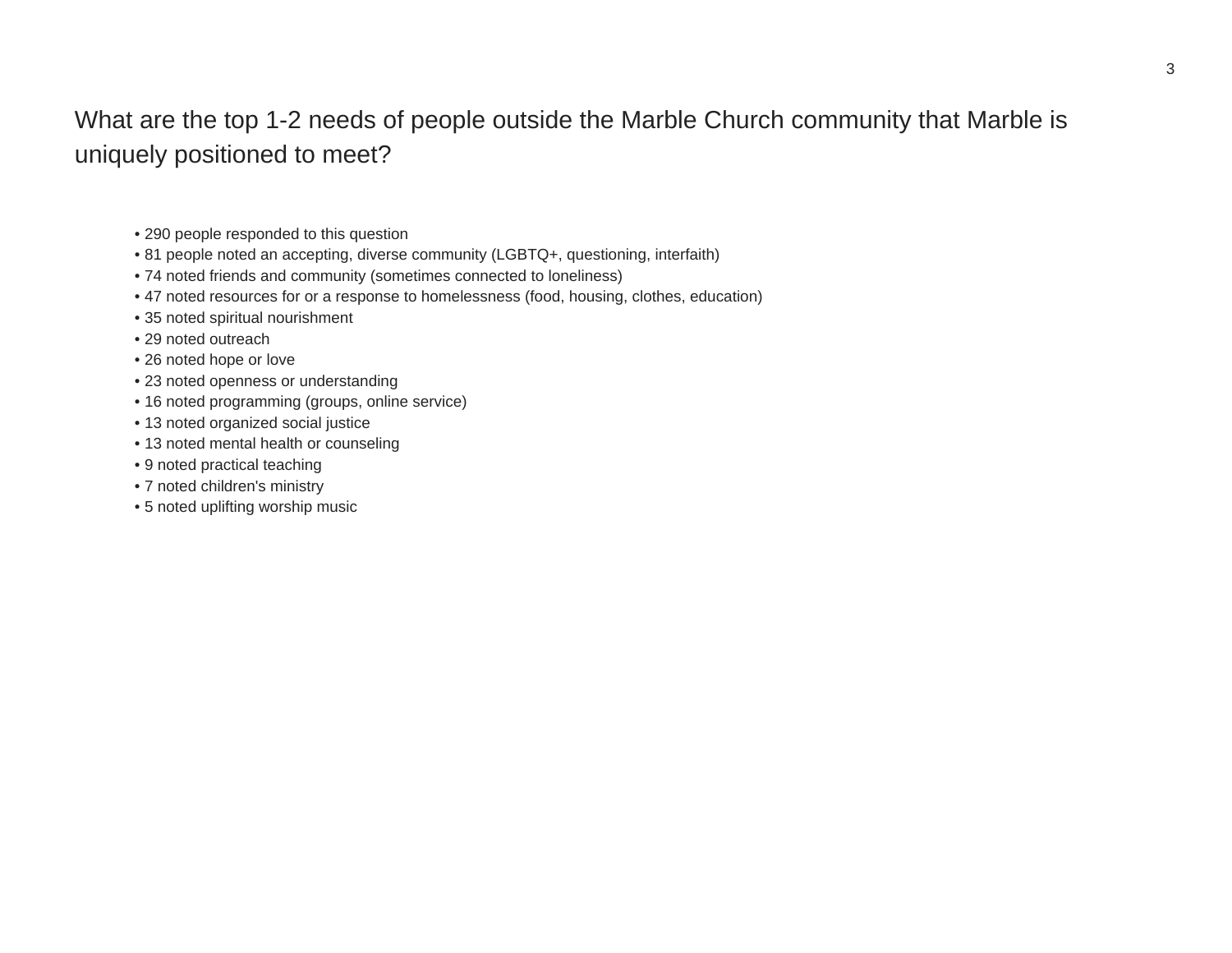## What are the top 1-2 needs of people outside the Marble Church community that Marble is uniquely positioned to meet?

- 290 people responded to this question
- 81 people noted an accepting, diverse community (LGBTQ+, questioning, interfaith)
- 74 noted friends and community (sometimes connected to loneliness)
- 47 noted resources for or a response to homelessness (food, housing, clothes, education)
- 35 noted spiritual nourishment
- 29 noted outreach
- 26 noted hope or love
- 23 noted openness or understanding
- 16 noted programming (groups, online service)
- 13 noted organized social justice
- 13 noted mental health or counseling
- 9 noted practical teaching
- 7 noted children's ministry
- 5 noted uplifting worship music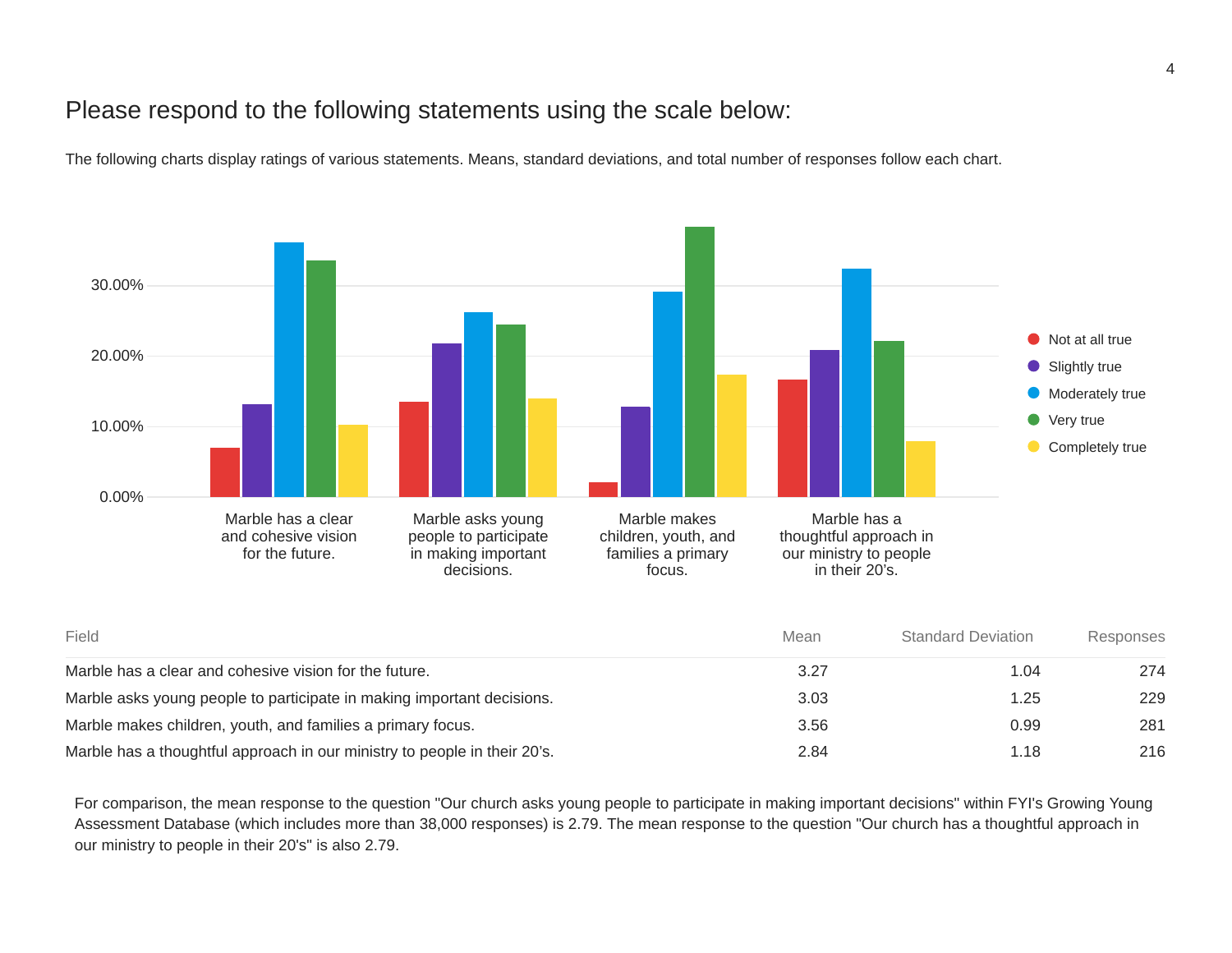# Please respond to the following statements using the scale below:

The following charts display ratings of various statements. Means, standard deviations, and total number of responses follow each chart.

| Field | Mean | Standard Deviation | Responses |
|---|---|---|---|
| Marble has a clear and cohesive vision for the future. | 3.27 | 1.04 | 274 |
| Marble asks young people to participate in making important decisions. | 3.03 | 1.25 | 229 |
| Marble makes children, youth, and families a primary focus. | 3.56 | 0.99 | 281 |
| Marble has a thoughtful approach in our ministry to people in their 20's. | 2.84 | 1.18 | 216 |

For comparison, the mean response to the question "Our church asks young people to participate in making important decisions" within FYI's Growing Young Assessment Database (which includes more than 38,000 responses) is 2.79. The mean response to the question "Our church has a thoughtful approach in our ministry to people in their 20's" is also 2.79.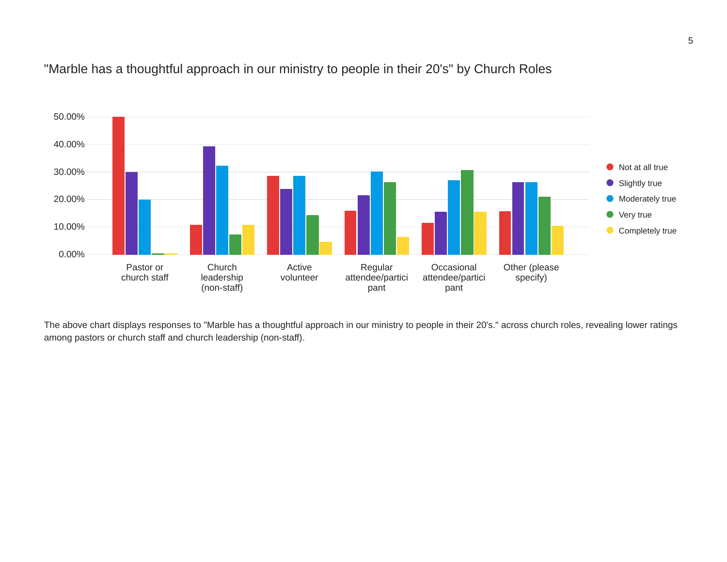"Marble has a thoughtful approach in our ministry to people in their 20's" by Church Roles

The above chart displays responses to "Marble has a thoughtful approach in our ministry to people in their 20's." across church roles, revealing lower ratings among pastors or church staff and church leadership (non-staff).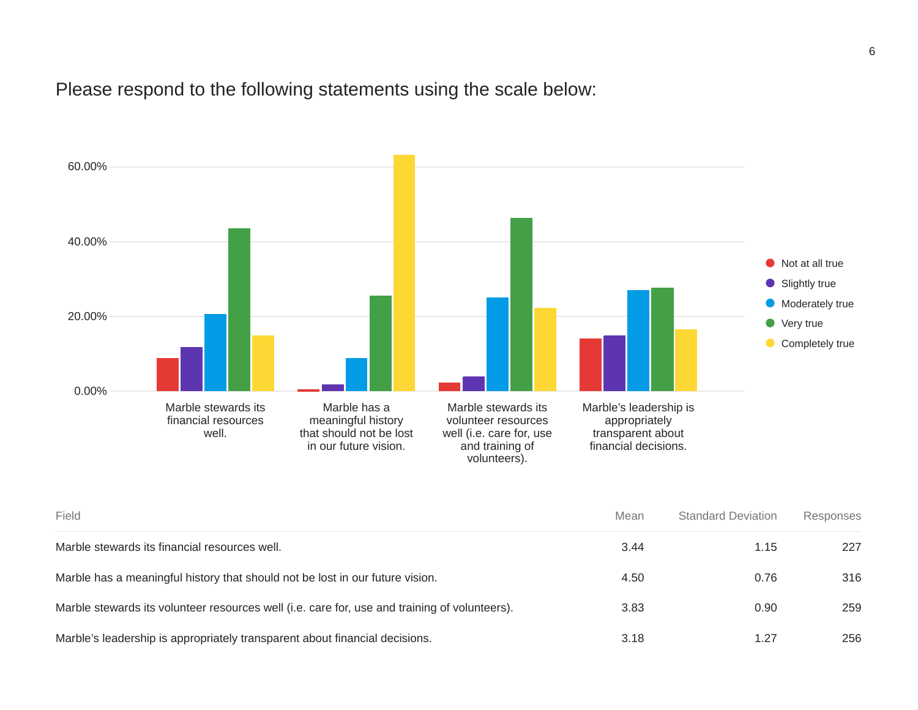Please respond to the following statements using the scale below:

| Field | Mean | Standard Deviation | Responses |
|---|---|---|---|
| Marble stewards its financial resources well. | 3.44 | 1.15 | 227 |
| Marble has a meaningful history that should not be lost in our future vision. | 4.50 | 0.76 | 316 |
| Marble stewards its volunteer resources well (i.e. care for, use and training of volunteers). | 3.83 | 0.90 | 259 |
| Marble's leadership is appropriately transparent about financial decisions. | 3.18 | 1.27 | 256 |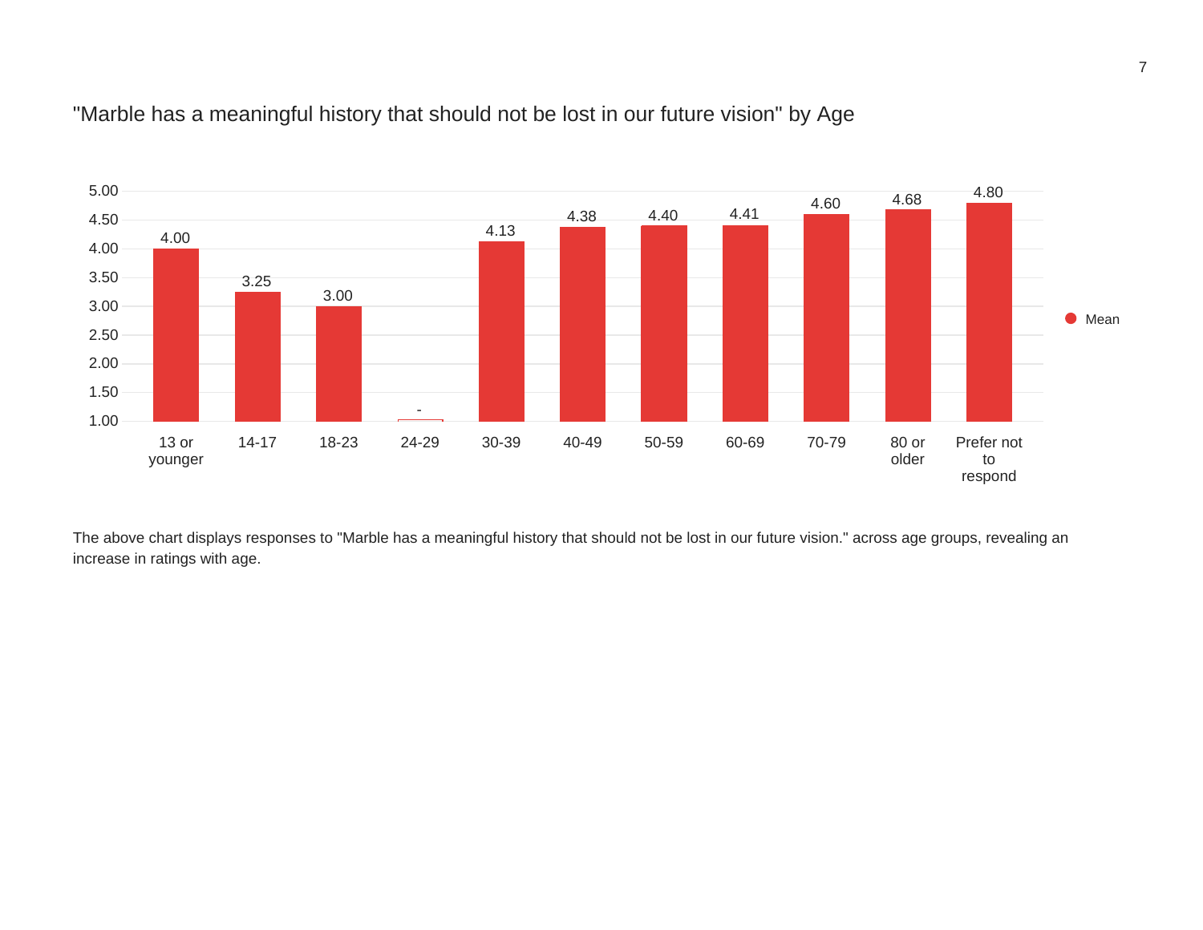## "Marble has a meaningful history that should not be lost in our future vision" by Age

| Age | Mean |
|---|---|
| 13 or younger | 4.00 |
| 14-17 | 3.25 |
| 18-23 | 3.00 |
| 24-29 | - |
| 30-39 | 4.13 |
| 40-49 | 4.38 |
| 50-59 | 4.40 |
| 60-69 | 4.41 |
| 70-79 | 4.60 |
| 80 or older | 4.68 |
| Prefer not to respond | 4.80 |

The above chart displays responses to "Marble has a meaningful history that should not be lost in our future vision." across age groups, revealing an increase in ratings with age.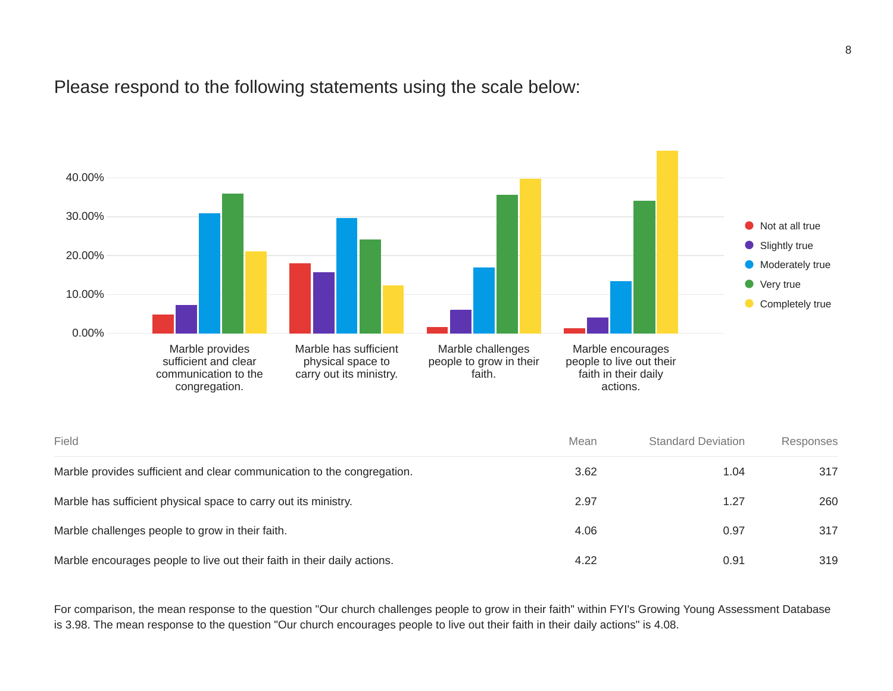## Please respond to the following statements using the scale below:

| Field | Mean | Standard Deviation | Responses |
|---|---|---|---|
| Marble provides sufficient and clear communication to the congregation. | 3.62 | 1.04 | 317 |
| Marble has sufficient physical space to carry out its ministry. | 2.97 | 1.27 | 260 |
| Marble challenges people to grow in their faith. | 4.06 | 0.97 | 317 |
| Marble encourages people to live out their faith in their daily actions. | 4.22 | 0.91 | 319 |

For comparison, the mean response to the question "Our church challenges people to grow in their faith" within FYI's Growing Young Assessment Database is 3.98. The mean response to the question "Our church encourages people to live out their faith in their daily actions" is 4.08.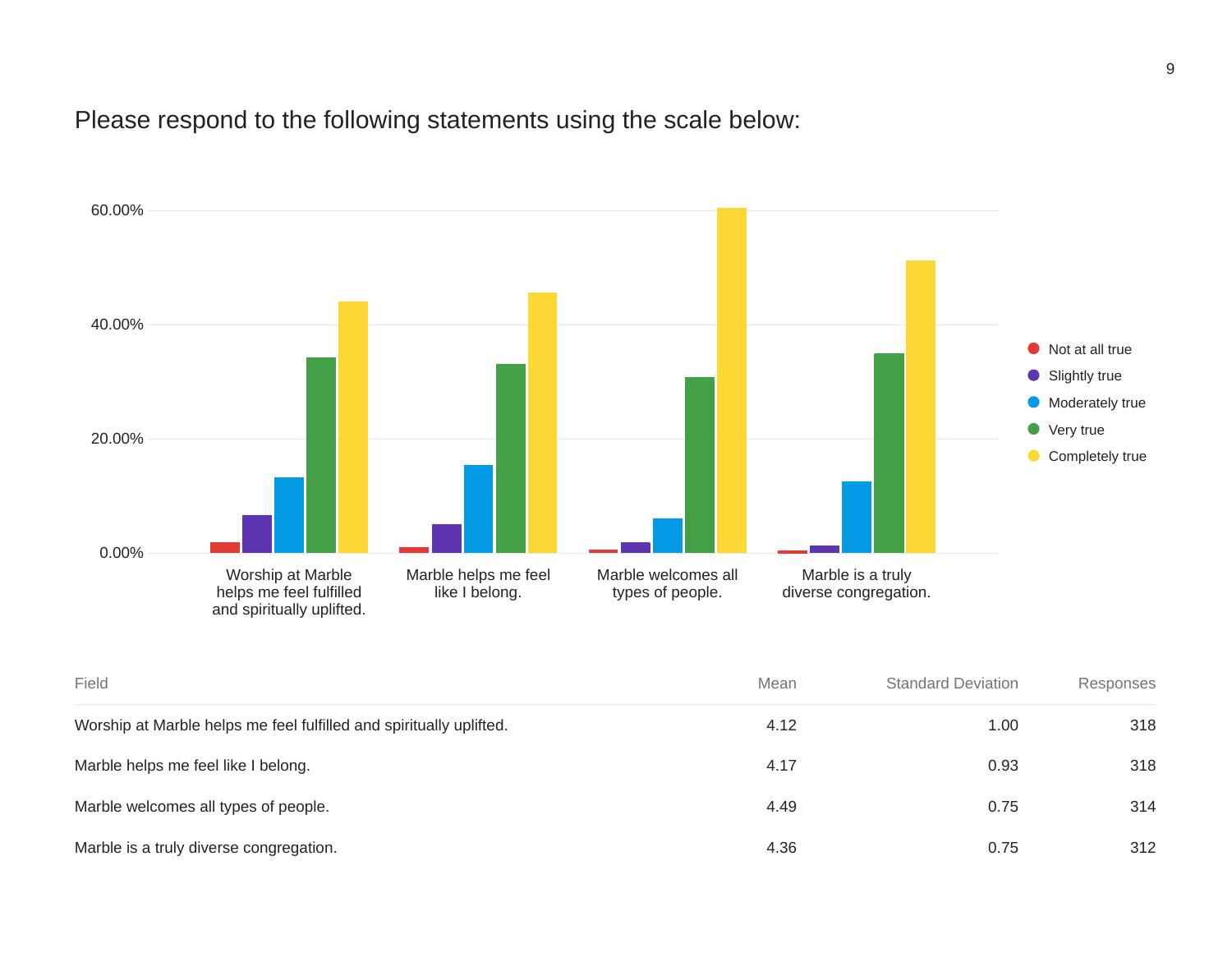Please respond to the following statements using the scale below:

| Field | Mean | Standard Deviation | Responses |
|---|---|---|---|
| Worship at Marble helps me feel fulfilled and spiritually uplifted. | 4.12 | 1.00 | 318 |
| Marble helps me feel like I belong. | 4.17 | 0.93 | 318 |
| Marble welcomes all types of people. | 4.49 | 0.75 | 314 |
| Marble is a truly diverse congregation. | 4.36 | 0.75 | 312 |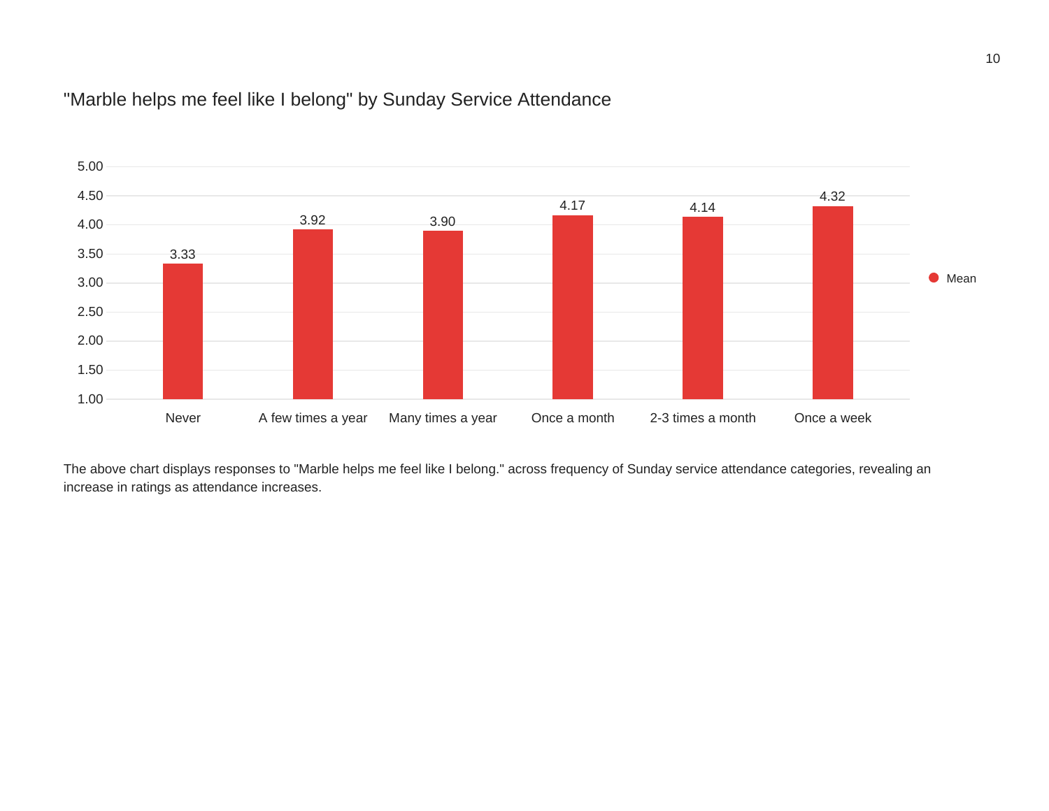## "Marble helps me feel like I belong" by Sunday Service Attendance

| Sunday Service Attendance | Mean |
| --- | --- |
| Never | 3.33 |
| A few times a year | 3.92 |
| Many times a year | 3.90 |
| Once a month | 4.17 |
| 2-3 times a month | 4.14 |
| Once a week | 4.32 |

The above chart displays responses to "Marble helps me feel like I belong." across frequency of Sunday service attendance categories, revealing an increase in ratings as attendance increases.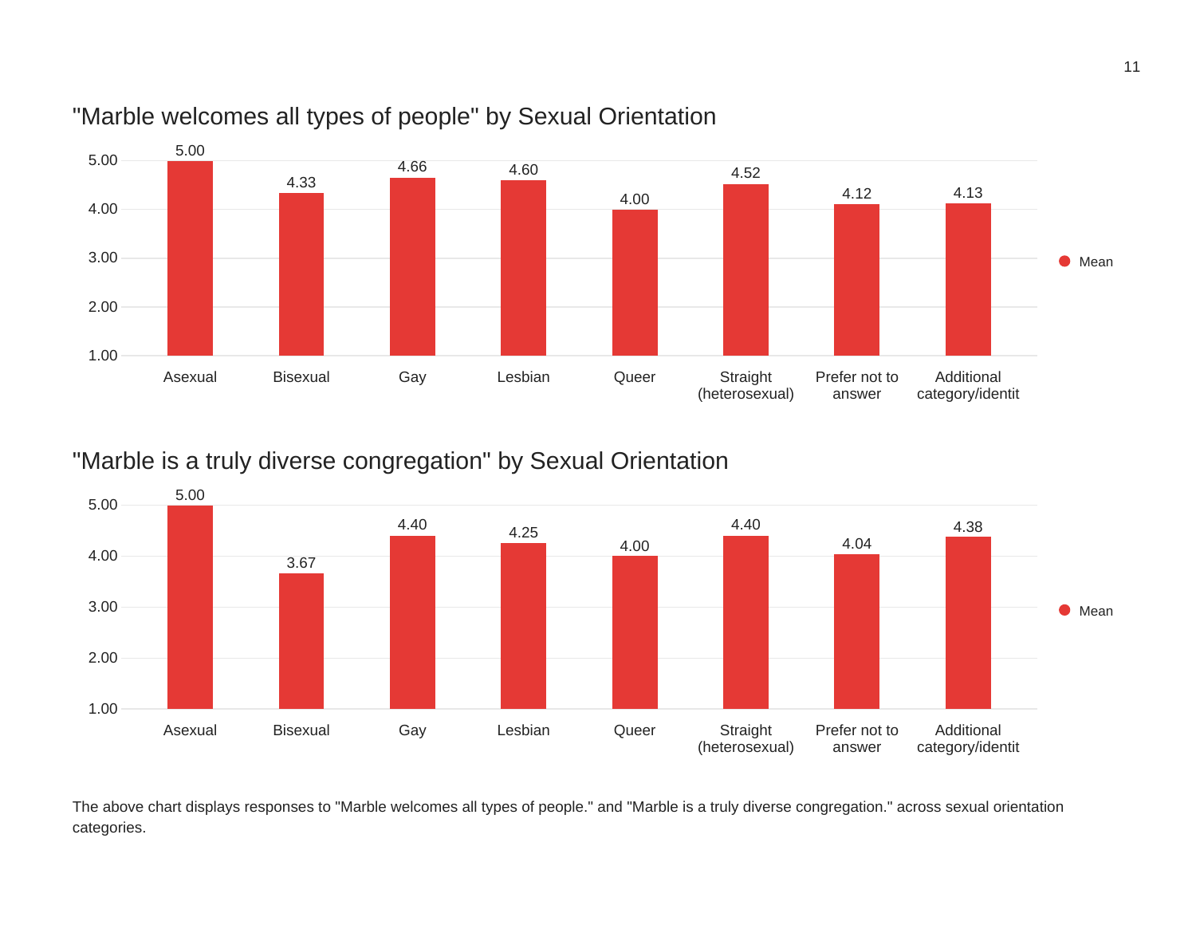## "Marble welcomes all types of people" by Sexual Orientation

| Sexual Orientation | Mean |
| --- | --- |
| Asexual | 5.00 |
| Bisexual | 4.33 |
| Gay | 4.66 |
| Lesbian | 4.60 |
| Queer | 4.00 |
| Straight (heterosexual) | 4.52 |
| Prefer not to answer | 4.12 |
| Additional category/identit | 4.13 |

## "Marble is a truly diverse congregation" by Sexual Orientation

| Sexual Orientation | Mean |
| --- | --- |
| Asexual | 5.00 |
| Bisexual | 3.67 |
| Gay | 4.40 |
| Lesbian | 4.25 |
| Queer | 4.00 |
| Straight (heterosexual) | 4.40 |
| Prefer not to answer | 4.04 |
| Additional category/identit | 4.38 |

The above chart displays responses to "Marble welcomes all types of people." and "Marble is a truly diverse congregation." across sexual orientation categories.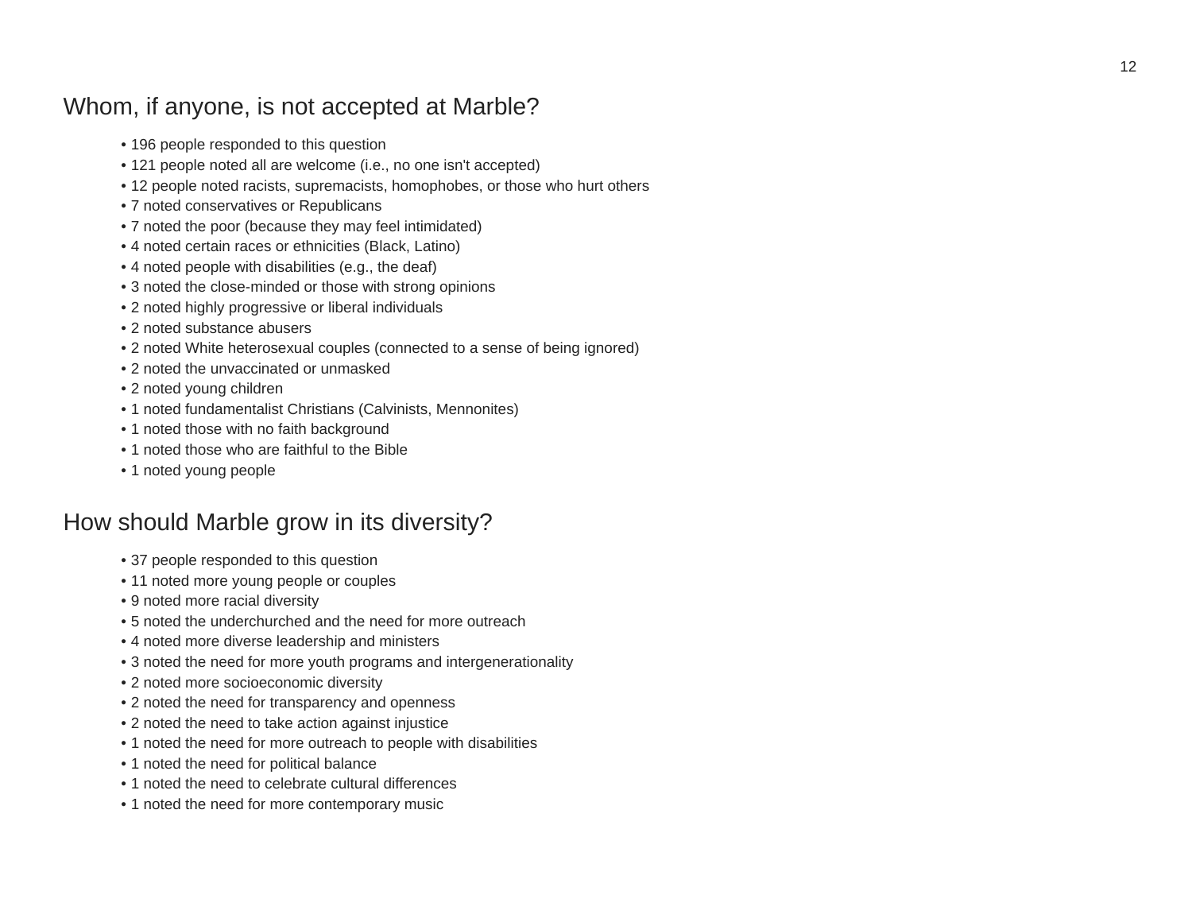## Whom, if anyone, is not accepted at Marble?

- 196 people responded to this question
- 121 people noted all are welcome (i.e., no one isn't accepted)
- 12 people noted racists, supremacists, homophobes, or those who hurt others
- 7 noted conservatives or Republicans
- 7 noted the poor (because they may feel intimidated)
- 4 noted certain races or ethnicities (Black, Latino)
- 4 noted people with disabilities (e.g., the deaf)
- 3 noted the close-minded or those with strong opinions
- 2 noted highly progressive or liberal individuals
- 2 noted substance abusers
- 2 noted White heterosexual couples (connected to a sense of being ignored)
- 2 noted the unvaccinated or unmasked
- 2 noted young children
- 1 noted fundamentalist Christians (Calvinists, Mennonites)
- 1 noted those with no faith background
- 1 noted those who are faithful to the Bible
- 1 noted young people

## How should Marble grow in its diversity?

- 37 people responded to this question
- 11 noted more young people or couples
- 9 noted more racial diversity
- 5 noted the underchurched and the need for more outreach
- 4 noted more diverse leadership and ministers
- 3 noted the need for more youth programs and intergenerationality
- 2 noted more socioeconomic diversity
- 2 noted the need for transparency and openness
- 2 noted the need to take action against injustice
- 1 noted the need for more outreach to people with disabilities
- 1 noted the need for political balance
- 1 noted the need to celebrate cultural differences
- 1 noted the need for more contemporary music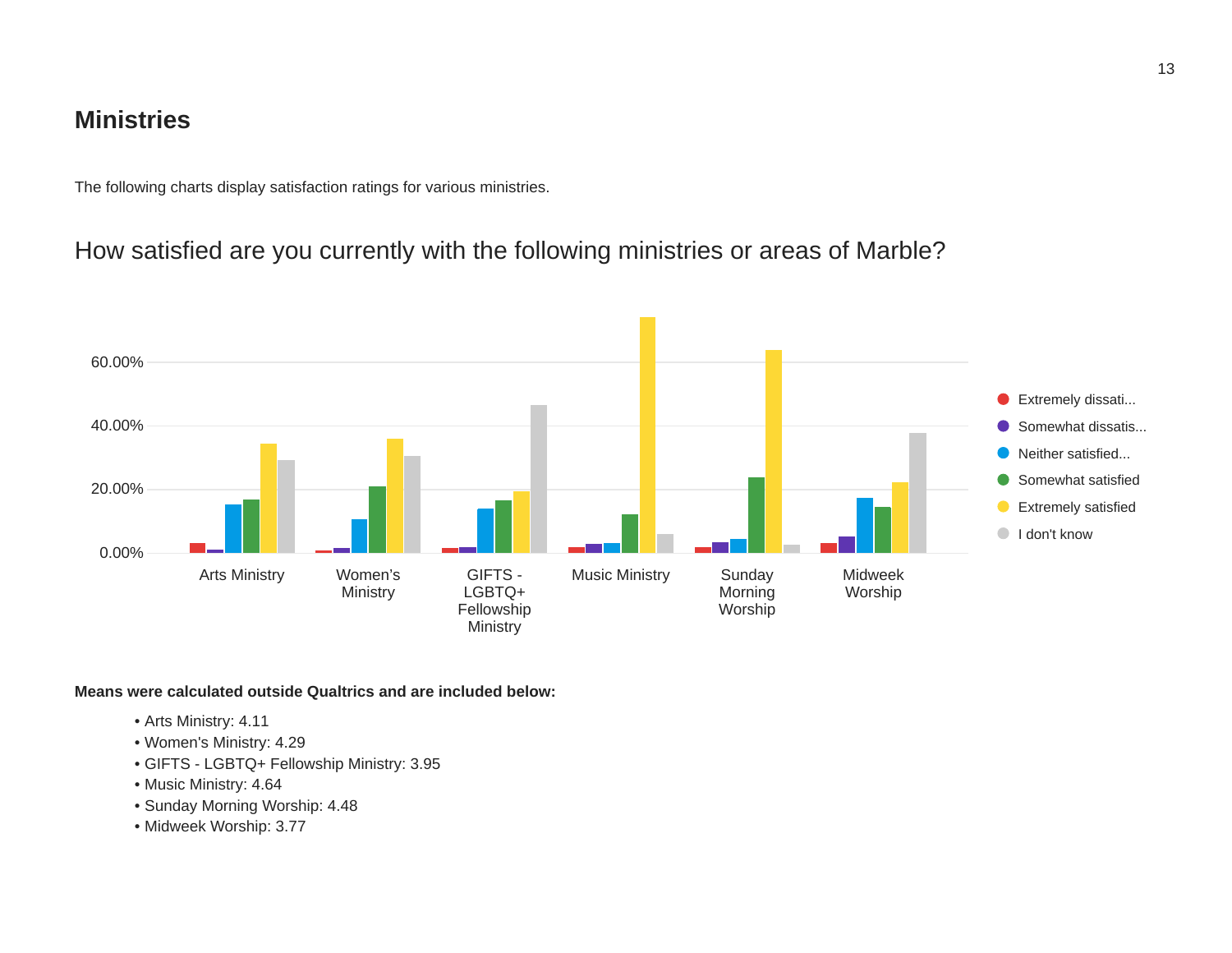## Ministries

The following charts display satisfaction ratings for various ministries.

How satisfied are you currently with the following ministries or areas of Marble?

**Means were calculated outside Qualtrics and are included below:**

- Arts Ministry: 4.11
- Women's Ministry: 4.29
- GIFTS - LGBTQ+ Fellowship Ministry: 3.95
- Music Ministry: 4.64
- Sunday Morning Worship: 4.48
- Midweek Worship: 3.77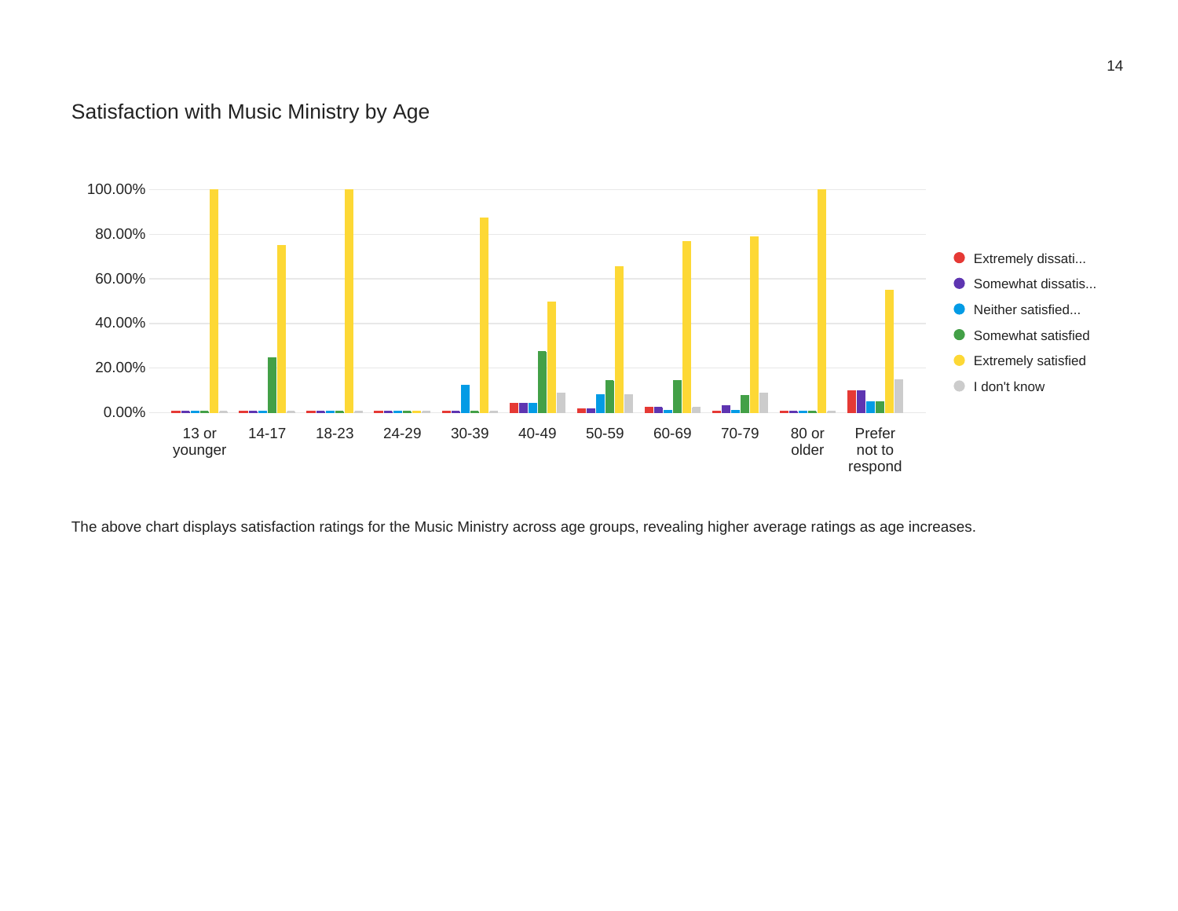## Satisfaction with Music Ministry by Age

The above chart displays satisfaction ratings for the Music Ministry across age groups, revealing higher average ratings as age increases.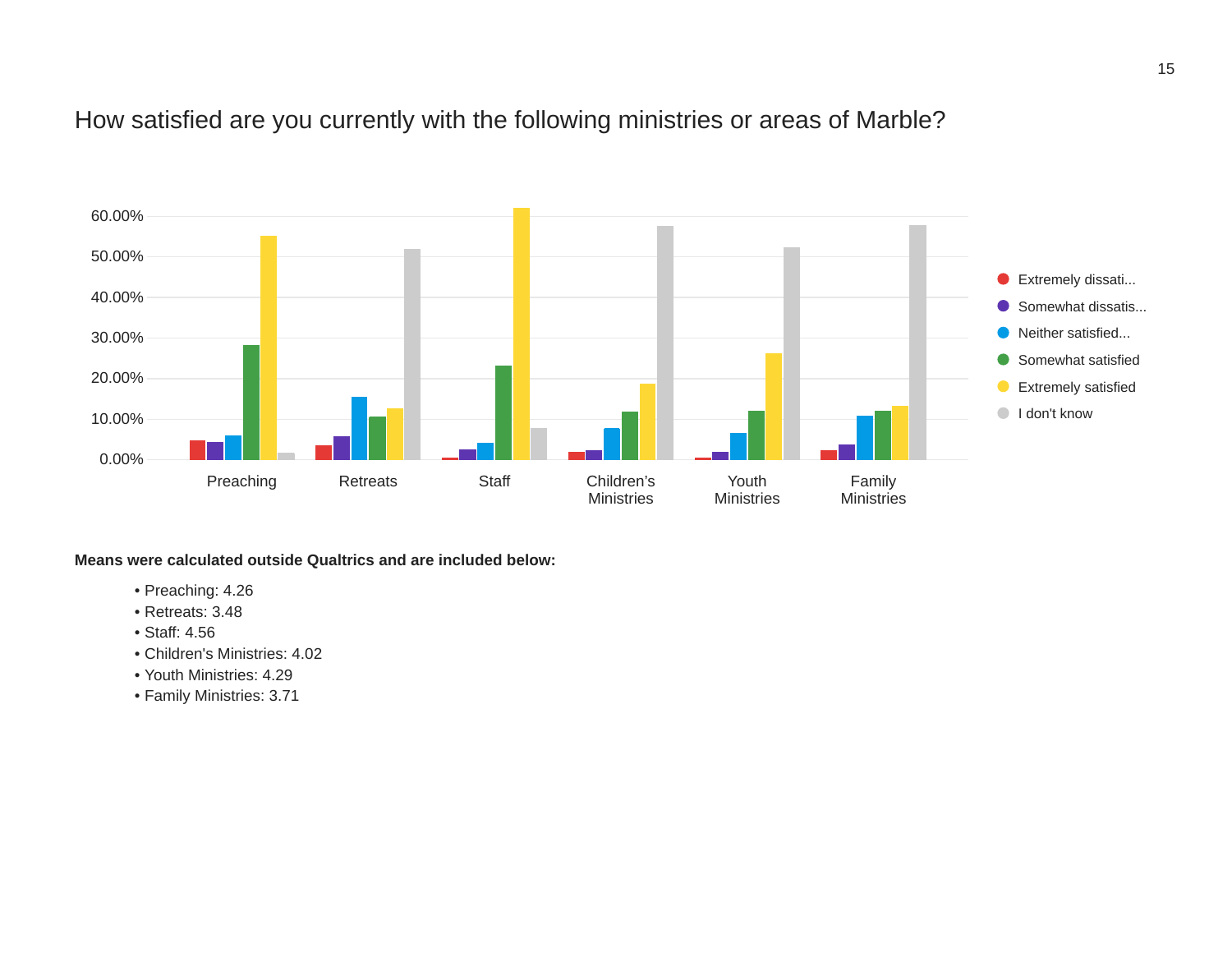# How satisfied are you currently with the following ministries or areas of Marble?

**Means were calculated outside Qualtrics and are included below:**

- Preaching: 4.26
- Retreats: 3.48
- Staff: 4.56
- Children's Ministries: 4.02
- Youth Ministries: 4.29
- Family Ministries: 3.71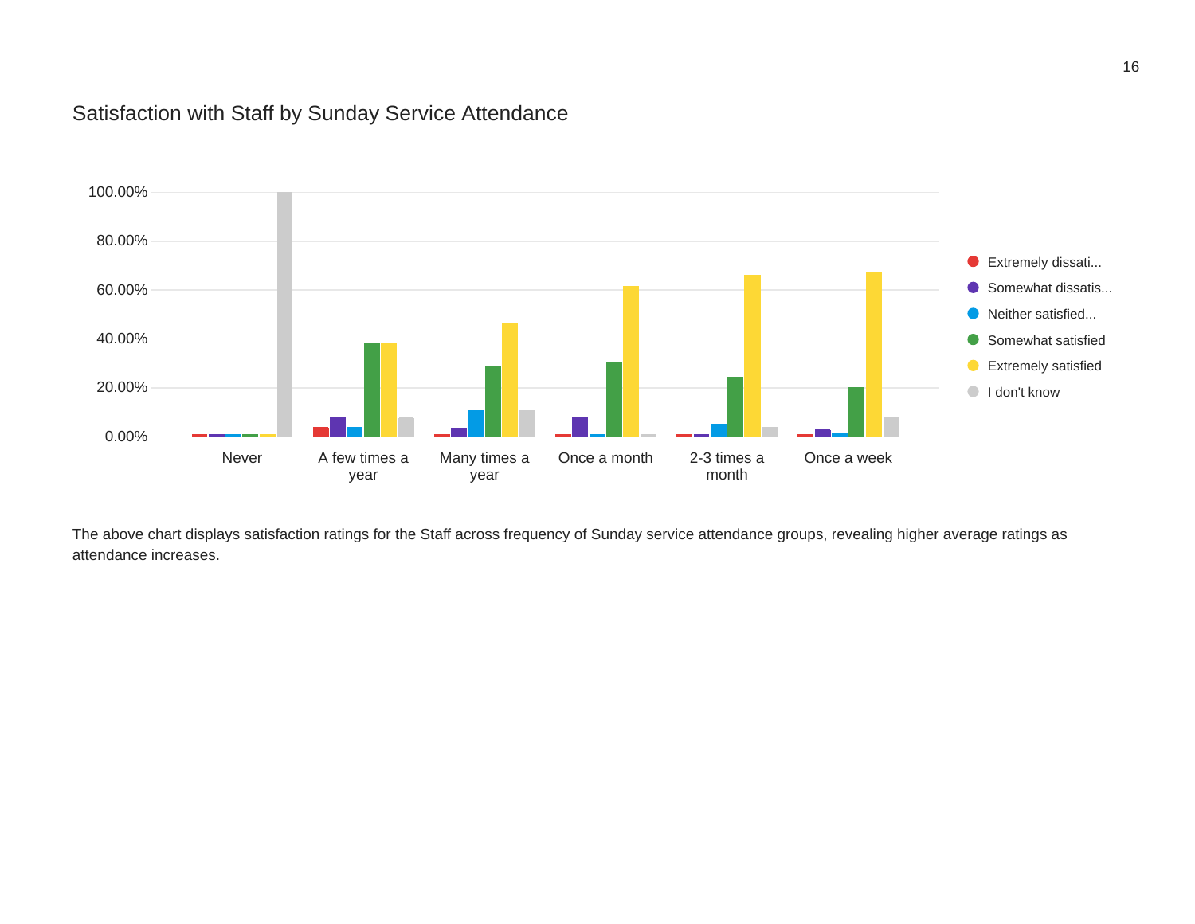## Satisfaction with Staff by Sunday Service Attendance

The above chart displays satisfaction ratings for the Staff across frequency of Sunday service attendance groups, revealing higher average ratings as attendance increases.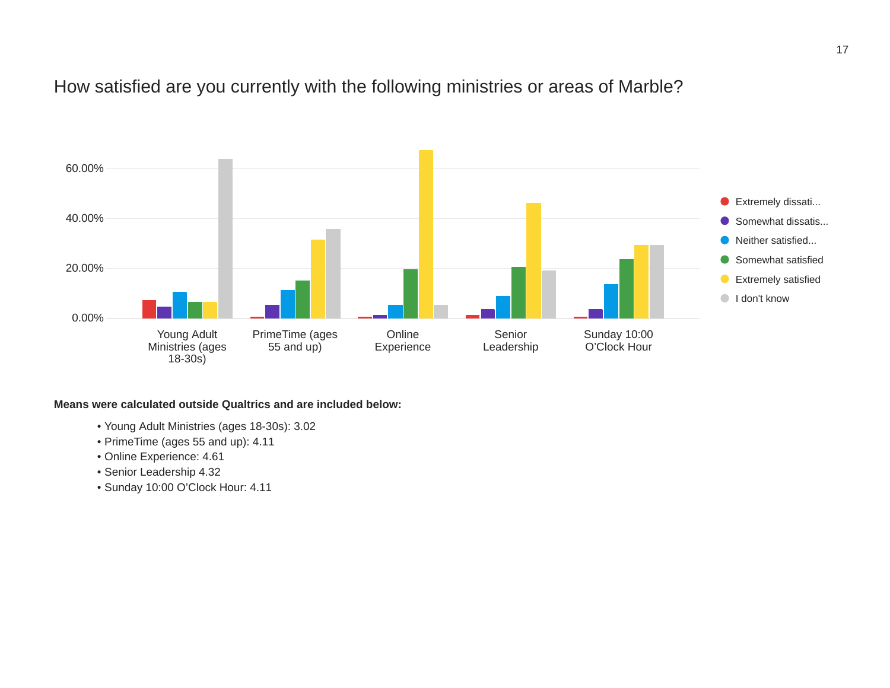## How satisfied are you currently with the following ministries or areas of Marble?

**Means were calculated outside Qualtrics and are included below:**

- Young Adult Ministries (ages 18-30s): 3.02
- PrimeTime (ages 55 and up): 4.11
- Online Experience: 4.61
- Senior Leadership 4.32
- Sunday 10:00 O'Clock Hour: 4.11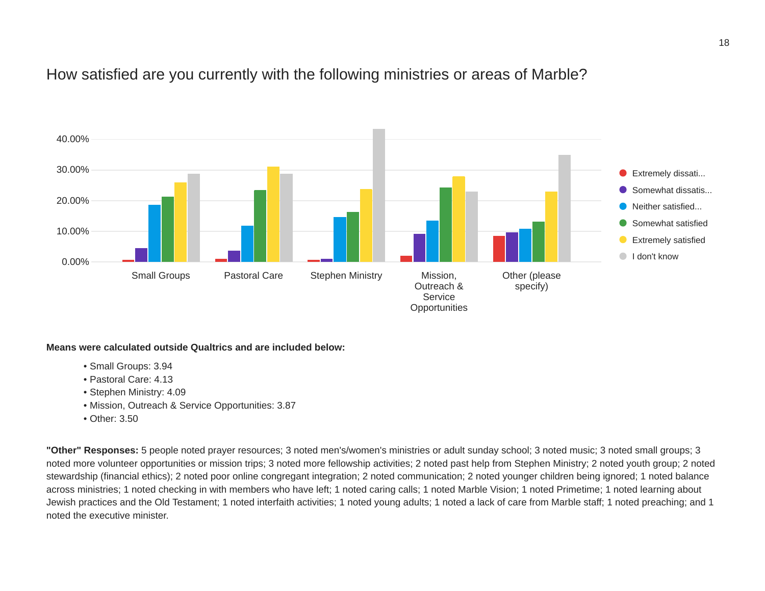## How satisfied are you currently with the following ministries or areas of Marble?

**Means were calculated outside Qualtrics and are included below:**

- Small Groups: 3.94
- Pastoral Care: 4.13
- Stephen Ministry: 4.09
- Mission, Outreach & Service Opportunities: 3.87
- Other: 3.50

**"Other" Responses:** 5 people noted prayer resources; 3 noted men's/women's ministries or adult sunday school; 3 noted music; 3 noted small groups; 3 noted more volunteer opportunities or mission trips; 3 noted more fellowship activities; 2 noted past help from Stephen Ministry; 2 noted youth group; 2 noted stewardship (financial ethics); 2 noted poor online congregant integration; 2 noted communication; 2 noted younger children being ignored; 1 noted balance across ministries; 1 noted checking in with members who have left; 1 noted caring calls; 1 noted Marble Vision; 1 noted Primetime; 1 noted learning about Jewish practices and the Old Testament; 1 noted interfaith activities; 1 noted young adults; 1 noted a lack of care from Marble staff; 1 noted preaching; and 1 noted the executive minister.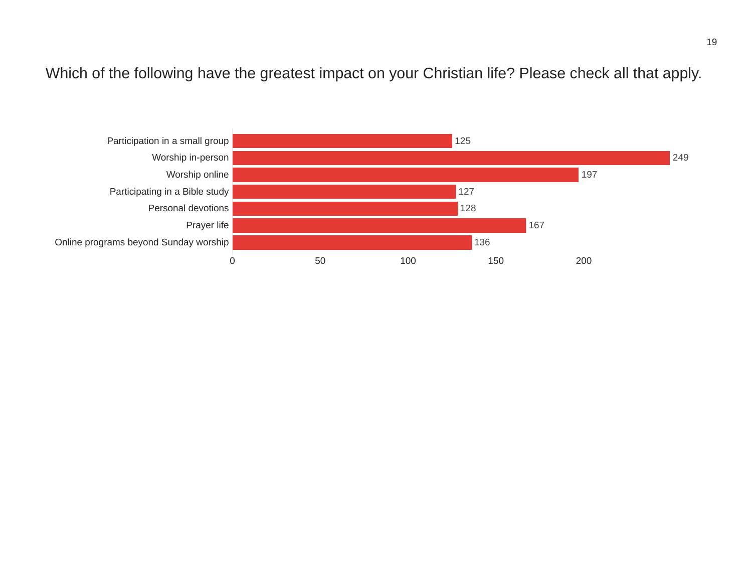# Which of the following have the greatest impact on your Christian life? Please check all that apply.

| Response | Count |
| --- | --- |
| Participation in a small group | 125 |
| Worship in-person | 249 |
| Worship online | 197 |
| Participating in a Bible study | 127 |
| Personal devotions | 128 |
| Prayer life | 167 |
| Online programs beyond Sunday worship | 136 |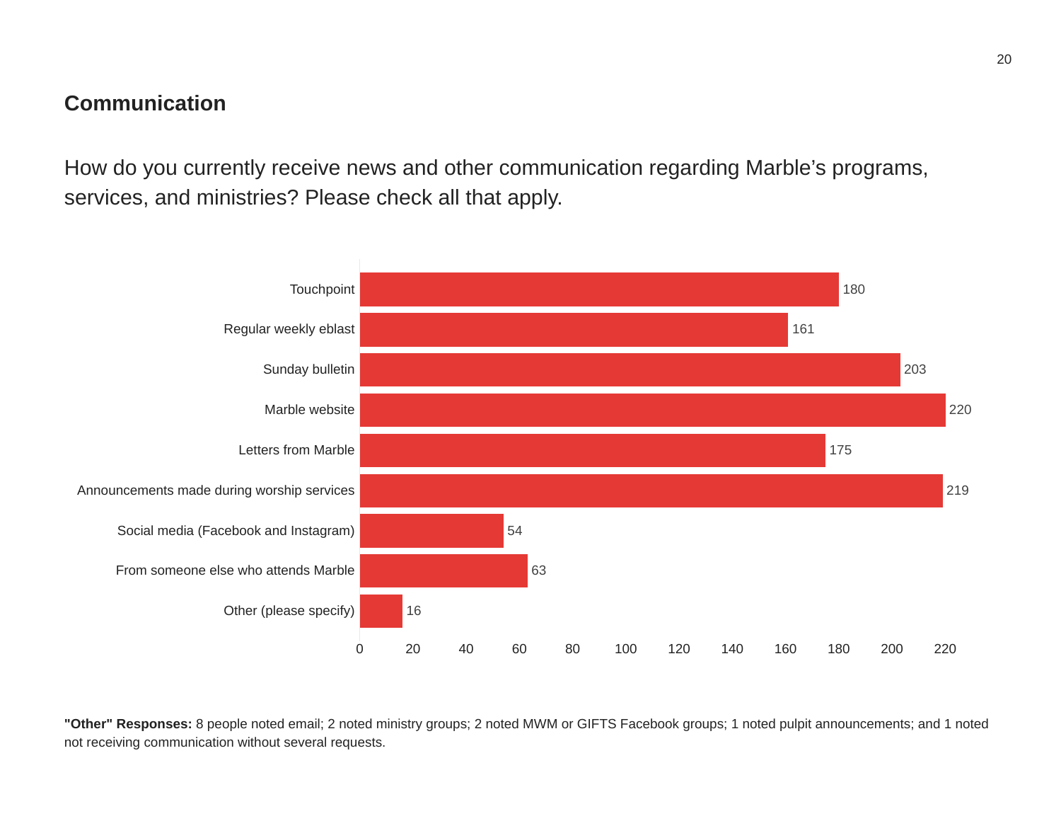## Communication

How do you currently receive news and other communication regarding Marble's programs, services, and ministries? Please check all that apply.

| Response | Count |
|---|---|
| Touchpoint | 180 |
| Regular weekly eblast | 161 |
| Sunday bulletin | 203 |
| Marble website | 220 |
| Letters from Marble | 175 |
| Announcements made during worship services | 219 |
| Social media (Facebook and Instagram) | 54 |
| From someone else who attends Marble | 63 |
| Other (please specify) | 16 |

**"Other" Responses:** 8 people noted email; 2 noted ministry groups; 2 noted MWM or GIFTS Facebook groups; 1 noted pulpit announcements; and 1 noted not receiving communication without several requests.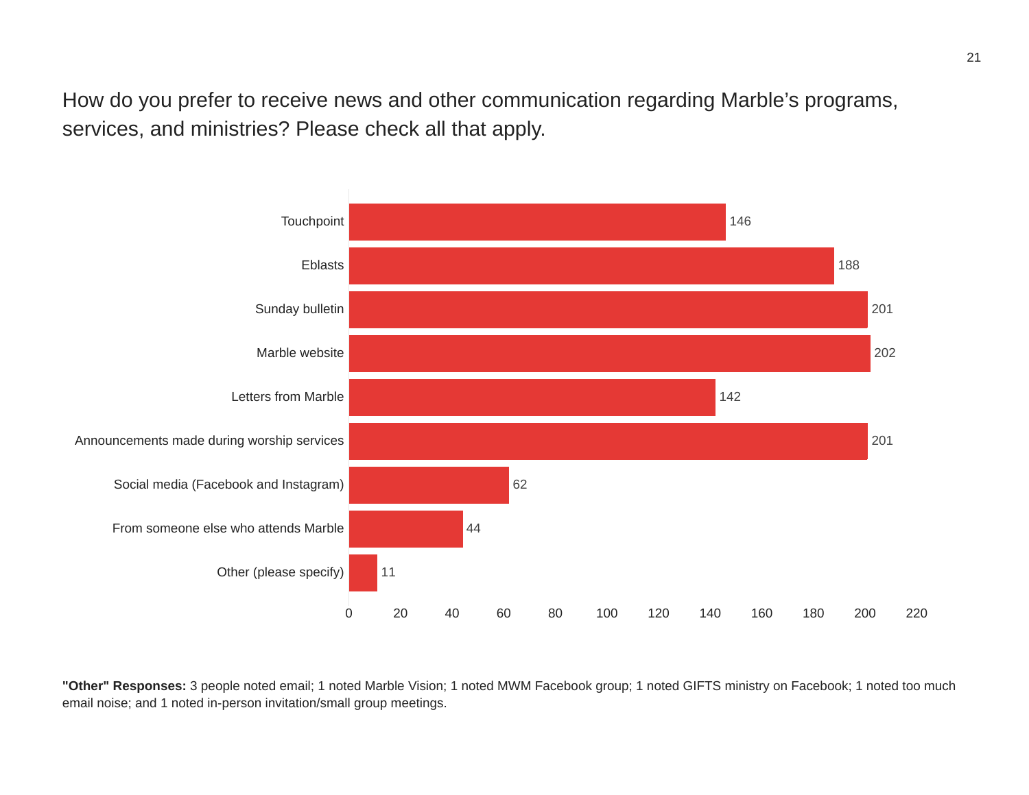How do you prefer to receive news and other communication regarding Marble's programs, services, and ministries? Please check all that apply.

| Response | Count |
|---|---|
| Touchpoint | 146 |
| Eblasts | 188 |
| Sunday bulletin | 201 |
| Marble website | 202 |
| Letters from Marble | 142 |
| Announcements made during worship services | 201 |
| Social media (Facebook and Instagram) | 62 |
| From someone else who attends Marble | 44 |
| Other (please specify) | 11 |

**"Other" Responses:** 3 people noted email; 1 noted Marble Vision; 1 noted MWM Facebook group; 1 noted GIFTS ministry on Facebook; 1 noted too much email noise; and 1 noted in-person invitation/small group meetings.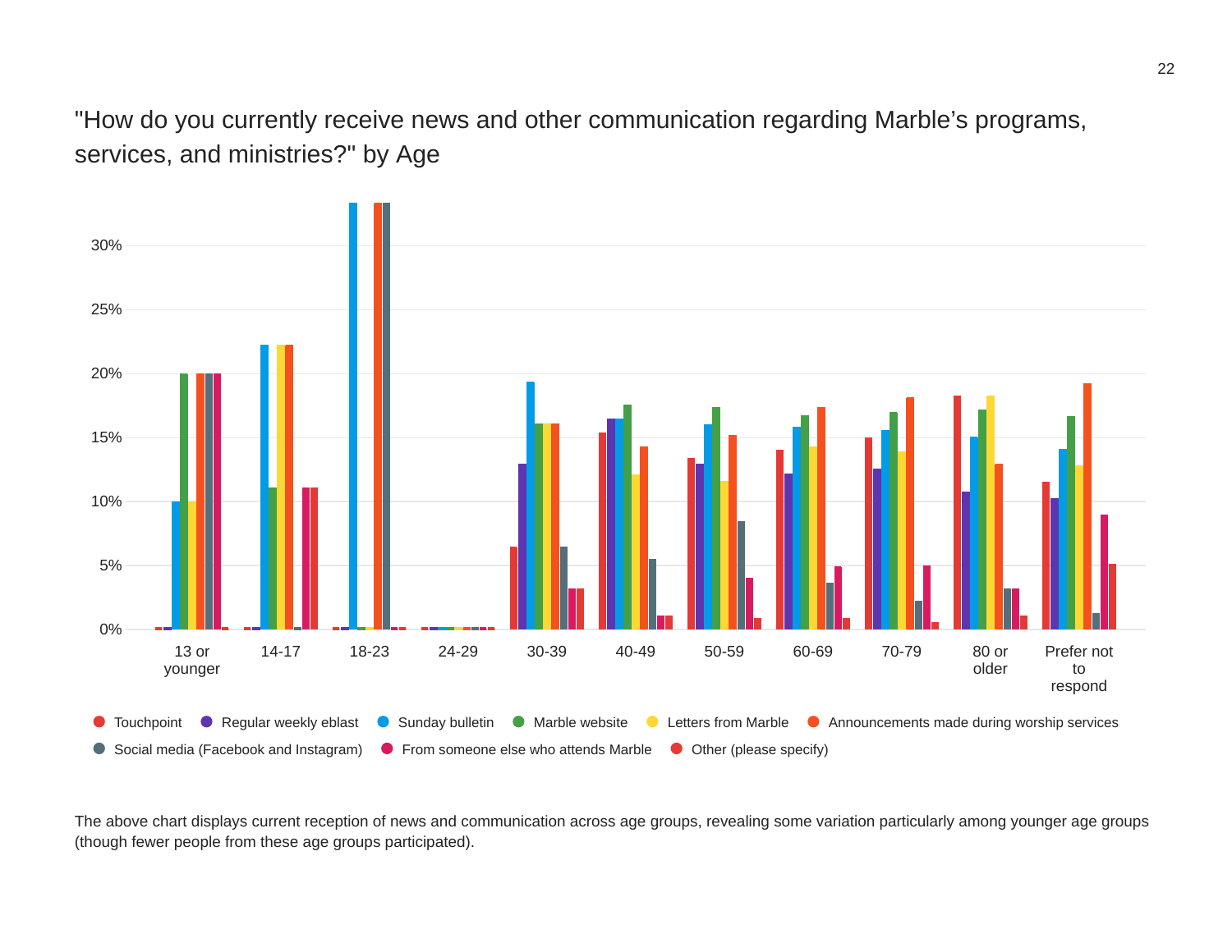"How do you currently receive news and other communication regarding Marble's programs, services, and ministries?" by Age

The above chart displays current reception of news and communication across age groups, revealing some variation particularly among younger age groups (though fewer people from these age groups participated).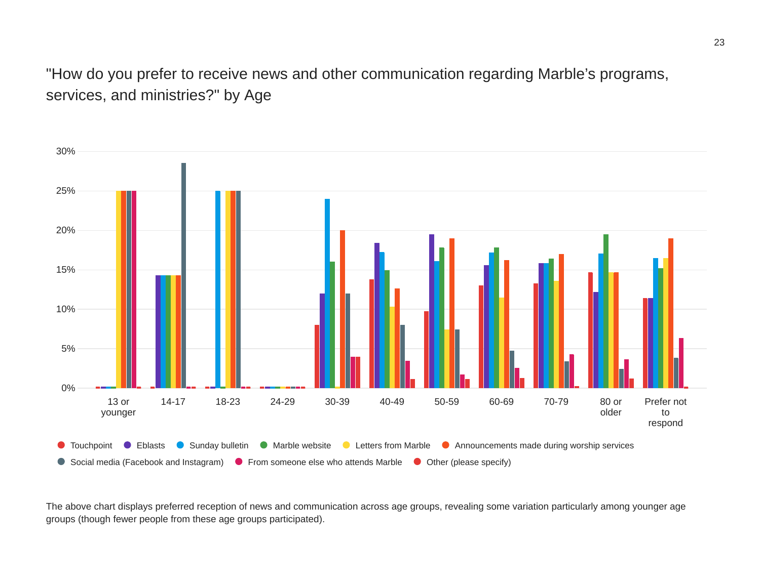## "How do you prefer to receive news and other communication regarding Marble's programs, services, and ministries?" by Age

The above chart displays preferred reception of news and communication across age groups, revealing some variation particularly among younger age groups (though fewer people from these age groups participated).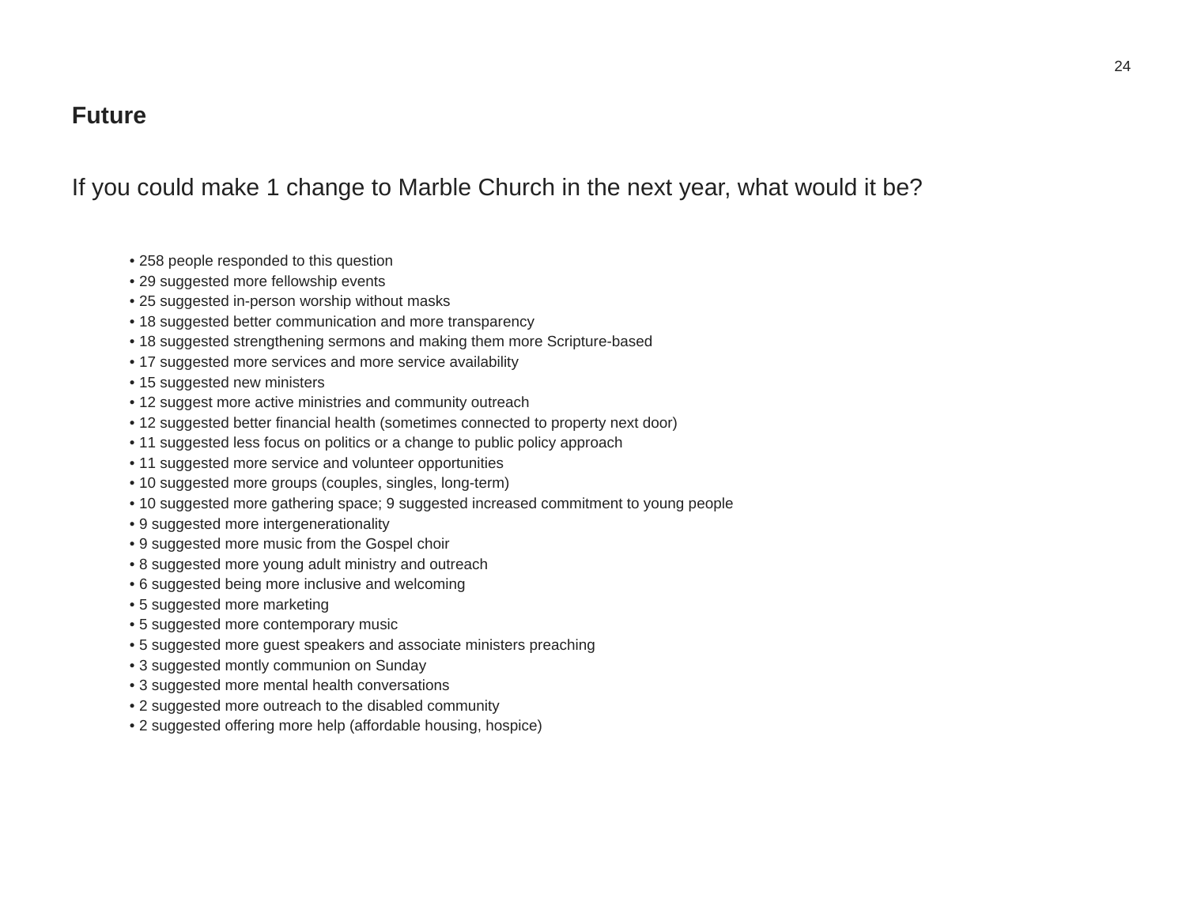## Future

If you could make 1 change to Marble Church in the next year, what would it be?

- 258 people responded to this question
- 29 suggested more fellowship events
- 25 suggested in-person worship without masks
- 18 suggested better communication and more transparency
- 18 suggested strengthening sermons and making them more Scripture-based
- 17 suggested more services and more service availability
- 15 suggested new ministers
- 12 suggest more active ministries and community outreach
- 12 suggested better financial health (sometimes connected to property next door)
- 11 suggested less focus on politics or a change to public policy approach
- 11 suggested more service and volunteer opportunities
- 10 suggested more groups (couples, singles, long-term)
- 10 suggested more gathering space; 9 suggested increased commitment to young people
- 9 suggested more intergenerationality
- 9 suggested more music from the Gospel choir
- 8 suggested more young adult ministry and outreach
- 6 suggested being more inclusive and welcoming
- 5 suggested more marketing
- 5 suggested more contemporary music
- 5 suggested more guest speakers and associate ministers preaching
- 3 suggested montly communion on Sunday
- 3 suggested more mental health conversations
- 2 suggested more outreach to the disabled community
- 2 suggested offering more help (affordable housing, hospice)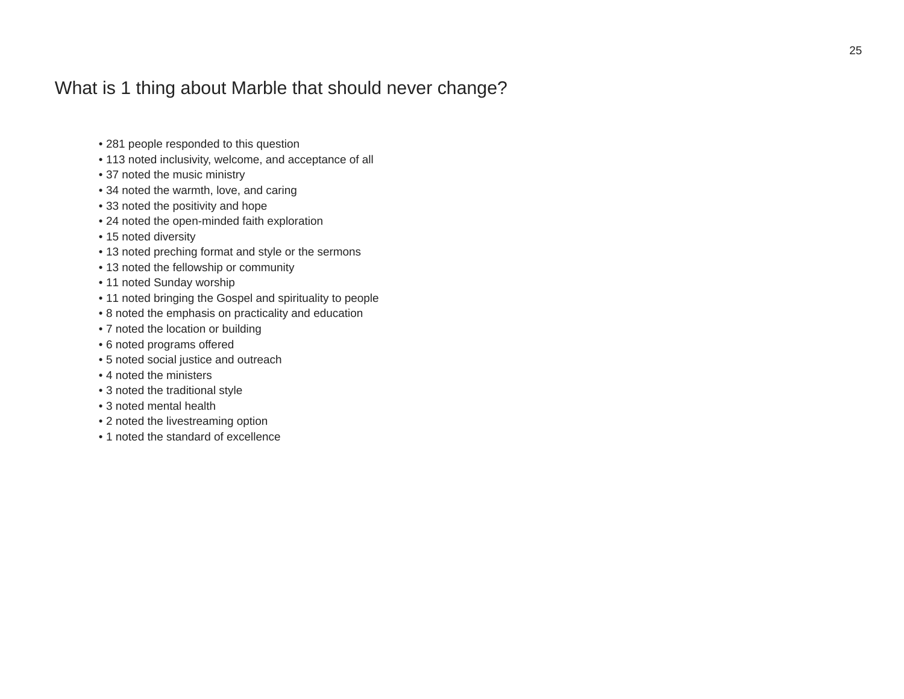## What is 1 thing about Marble that should never change?

- 281 people responded to this question
- 113 noted inclusivity, welcome, and acceptance of all
- 37 noted the music ministry
- 34 noted the warmth, love, and caring
- 33 noted the positivity and hope
- 24 noted the open-minded faith exploration
- 15 noted diversity
- 13 noted preching format and style or the sermons
- 13 noted the fellowship or community
- 11 noted Sunday worship
- 11 noted bringing the Gospel and spirituality to people
- 8 noted the emphasis on practicality and education
- 7 noted the location or building
- 6 noted programs offered
- 5 noted social justice and outreach
- 4 noted the ministers
- 3 noted the traditional style
- 3 noted mental health
- 2 noted the livestreaming option
- 1 noted the standard of excellence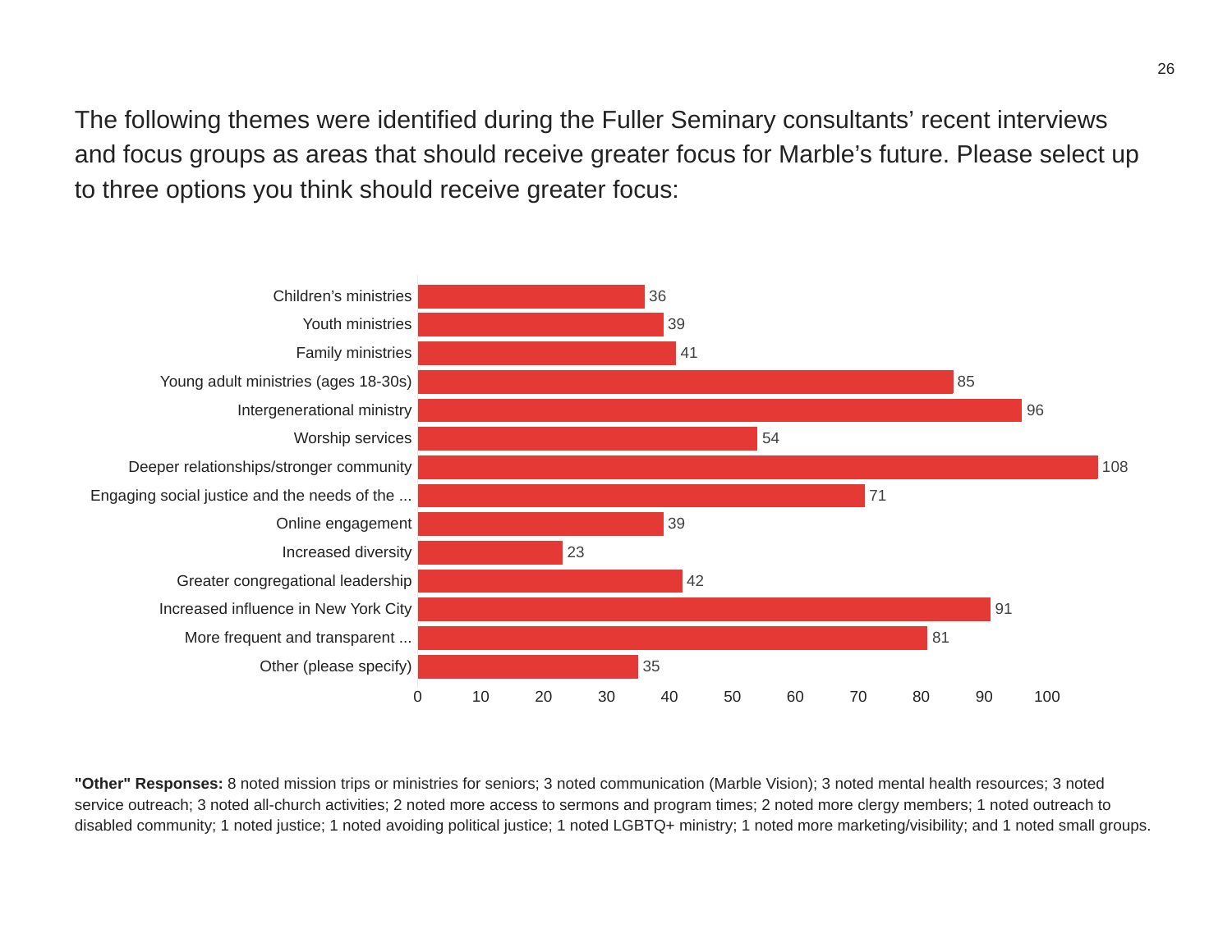The following themes were identified during the Fuller Seminary consultants' recent interviews and focus groups as areas that should receive greater focus for Marble's future. Please select up to three options you think should receive greater focus:

| Option | Count |
| --- | --- |
| Children's ministries | 36 |
| Youth ministries | 39 |
| Family ministries | 41 |
| Young adult ministries (ages 18-30s) | 85 |
| Intergenerational ministry | 96 |
| Worship services | 54 |
| Deeper relationships/stronger community | 108 |
| Engaging social justice and the needs of the ... | 71 |
| Online engagement | 39 |
| Increased diversity | 23 |
| Greater congregational leadership | 42 |
| Increased influence in New York City | 91 |
| More frequent and transparent ... | 81 |
| Other (please specify) | 35 |

**"Other" Responses:** 8 noted mission trips or ministries for seniors; 3 noted communication (Marble Vision); 3 noted mental health resources; 3 noted service outreach; 3 noted all-church activities; 2 noted more access to sermons and program times; 2 noted more clergy members; 1 noted outreach to disabled community; 1 noted justice; 1 noted avoiding political justice; 1 noted LGBTQ+ ministry; 1 noted more marketing/visibility; and 1 noted small groups.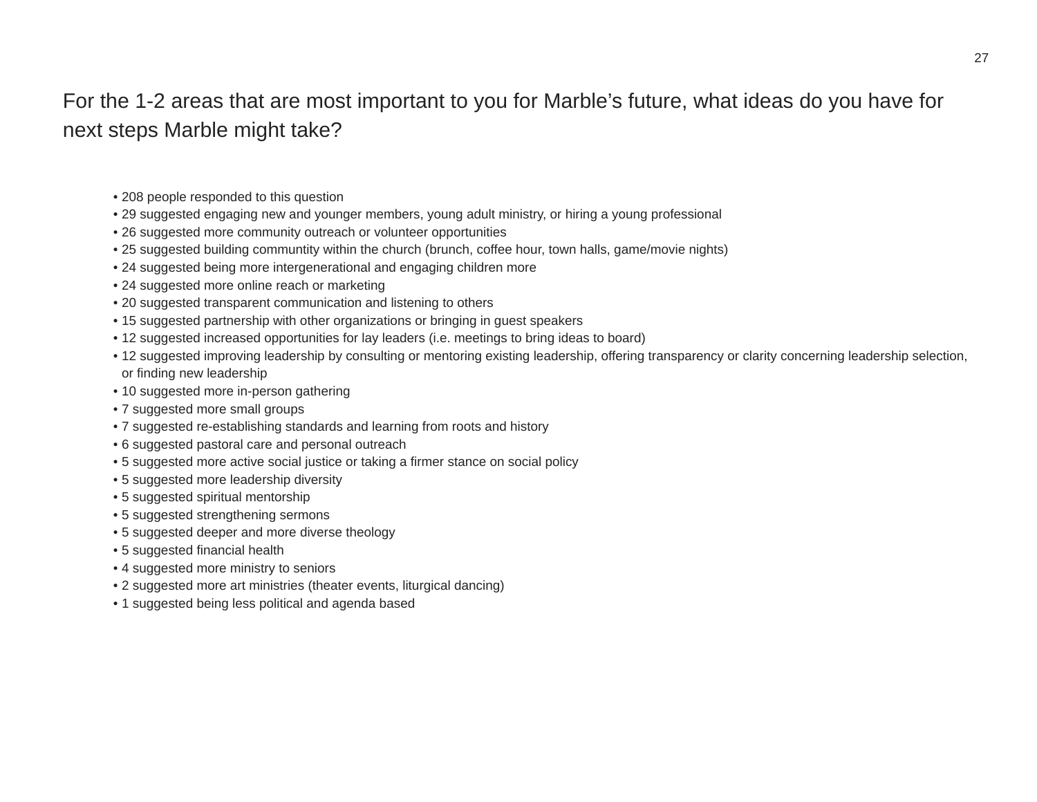## For the 1-2 areas that are most important to you for Marble's future, what ideas do you have for next steps Marble might take?

- 208 people responded to this question
- 29 suggested engaging new and younger members, young adult ministry, or hiring a young professional
- 26 suggested more community outreach or volunteer opportunities
- 25 suggested building communtity within the church (brunch, coffee hour, town halls, game/movie nights)
- 24 suggested being more intergenerational and engaging children more
- 24 suggested more online reach or marketing
- 20 suggested transparent communication and listening to others
- 15 suggested partnership with other organizations or bringing in guest speakers
- 12 suggested increased opportunities for lay leaders (i.e. meetings to bring ideas to board)
- 12 suggested improving leadership by consulting or mentoring existing leadership, offering transparency or clarity concerning leadership selection, or finding new leadership
- 10 suggested more in-person gathering
- 7 suggested more small groups
- 7 suggested re-establishing standards and learning from roots and history
- 6 suggested pastoral care and personal outreach
- 5 suggested more active social justice or taking a firmer stance on social policy
- 5 suggested more leadership diversity
- 5 suggested spiritual mentorship
- 5 suggested strengthening sermons
- 5 suggested deeper and more diverse theology
- 5 suggested financial health
- 4 suggested more ministry to seniors
- 2 suggested more art ministries (theater events, liturgical dancing)
- 1 suggested being less political and agenda based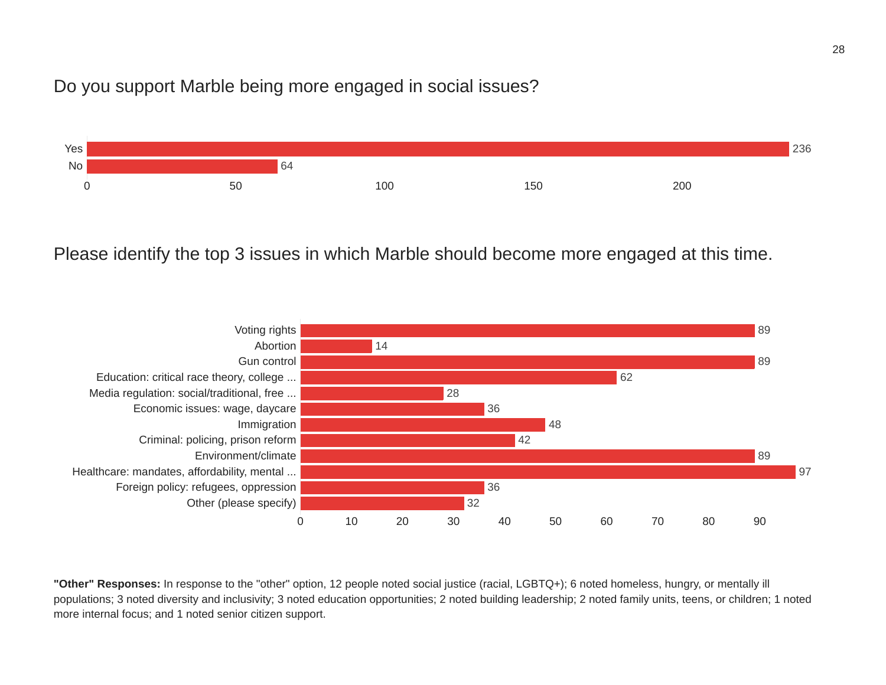## Do you support Marble being more engaged in social issues?

| Response | Count |
|---|---|
| Yes | 236 |
| No | 64 |

## Please identify the top 3 issues in which Marble should become more engaged at this time.

| Issue | Count |
|---|---|
| Voting rights | 89 |
| Abortion | 14 |
| Gun control | 89 |
| Education: critical race theory, college ... | 62 |
| Media regulation: social/traditional, free ... | 28 |
| Economic issues: wage, daycare | 36 |
| Immigration | 48 |
| Criminal: policing, prison reform | 42 |
| Environment/climate | 89 |
| Healthcare: mandates, affordability, mental ... | 97 |
| Foreign policy: refugees, oppression | 36 |
| Other (please specify) | 32 |

**"Other" Responses:** In response to the "other" option, 12 people noted social justice (racial, LGBTQ+); 6 noted homeless, hungry, or mentally ill populations; 3 noted diversity and inclusivity; 3 noted education opportunities; 2 noted building leadership; 2 noted family units, teens, or children; 1 noted more internal focus; and 1 noted senior citizen support.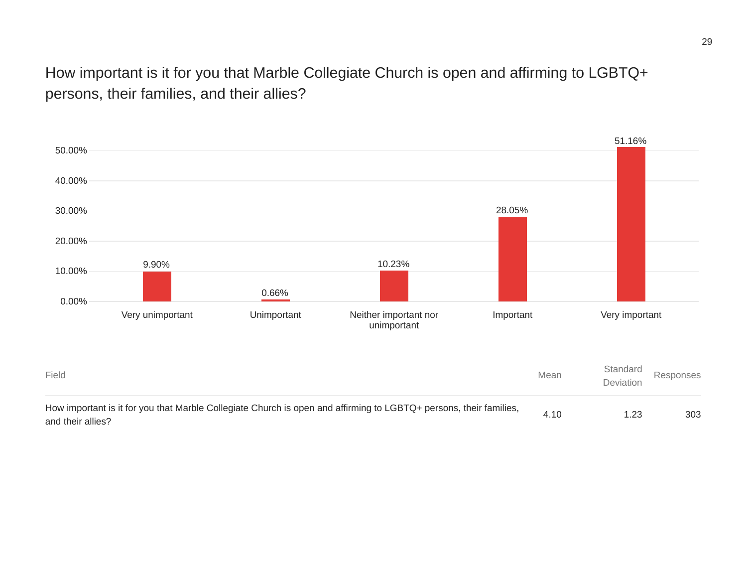## How important is it for you that Marble Collegiate Church is open and affirming to LGBTQ+ persons, their families, and their allies?

| Response | Percentage |
|---|---|
| Very unimportant | 9.90% |
| Unimportant | 0.66% |
| Neither important nor unimportant | 10.23% |
| Important | 28.05% |
| Very important | 51.16% |

| Field | Mean | Standard Deviation | Responses |
|---|---|---|---|
| How important is it for you that Marble Collegiate Church is open and affirming to LGBTQ+ persons, their families, and their allies? | 4.10 | 1.23 | 303 |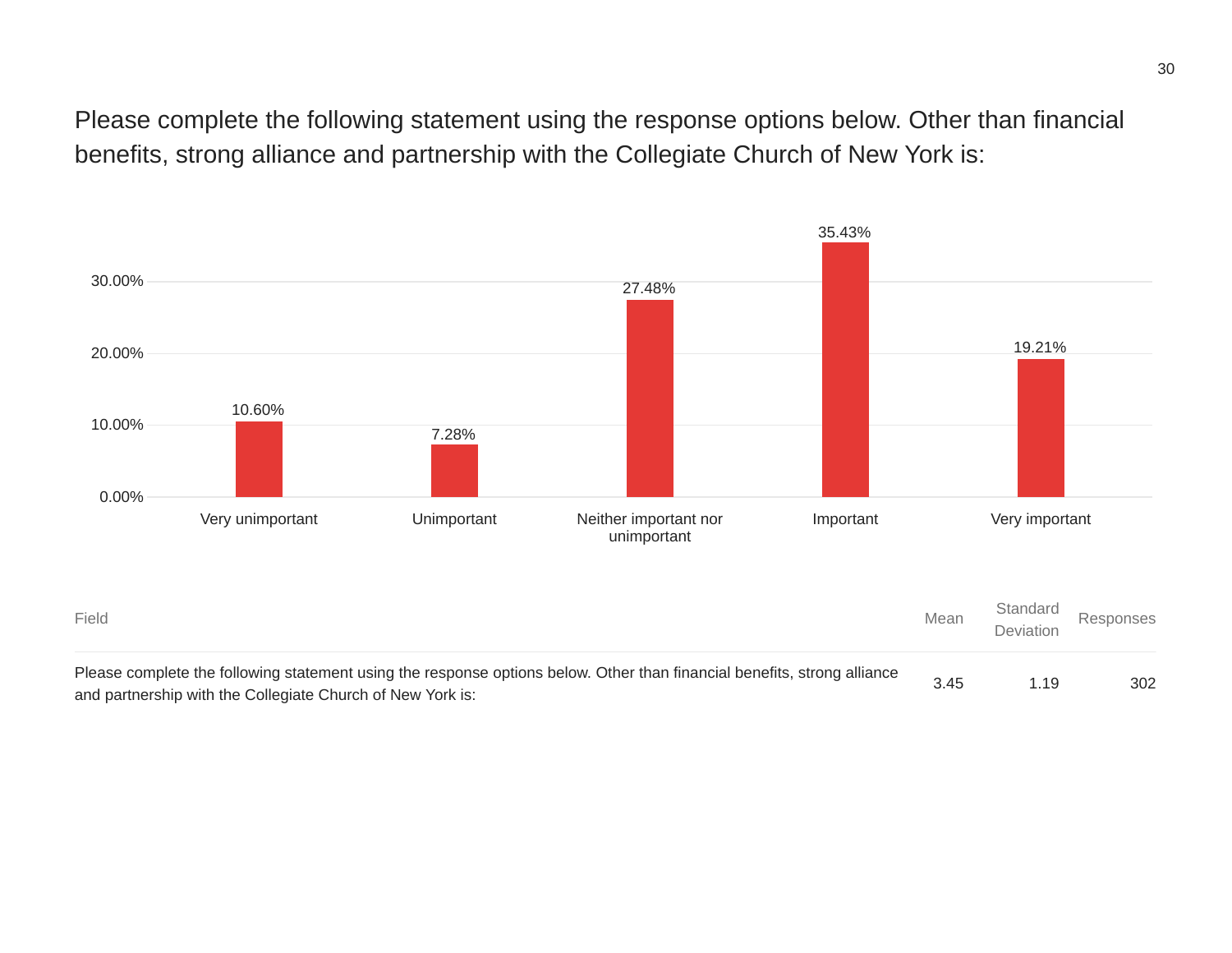Please complete the following statement using the response options below. Other than financial benefits, strong alliance and partnership with the Collegiate Church of New York is:

| Response | Percentage |
|---|---|
| Very unimportant | 10.60% |
| Unimportant | 7.28% |
| Neither important nor unimportant | 27.48% |
| Important | 35.43% |
| Very important | 19.21% |

| Field | Mean | Standard Deviation | Responses |
|---|---|---|---|
| Please complete the following statement using the response options below. Other than financial benefits, strong alliance and partnership with the Collegiate Church of New York is: | 3.45 | 1.19 | 302 |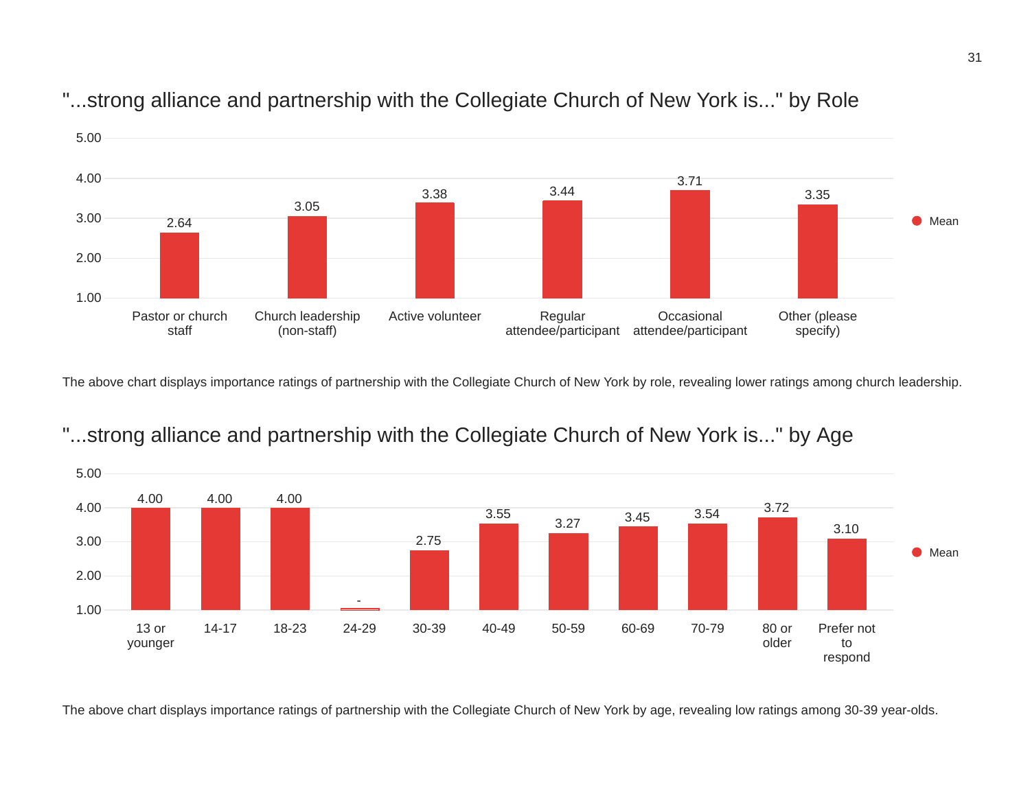## "...strong alliance and partnership with the Collegiate Church of New York is..." by Role

| Role | Mean |
|---|---|
| Pastor or church staff | 2.64 |
| Church leadership (non-staff) | 3.05 |
| Active volunteer | 3.38 |
| Regular attendee/participant | 3.44 |
| Occasional attendee/participant | 3.71 |
| Other (please specify) | 3.35 |

The above chart displays importance ratings of partnership with the Collegiate Church of New York by role, revealing lower ratings among church leadership.

## "...strong alliance and partnership with the Collegiate Church of New York is..." by Age

| Age | Mean |
|---|---|
| 13 or younger | 4.00 |
| 14-17 | 4.00 |
| 18-23 | 4.00 |
| 24-29 | - |
| 30-39 | 2.75 |
| 40-49 | 3.55 |
| 50-59 | 3.27 |
| 60-69 | 3.45 |
| 70-79 | 3.54 |
| 80 or older | 3.72 |
| Prefer not to respond | 3.10 |

The above chart displays importance ratings of partnership with the Collegiate Church of New York by age, revealing low ratings among 30-39 year-olds.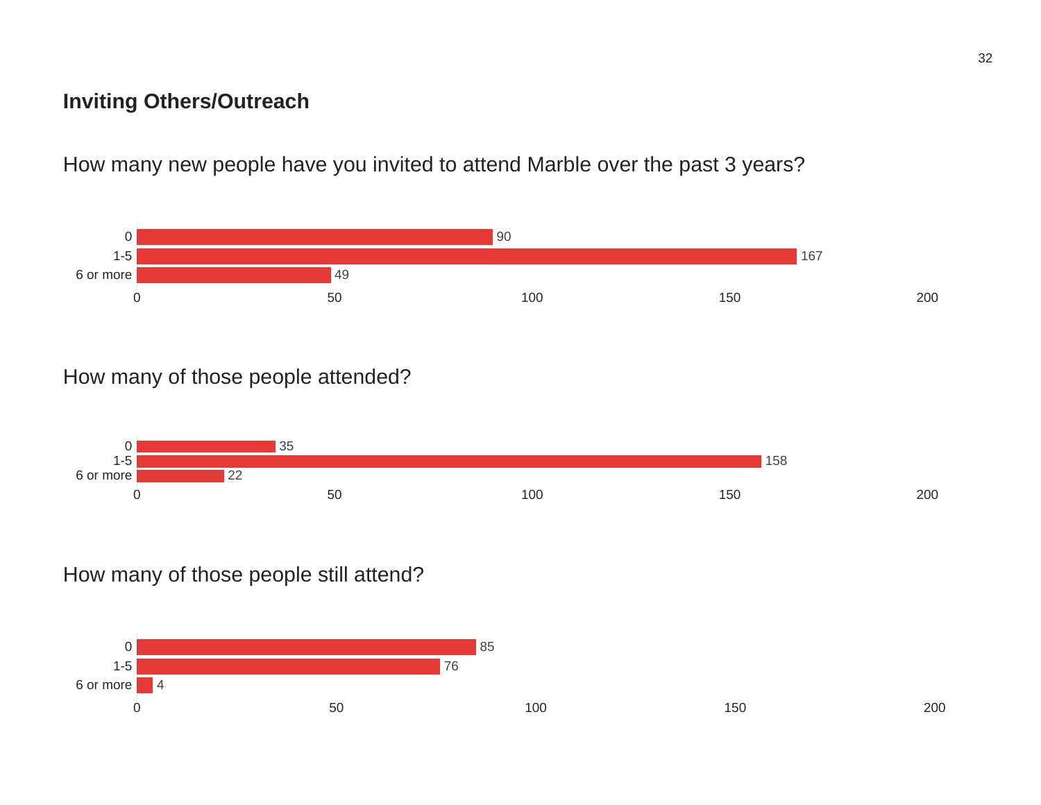## Inviting Others/Outreach

How many new people have you invited to attend Marble over the past 3 years?

| Response | Count |
| --- | --- |
| 0 | 90 |
| 1-5 | 167 |
| 6 or more | 49 |

How many of those people attended?

| Response | Count |
| --- | --- |
| 0 | 35 |
| 1-5 | 158 |
| 6 or more | 22 |

How many of those people still attend?

| Response | Count |
| --- | --- |
| 0 | 85 |
| 1-5 | 76 |
| 6 or more | 4 |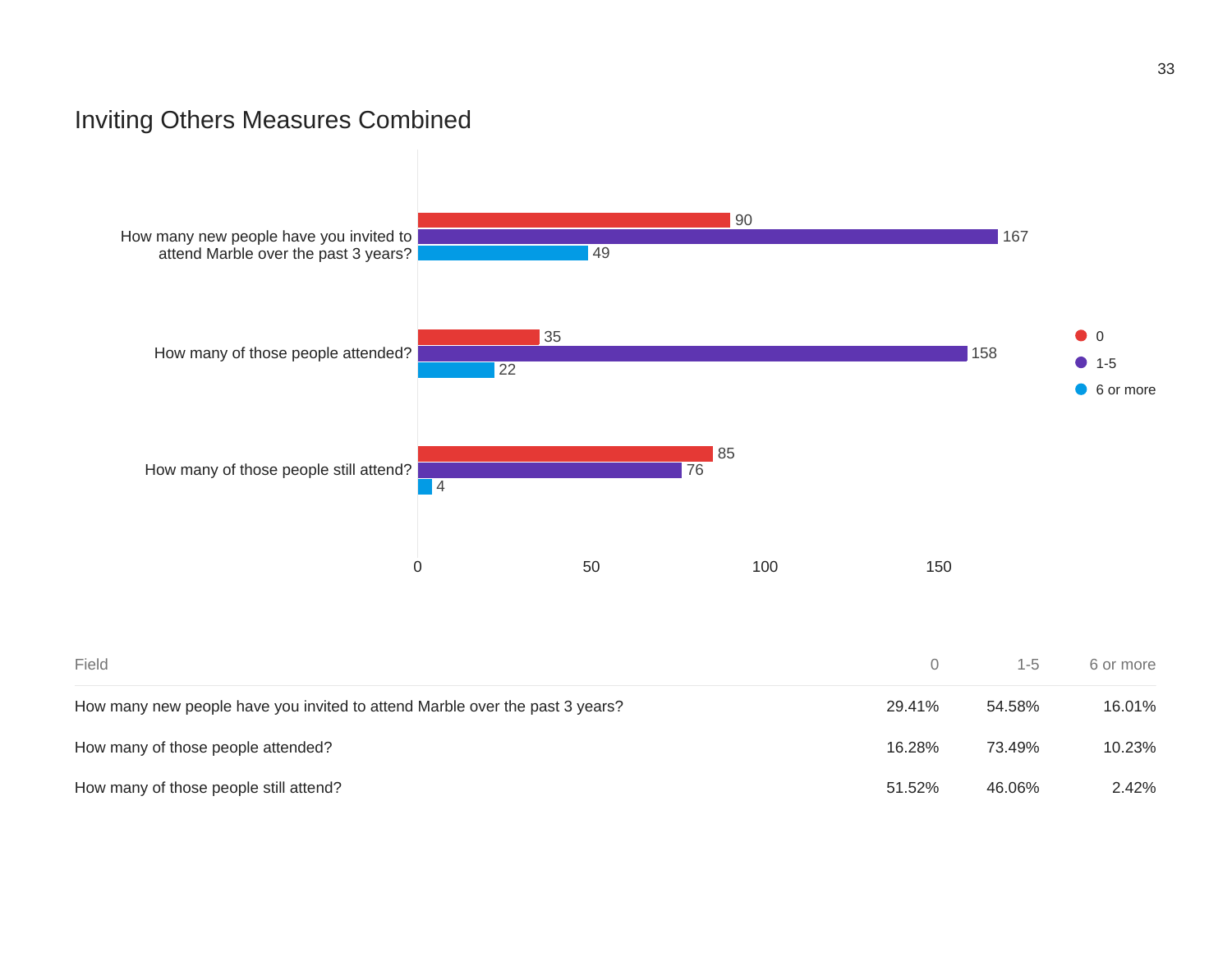## Inviting Others Measures Combined

| Question | 0 | 1-5 | 6 or more |
|---|---|---|---|
| How many new people have you invited to attend Marble over the past 3 years? | 90 | 167 | 49 |
| How many of those people attended? | 35 | 158 | 22 |
| How many of those people still attend? | 85 | 76 | 4 |

| Field | 0 | 1-5 | 6 or more |
|---|---|---|---|
| How many new people have you invited to attend Marble over the past 3 years? | 29.41% | 54.58% | 16.01% |
| How many of those people attended? | 16.28% | 73.49% | 10.23% |
| How many of those people still attend? | 51.52% | 46.06% | 2.42% |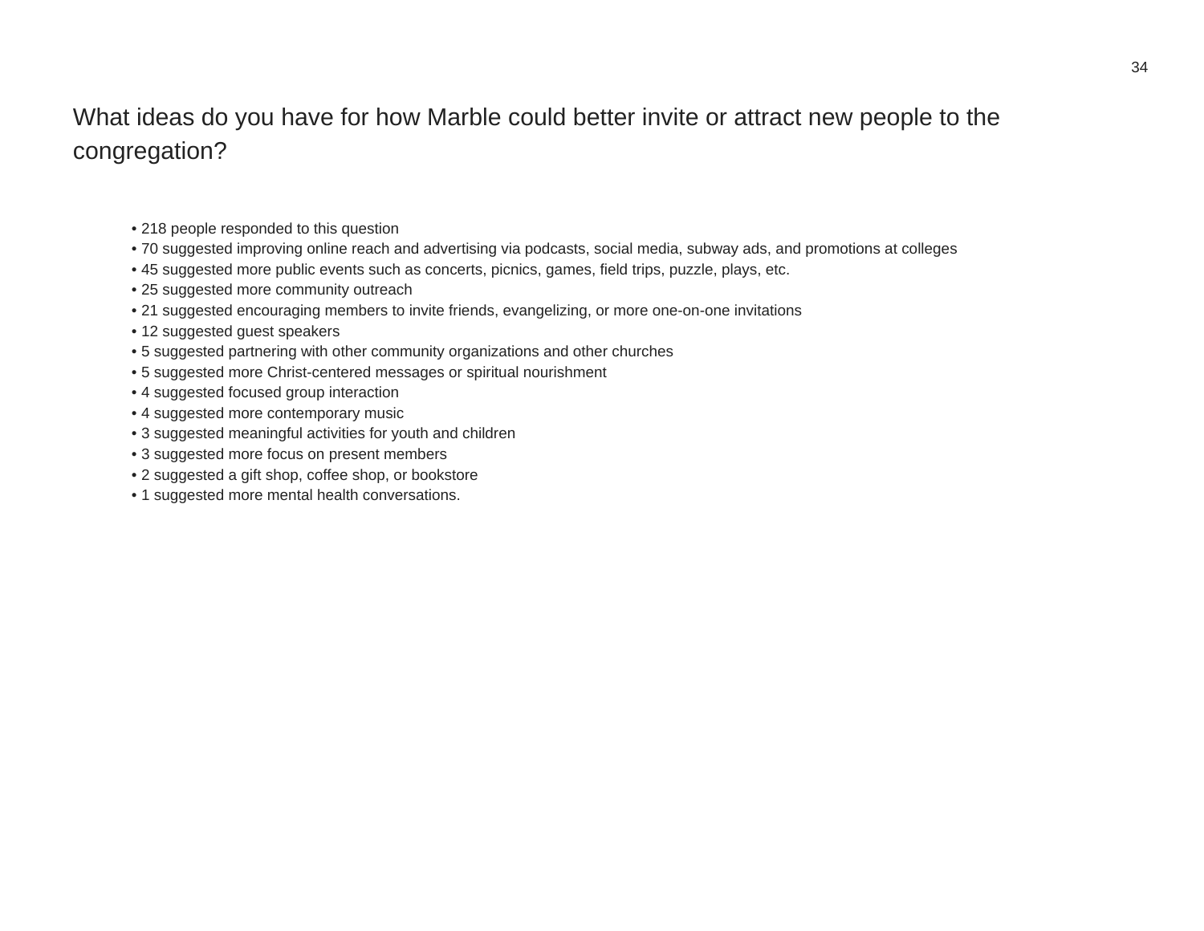## What ideas do you have for how Marble could better invite or attract new people to the congregation?

- 218 people responded to this question
- 70 suggested improving online reach and advertising via podcasts, social media, subway ads, and promotions at colleges
- 45 suggested more public events such as concerts, picnics, games, field trips, puzzle, plays, etc.
- 25 suggested more community outreach
- 21 suggested encouraging members to invite friends, evangelizing, or more one-on-one invitations
- 12 suggested guest speakers
- 5 suggested partnering with other community organizations and other churches
- 5 suggested more Christ-centered messages or spiritual nourishment
- 4 suggested focused group interaction
- 4 suggested more contemporary music
- 3 suggested meaningful activities for youth and children
- 3 suggested more focus on present members
- 2 suggested a gift shop, coffee shop, or bookstore
- 1 suggested more mental health conversations.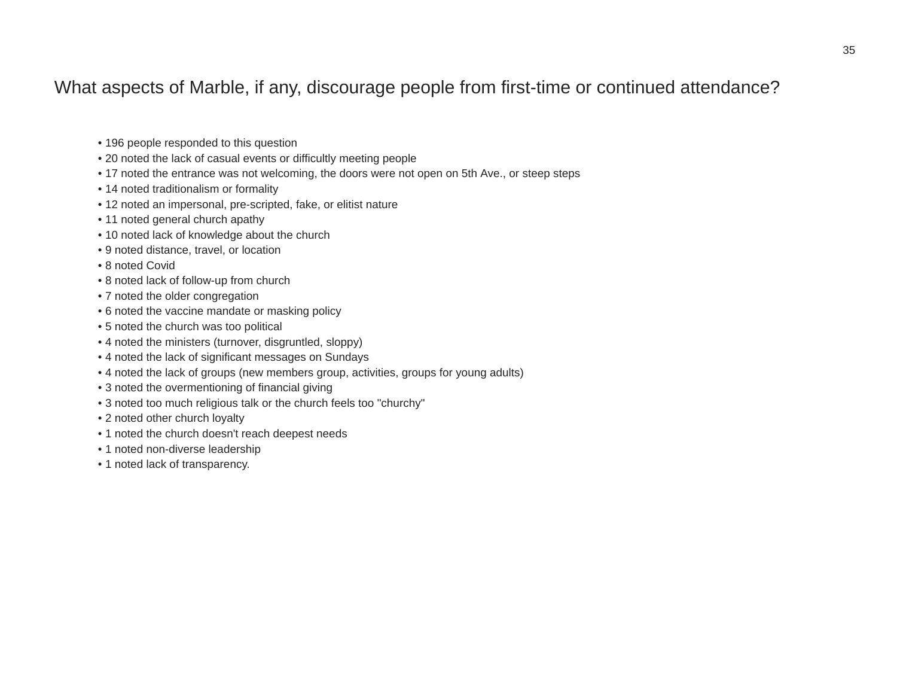## What aspects of Marble, if any, discourage people from first-time or continued attendance?

- 196 people responded to this question
- 20 noted the lack of casual events or difficultly meeting people
- 17 noted the entrance was not welcoming, the doors were not open on 5th Ave., or steep steps
- 14 noted traditionalism or formality
- 12 noted an impersonal, pre-scripted, fake, or elitist nature
- 11 noted general church apathy
- 10 noted lack of knowledge about the church
- 9 noted distance, travel, or location
- 8 noted Covid
- 8 noted lack of follow-up from church
- 7 noted the older congregation
- 6 noted the vaccine mandate or masking policy
- 5 noted the church was too political
- 4 noted the ministers (turnover, disgruntled, sloppy)
- 4 noted the lack of significant messages on Sundays
- 4 noted the lack of groups (new members group, activities, groups for young adults)
- 3 noted the overmentioning of financial giving
- 3 noted too much religious talk or the church feels too "churchy"
- 2 noted other church loyalty
- 1 noted the church doesn't reach deepest needs
- 1 noted non-diverse leadership
- 1 noted lack of transparency.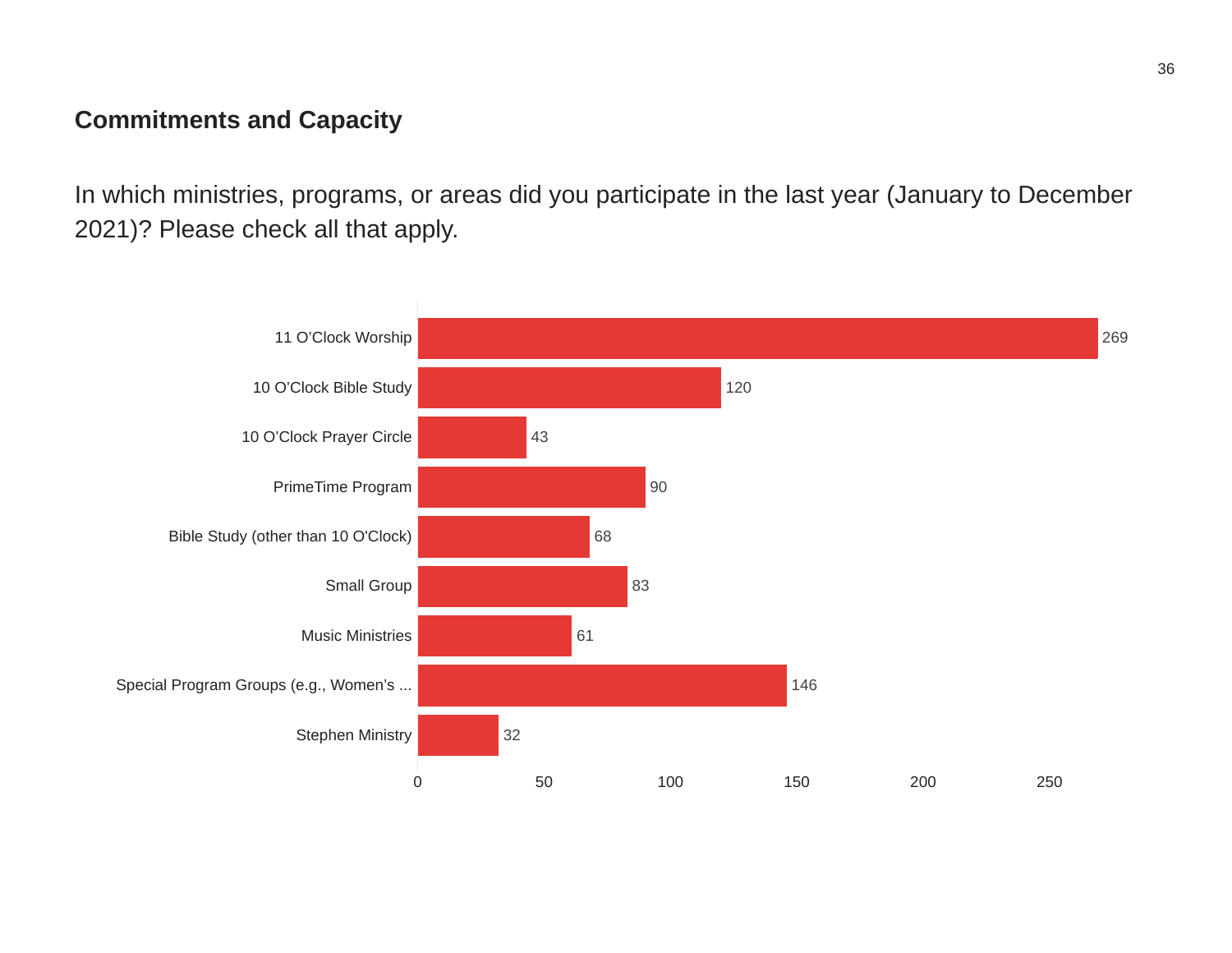## Commitments and Capacity

In which ministries, programs, or areas did you participate in the last year (January to December 2021)? Please check all that apply.

| Ministry/Program | Count |
|---|---|
| 11 O'Clock Worship | 269 |
| 10 O'Clock Bible Study | 120 |
| 10 O'Clock Prayer Circle | 43 |
| PrimeTime Program | 90 |
| Bible Study (other than 10 O'Clock) | 68 |
| Small Group | 83 |
| Music Ministries | 61 |
| Special Program Groups (e.g., Women's ... | 146 |
| Stephen Ministry | 32 |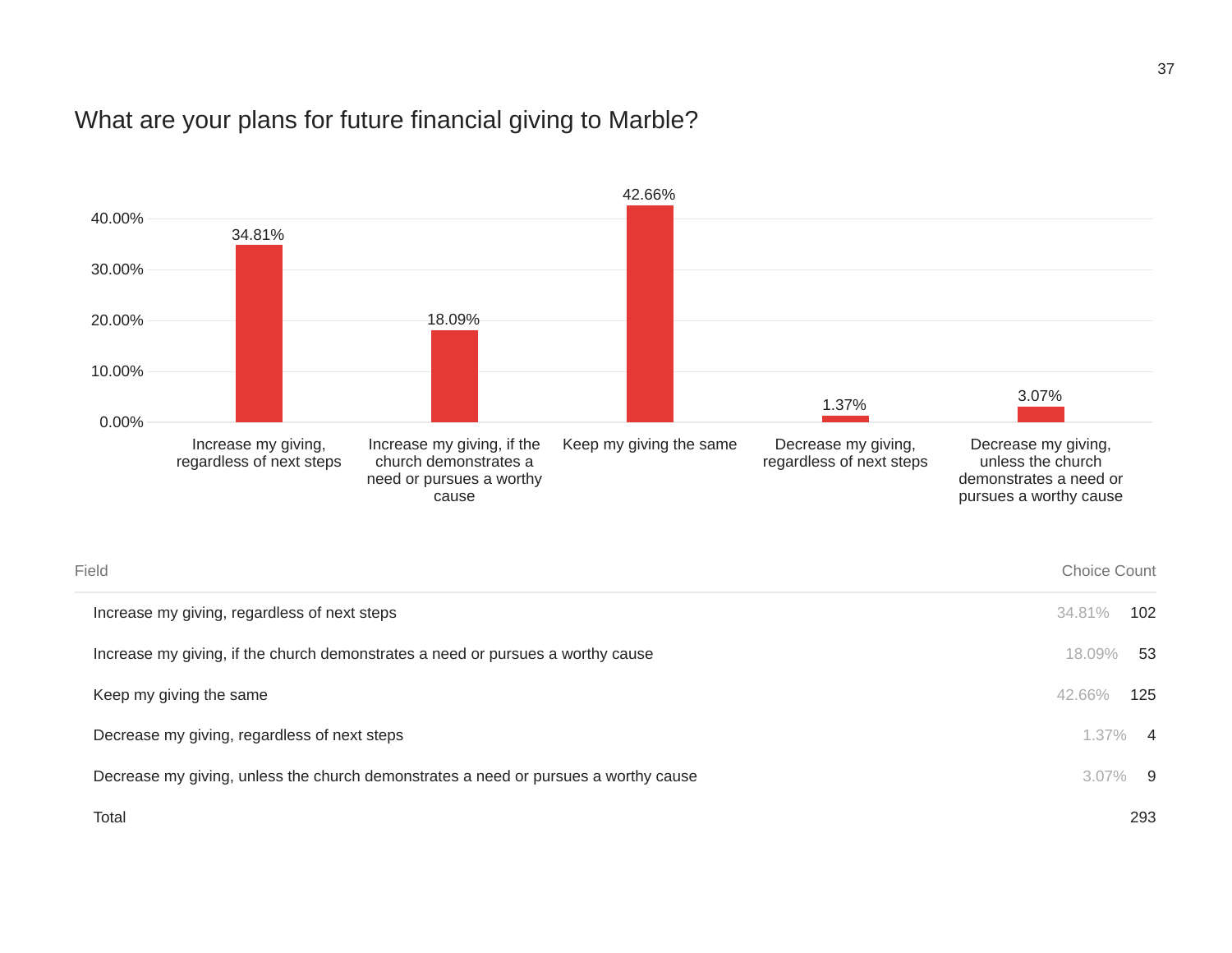## What are your plans for future financial giving to Marble?

| Field | | Choice Count |
|---|---|---|
| Increase my giving, regardless of next steps | 34.81% | 102 |
| Increase my giving, if the church demonstrates a need or pursues a worthy cause | 18.09% | 53 |
| Keep my giving the same | 42.66% | 125 |
| Decrease my giving, regardless of next steps | 1.37% | 4 |
| Decrease my giving, unless the church demonstrates a need or pursues a worthy cause | 3.07% | 9 |
| Total | | 293 |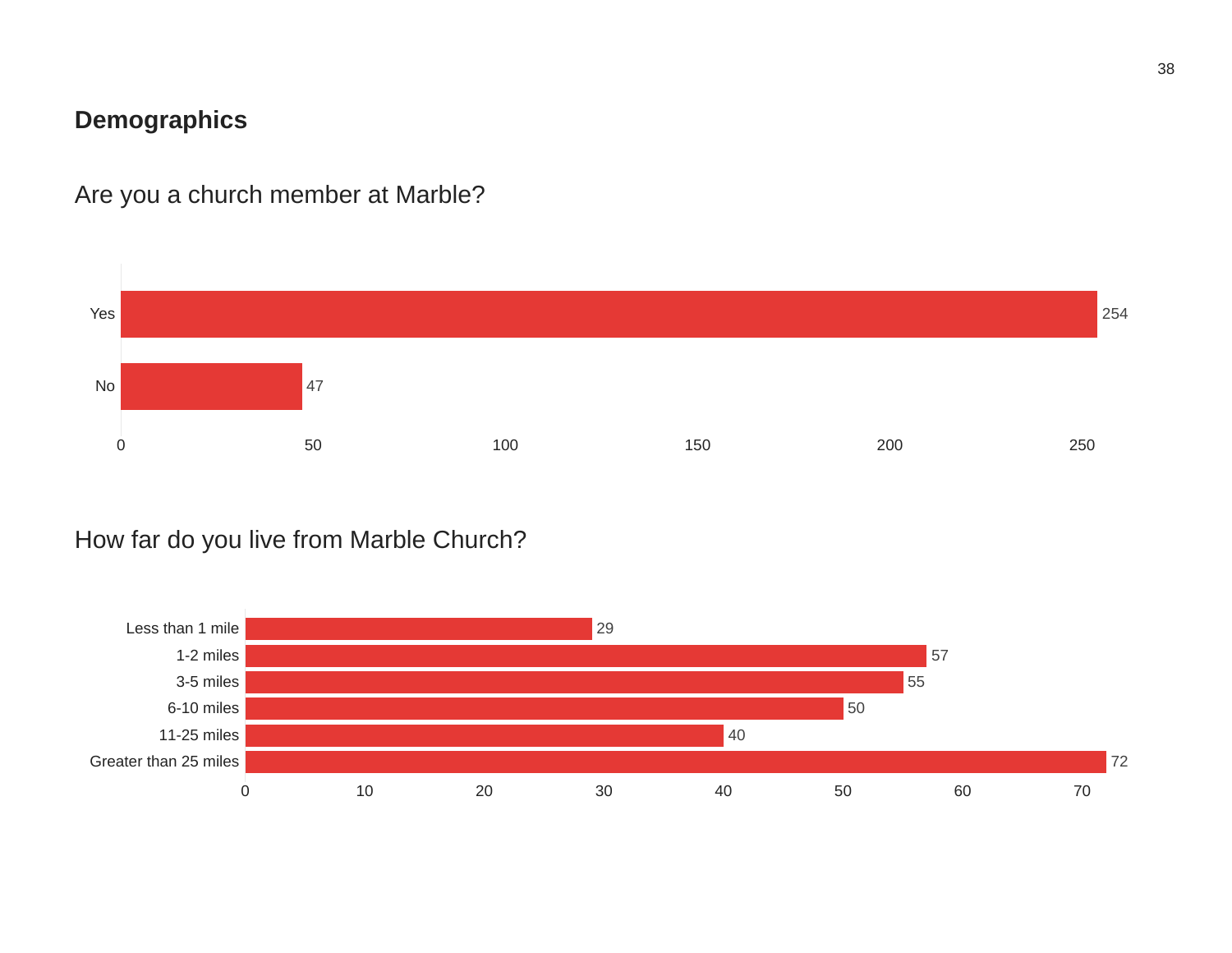## Demographics

### Are you a church member at Marble?

| Response | Count |
| --- | --- |
| Yes | 254 |
| No | 47 |

### How far do you live from Marble Church?

| Distance | Count |
| --- | --- |
| Less than 1 mile | 29 |
| 1-2 miles | 57 |
| 3-5 miles | 55 |
| 6-10 miles | 50 |
| 11-25 miles | 40 |
| Greater than 25 miles | 72 |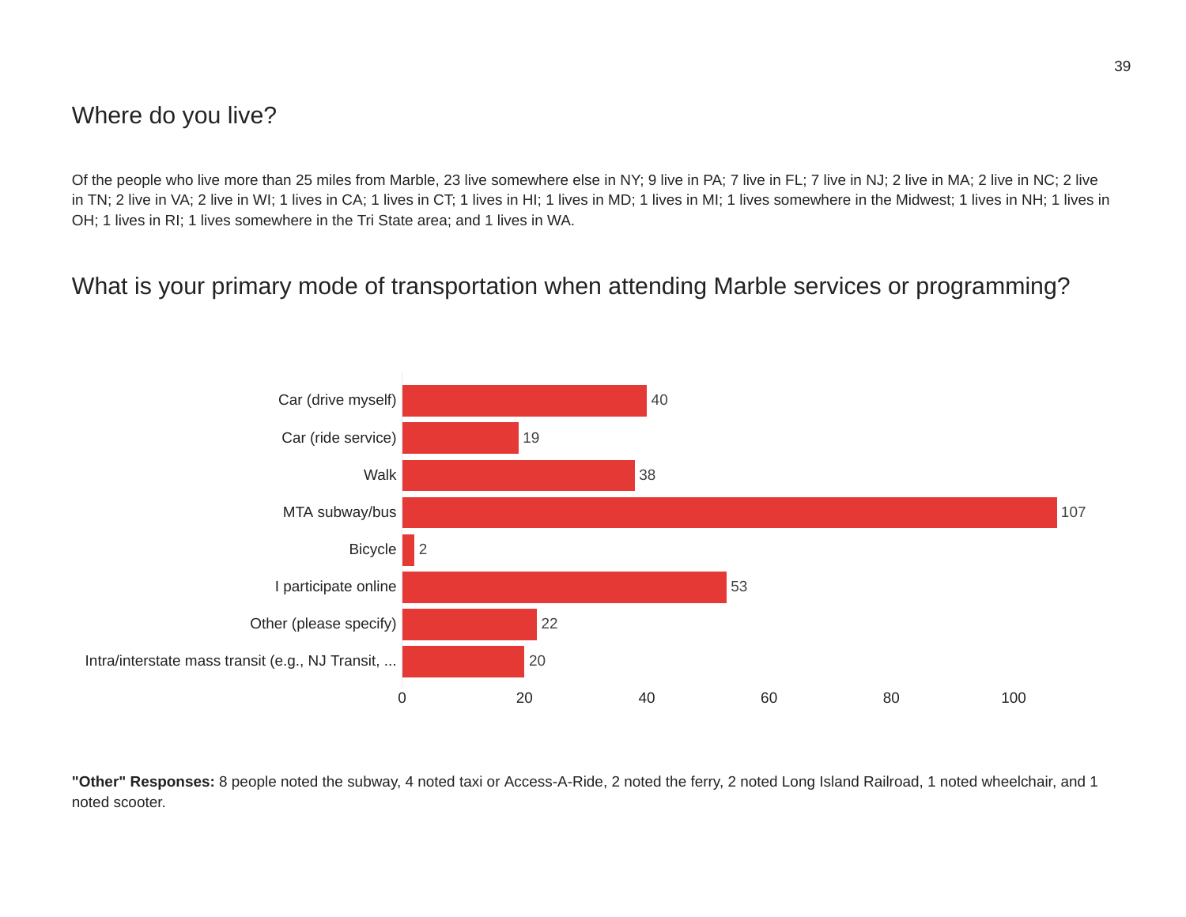## Where do you live?

Of the people who live more than 25 miles from Marble, 23 live somewhere else in NY; 9 live in PA; 7 live in FL; 7 live in NJ; 2 live in MA; 2 live in NC; 2 live in TN; 2 live in VA; 2 live in WI; 1 lives in CA; 1 lives in CT; 1 lives in HI; 1 lives in MD; 1 lives in MI; 1 lives somewhere in the Midwest; 1 lives in NH; 1 lives in OH; 1 lives in RI; 1 lives somewhere in the Tri State area; and 1 lives in WA.

## What is your primary mode of transportation when attending Marble services or programming?

| Mode of transportation | Responses |
|---|---|
| Car (drive myself) | 40 |
| Car (ride service) | 19 |
| Walk | 38 |
| MTA subway/bus | 107 |
| Bicycle | 2 |
| I participate online | 53 |
| Other (please specify) | 22 |
| Intra/interstate mass transit (e.g., NJ Transit, ... | 20 |

**"Other" Responses:** 8 people noted the subway, 4 noted taxi or Access-A-Ride, 2 noted the ferry, 2 noted Long Island Railroad, 1 noted wheelchair, and 1 noted scooter.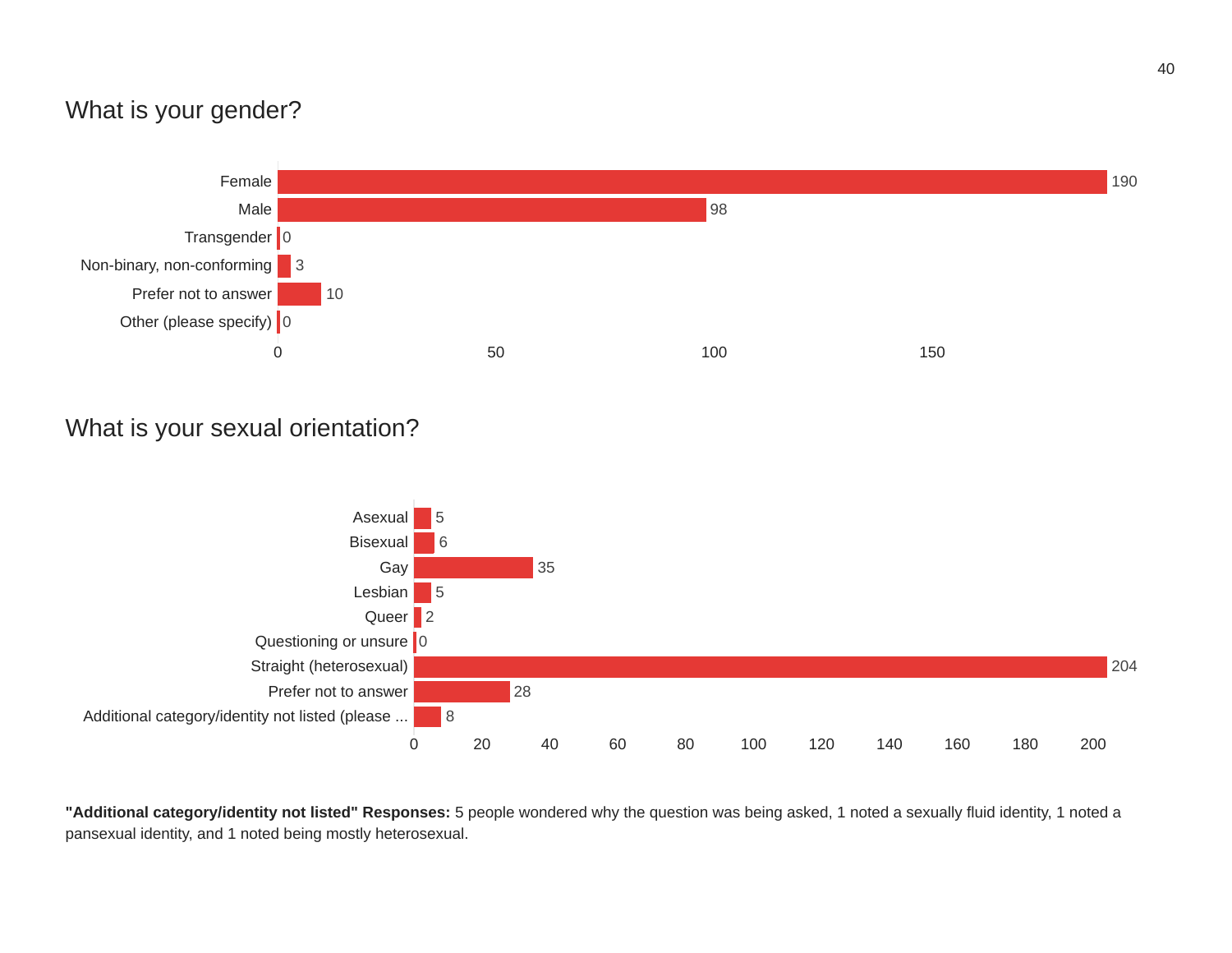## What is your gender?

| Response | Count |
|---|---|
| Female | 190 |
| Male | 98 |
| Transgender | 0 |
| Non-binary, non-conforming | 3 |
| Prefer not to answer | 10 |
| Other (please specify) | 0 |

## What is your sexual orientation?

| Response | Count |
|---|---|
| Asexual | 5 |
| Bisexual | 6 |
| Gay | 35 |
| Lesbian | 5 |
| Queer | 2 |
| Questioning or unsure | 0 |
| Straight (heterosexual) | 204 |
| Prefer not to answer | 28 |
| Additional category/identity not listed (please ... | 8 |

**"Additional category/identity not listed" Responses:** 5 people wondered why the question was being asked, 1 noted a sexually fluid identity, 1 noted a pansexual identity, and 1 noted being mostly heterosexual.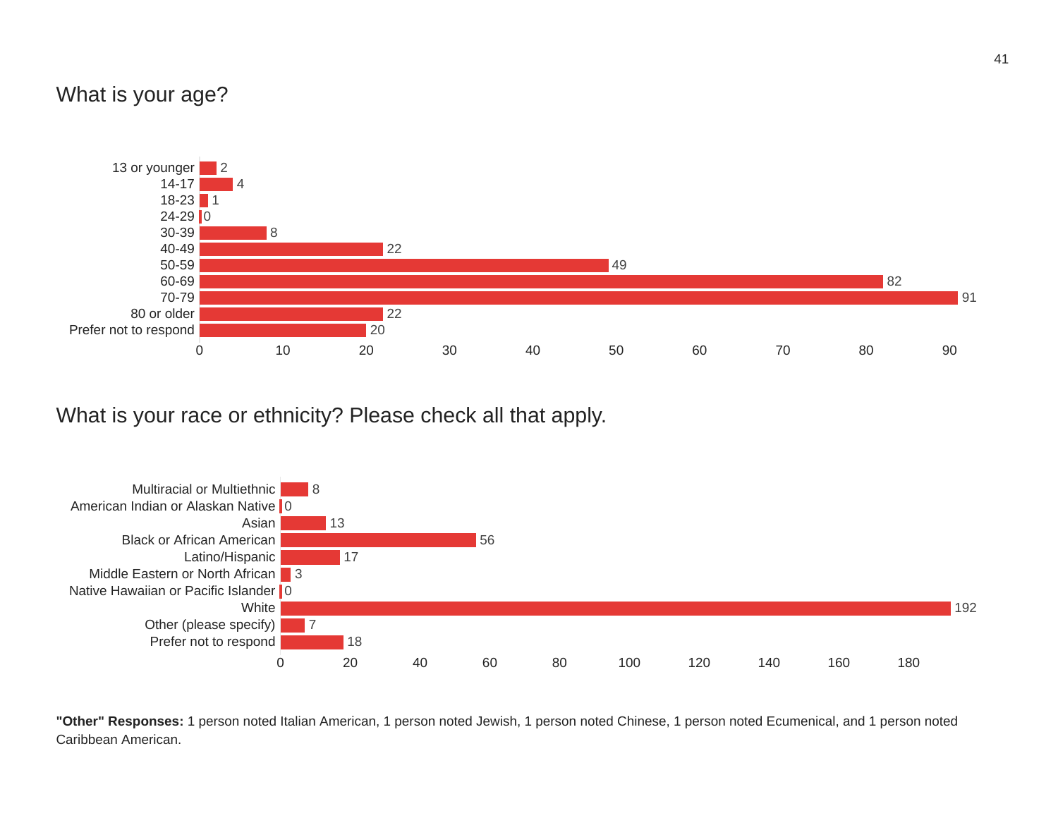## What is your age?

| Age | Count |
|---|---|
| 13 or younger | 2 |
| 14-17 | 4 |
| 18-23 | 1 |
| 24-29 | 0 |
| 30-39 | 8 |
| 40-49 | 22 |
| 50-59 | 49 |
| 60-69 | 82 |
| 70-79 | 91 |
| 80 or older | 22 |
| Prefer not to respond | 20 |

## What is your race or ethnicity? Please check all that apply.

| Race or Ethnicity | Count |
|---|---|
| Multiracial or Multiethnic | 8 |
| American Indian or Alaskan Native | 0 |
| Asian | 13 |
| Black or African American | 56 |
| Latino/Hispanic | 17 |
| Middle Eastern or North African | 3 |
| Native Hawaiian or Pacific Islander | 0 |
| White | 192 |
| Other (please specify) | 7 |
| Prefer not to respond | 18 |

**"Other" Responses:** 1 person noted Italian American, 1 person noted Jewish, 1 person noted Chinese, 1 person noted Ecumenical, and 1 person noted Caribbean American.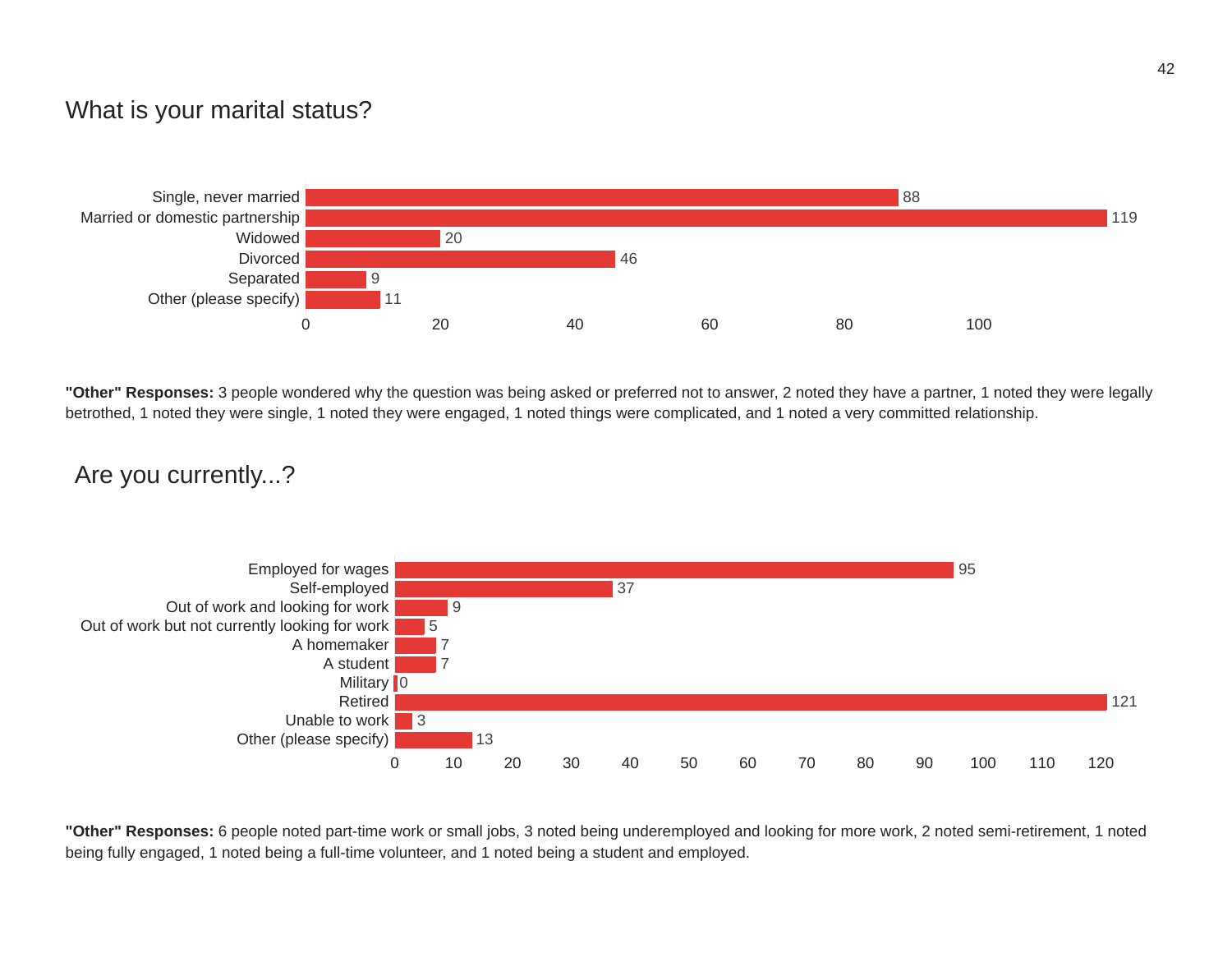## What is your marital status?

| Response | Count |
|---|---|
| Single, never married | 88 |
| Married or domestic partnership | 119 |
| Widowed | 20 |
| Divorced | 46 |
| Separated | 9 |
| Other (please specify) | 11 |

**"Other" Responses:** 3 people wondered why the question was being asked or preferred not to answer, 2 noted they have a partner, 1 noted they were legally betrothed, 1 noted they were single, 1 noted they were engaged, 1 noted things were complicated, and 1 noted a very committed relationship.

## Are you currently...?

| Response | Count |
|---|---|
| Employed for wages | 95 |
| Self-employed | 37 |
| Out of work and looking for work | 9 |
| Out of work but not currently looking for work | 5 |
| A homemaker | 7 |
| A student | 7 |
| Military | 0 |
| Retired | 121 |
| Unable to work | 3 |
| Other (please specify) | 13 |

**"Other" Responses:** 6 people noted part-time work or small jobs, 3 noted being underemployed and looking for more work, 2 noted semi-retirement, 1 noted being fully engaged, 1 noted being a full-time volunteer, and 1 noted being a student and employed.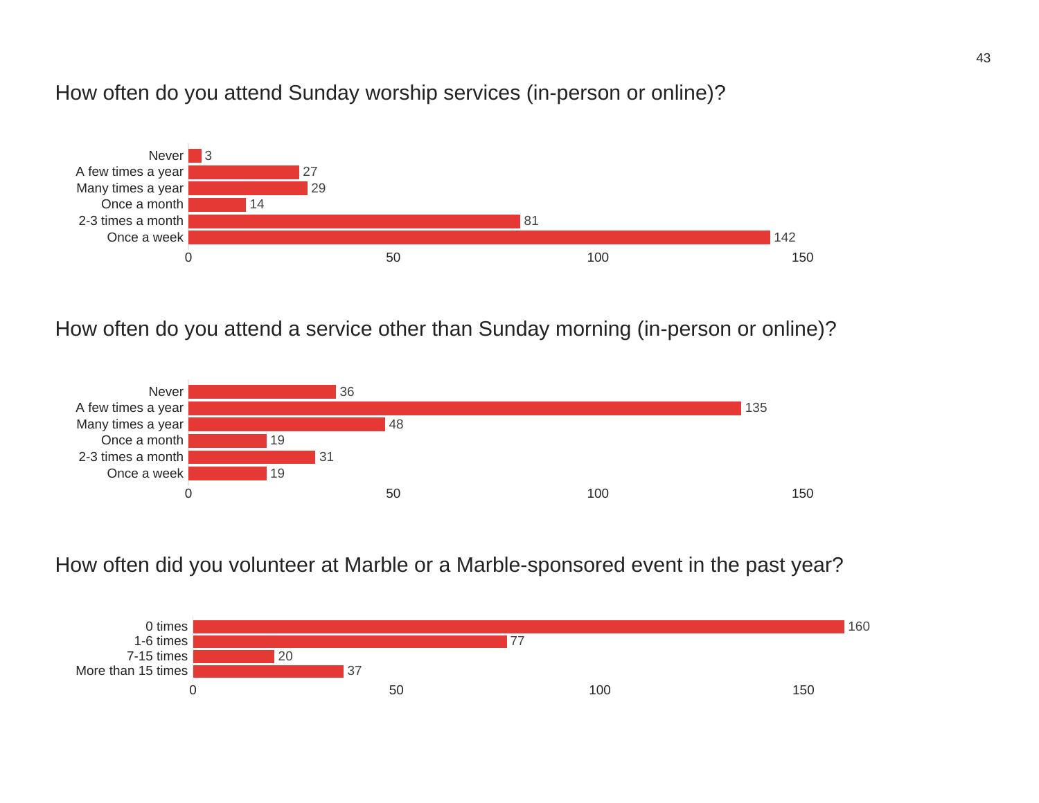## How often do you attend Sunday worship services (in-person or online)?

| Response | Count |
|---|---|
| Never | 3 |
| A few times a year | 27 |
| Many times a year | 29 |
| Once a month | 14 |
| 2-3 times a month | 81 |
| Once a week | 142 |

## How often do you attend a service other than Sunday morning (in-person or online)?

| Response | Count |
|---|---|
| Never | 36 |
| A few times a year | 135 |
| Many times a year | 48 |
| Once a month | 19 |
| 2-3 times a month | 31 |
| Once a week | 19 |

## How often did you volunteer at Marble or a Marble-sponsored event in the past year?

| Response | Count |
|---|---|
| 0 times | 160 |
| 1-6 times | 77 |
| 7-15 times | 20 |
| More than 15 times | 37 |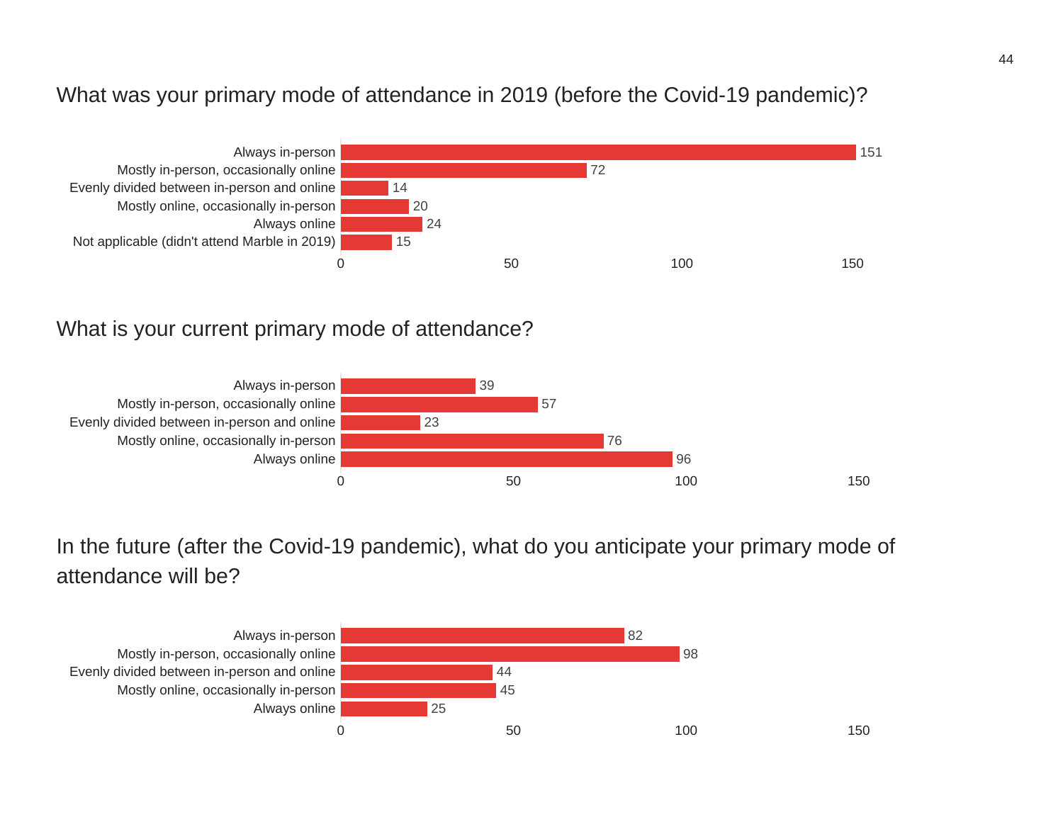## What was your primary mode of attendance in 2019 (before the Covid-19 pandemic)?

| Response | Count |
|---|---|
| Always in-person | 151 |
| Mostly in-person, occasionally online | 72 |
| Evenly divided between in-person and online | 14 |
| Mostly online, occasionally in-person | 20 |
| Always online | 24 |
| Not applicable (didn't attend Marble in 2019) | 15 |

## What is your current primary mode of attendance?

| Response | Count |
|---|---|
| Always in-person | 39 |
| Mostly in-person, occasionally online | 57 |
| Evenly divided between in-person and online | 23 |
| Mostly online, occasionally in-person | 76 |
| Always online | 96 |

## In the future (after the Covid-19 pandemic), what do you anticipate your primary mode of attendance will be?

| Response | Count |
|---|---|
| Always in-person | 82 |
| Mostly in-person, occasionally online | 98 |
| Evenly divided between in-person and online | 44 |
| Mostly online, occasionally in-person | 45 |
| Always online | 25 |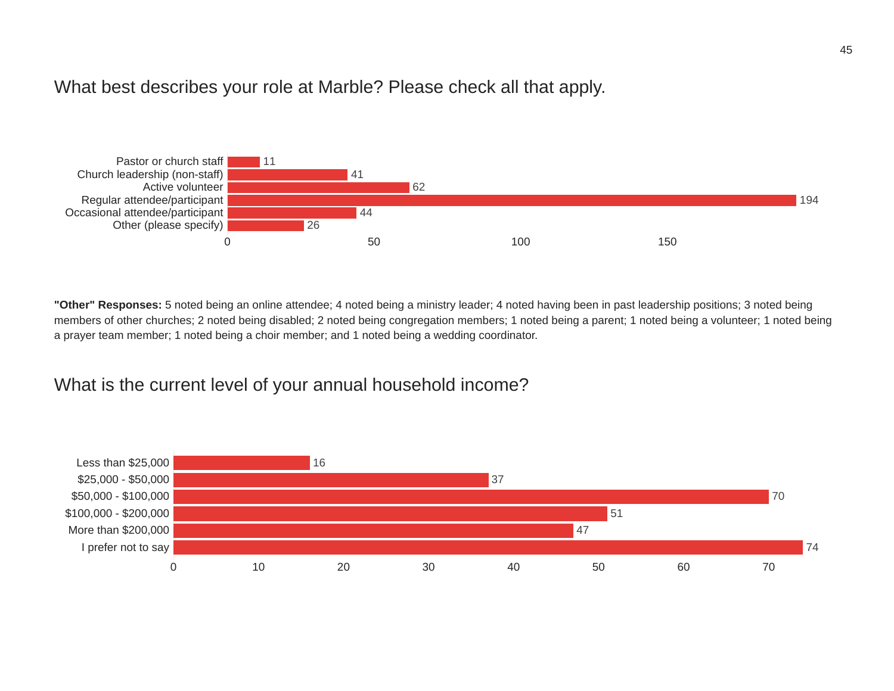## What best describes your role at Marble? Please check all that apply.

| Response | Count |
|---|---|
| Pastor or church staff | 11 |
| Church leadership (non-staff) | 41 |
| Active volunteer | 62 |
| Regular attendee/participant | 194 |
| Occasional attendee/participant | 44 |
| Other (please specify) | 26 |

**"Other" Responses:** 5 noted being an online attendee; 4 noted being a ministry leader; 4 noted having been in past leadership positions; 3 noted being members of other churches; 2 noted being disabled; 2 noted being congregation members; 1 noted being a parent; 1 noted being a volunteer; 1 noted being a prayer team member; 1 noted being a choir member; and 1 noted being a wedding coordinator.

## What is the current level of your annual household income?

| Response | Count |
|---|---|
| Less than $25,000 | 16 |
| $25,000 - $50,000 | 37 |
| $50,000 - $100,000 | 70 |
| $100,000 - $200,000 | 51 |
| More than $200,000 | 47 |
| I prefer not to say | 74 |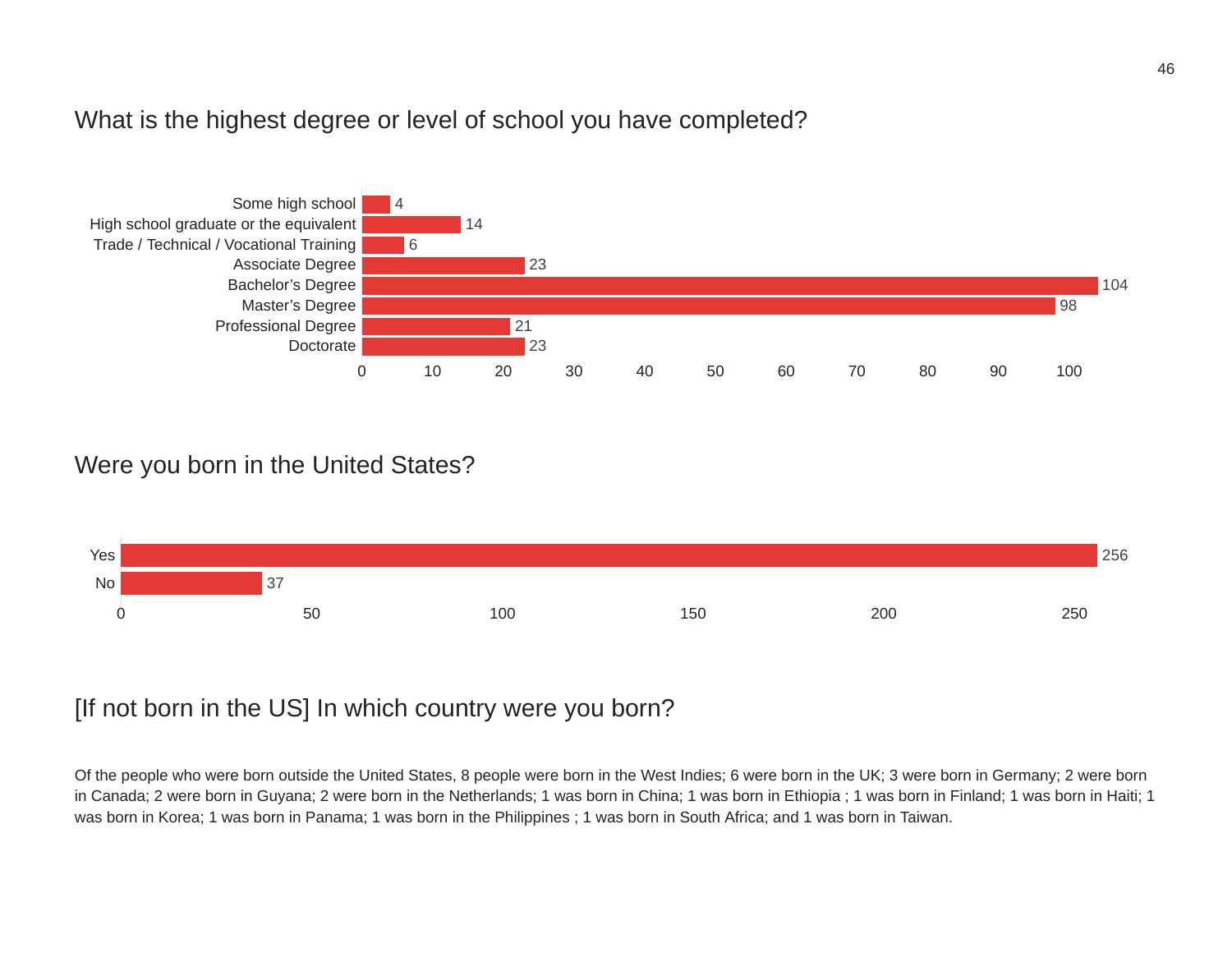## What is the highest degree or level of school you have completed?

| Response | Count |
| --- | --- |
| Some high school | 4 |
| High school graduate or the equivalent | 14 |
| Trade / Technical / Vocational Training | 6 |
| Associate Degree | 23 |
| Bachelor’s Degree | 104 |
| Master’s Degree | 98 |
| Professional Degree | 21 |
| Doctorate | 23 |

## Were you born in the United States?

| Response | Count |
| --- | --- |
| Yes | 256 |
| No | 37 |

## [If not born in the US] In which country were you born?

Of the people who were born outside the United States, 8 people were born in the West Indies; 6 were born in the UK; 3 were born in Germany; 2 were born in Canada; 2 were born in Guyana; 2 were born in the Netherlands; 1 was born in China; 1 was born in Ethiopia ; 1 was born in Finland; 1 was born in Haiti; 1 was born in Korea; 1 was born in Panama; 1 was born in the Philippines ; 1 was born in South Africa; and 1 was born in Taiwan.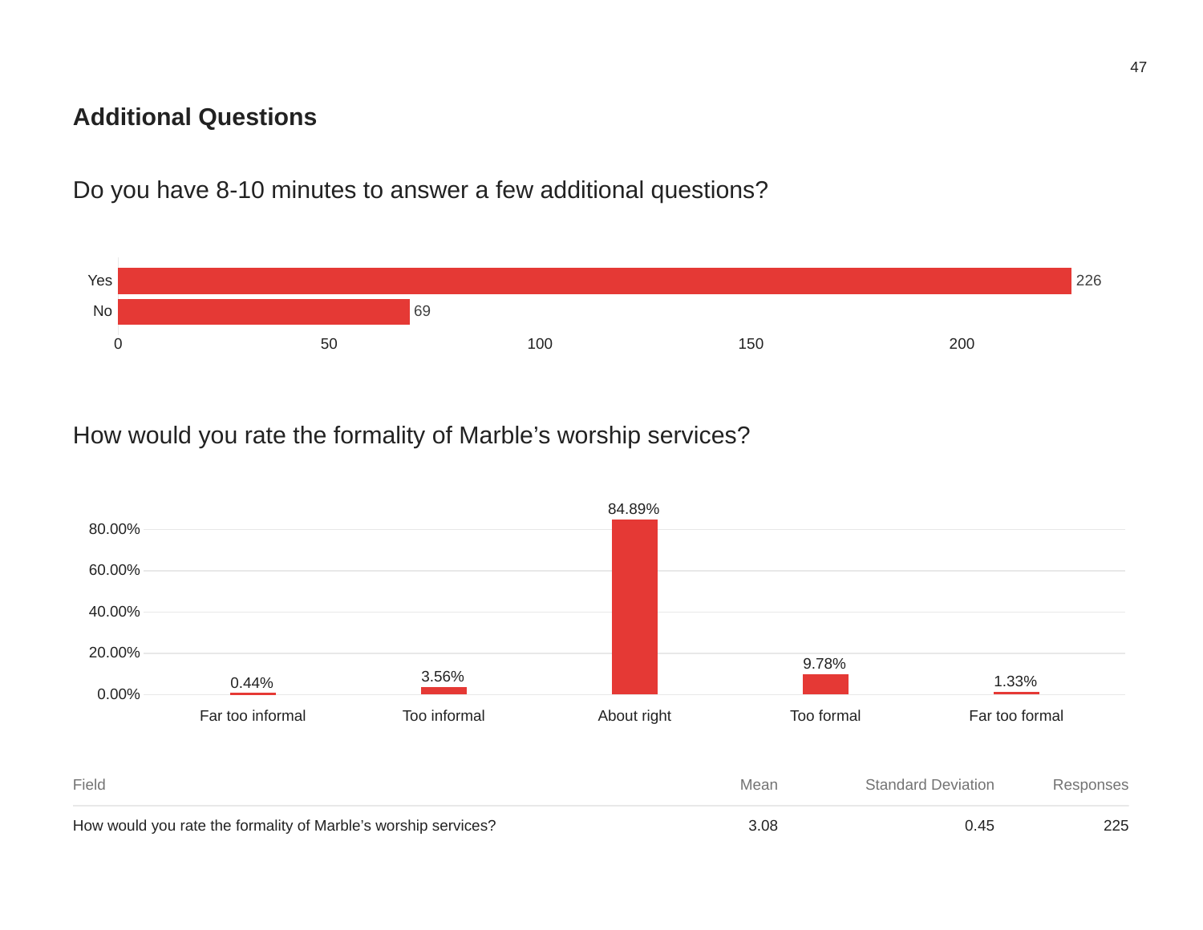## Additional Questions

### Do you have 8-10 minutes to answer a few additional questions?

| Answer | Count |
|---|---|
| Yes | 226 |
| No | 69 |

### How would you rate the formality of Marble's worship services?

| Far too informal | Too informal | About right | Too formal | Far too formal |
|---|---|---|---|---|
| 0.44% | 3.56% | 84.89% | 9.78% | 1.33% |

| Field | Mean | Standard Deviation | Responses |
|---|---|---|---|
| How would you rate the formality of Marble's worship services? | 3.08 | 0.45 | 225 |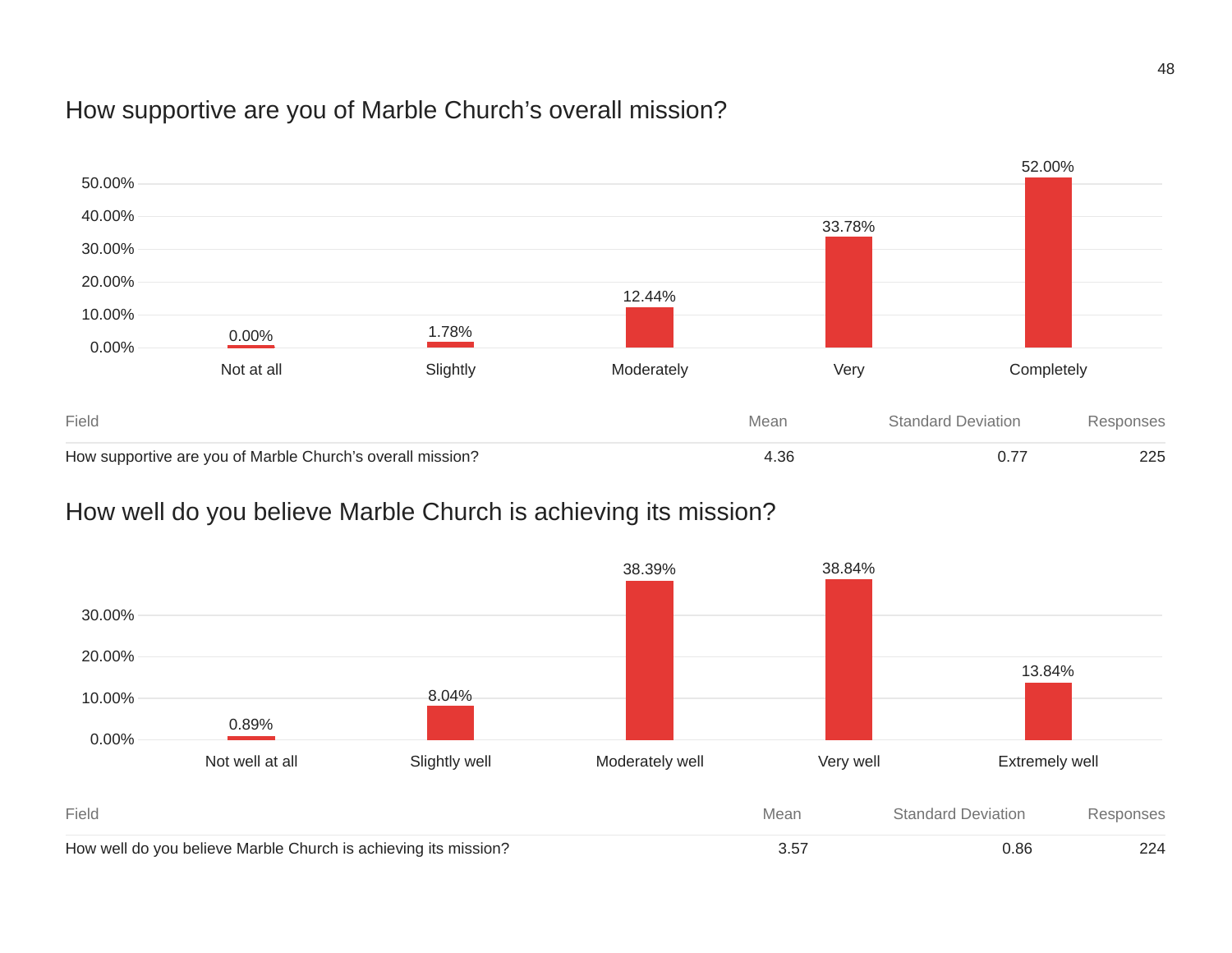## How supportive are you of Marble Church's overall mission?

| Not at all | Slightly | Moderately | Very | Completely |
| --- | --- | --- | --- | --- |
| 0.00% | 1.78% | 12.44% | 33.78% | 52.00% |

| Field | Mean | Standard Deviation | Responses |
| --- | --- | --- | --- |
| How supportive are you of Marble Church's overall mission? | 4.36 | 0.77 | 225 |

## How well do you believe Marble Church is achieving its mission?

| Not well at all | Slightly well | Moderately well | Very well | Extremely well |
| --- | --- | --- | --- | --- |
| 0.89% | 8.04% | 38.39% | 38.84% | 13.84% |

| Field | Mean | Standard Deviation | Responses |
| --- | --- | --- | --- |
| How well do you believe Marble Church is achieving its mission? | 3.57 | 0.86 | 224 |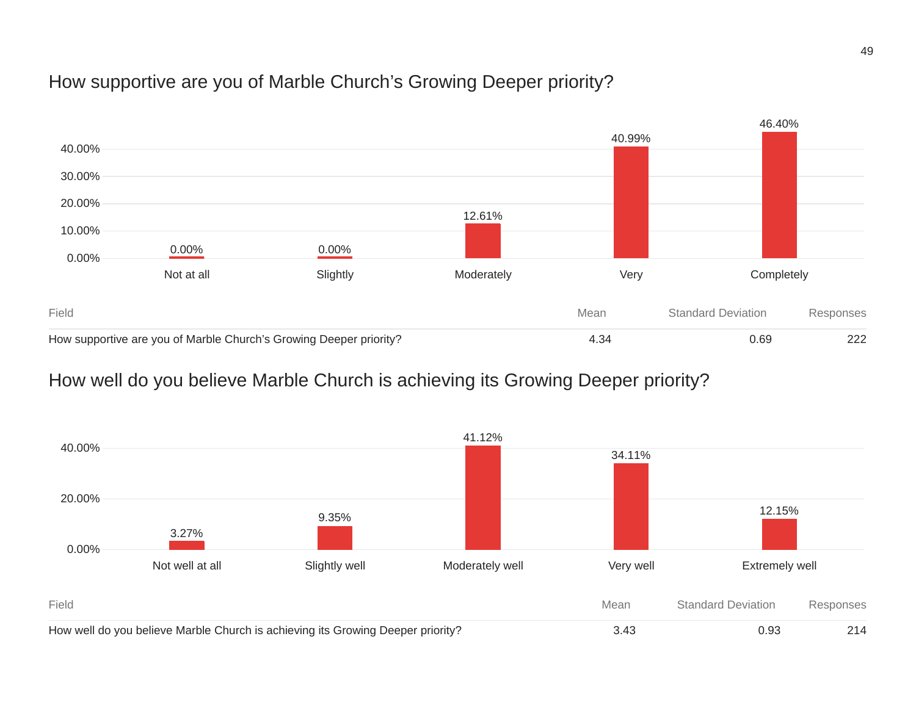## How supportive are you of Marble Church's Growing Deeper priority?

| Not at all | Slightly | Moderately | Very | Completely |
|---|---|---|---|---|
| 0.00% | 0.00% | 12.61% | 40.99% | 46.40% |

| Field | Mean | Standard Deviation | Responses |
|---|---|---|---|
| How supportive are you of Marble Church's Growing Deeper priority? | 4.34 | 0.69 | 222 |

## How well do you believe Marble Church is achieving its Growing Deeper priority?

| Not well at all | Slightly well | Moderately well | Very well | Extremely well |
|---|---|---|---|---|
| 3.27% | 9.35% | 41.12% | 34.11% | 12.15% |

| Field | Mean | Standard Deviation | Responses |
|---|---|---|---|
| How well do you believe Marble Church is achieving its Growing Deeper priority? | 3.43 | 0.93 | 214 |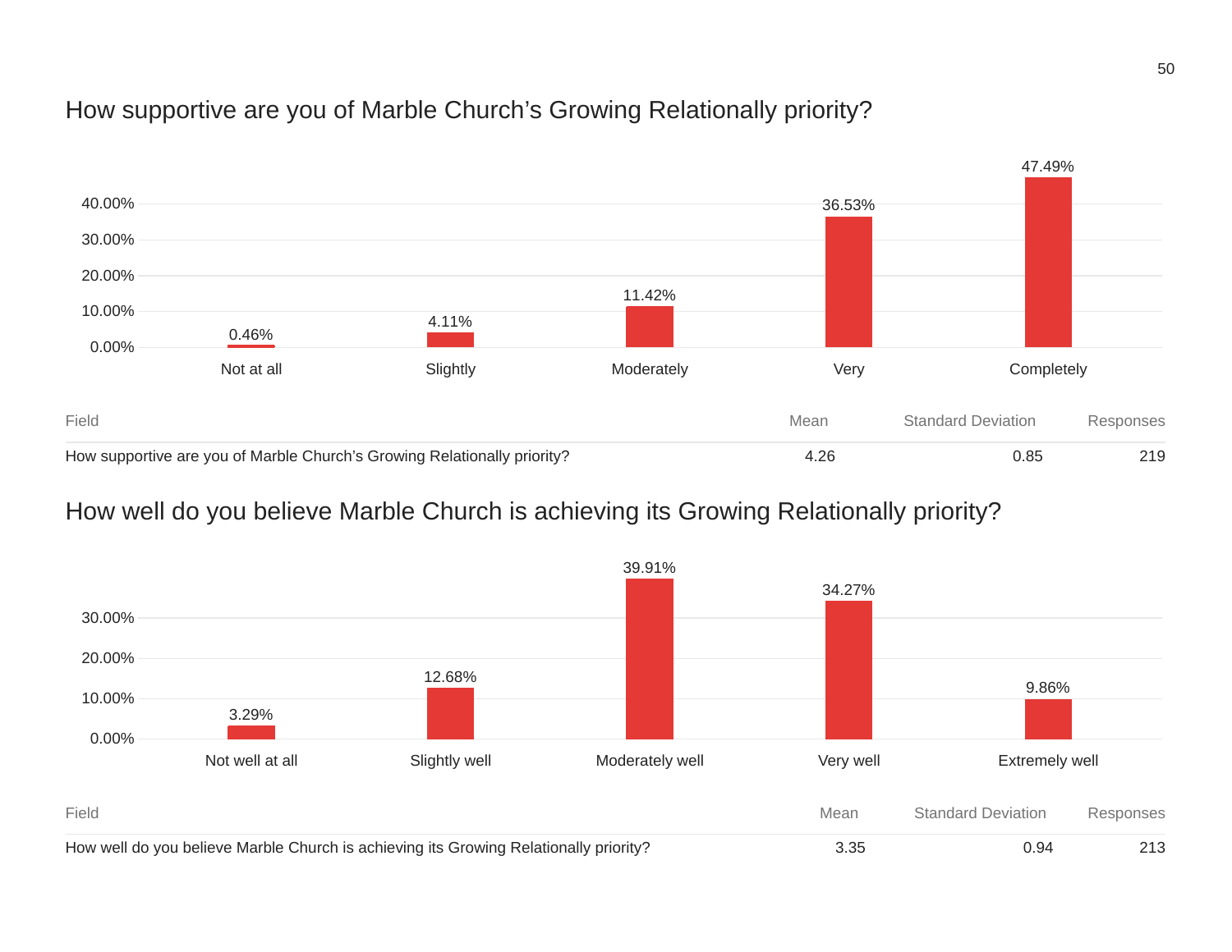## How supportive are you of Marble Church's Growing Relationally priority?

| Response | Percentage |
|---|---|
| Not at all | 0.46% |
| Slightly | 4.11% |
| Moderately | 11.42% |
| Very | 36.53% |
| Completely | 47.49% |

| Field | Mean | Standard Deviation | Responses |
|---|---|---|---|
| How supportive are you of Marble Church's Growing Relationally priority? | 4.26 | 0.85 | 219 |

## How well do you believe Marble Church is achieving its Growing Relationally priority?

| Response | Percentage |
|---|---|
| Not well at all | 3.29% |
| Slightly well | 12.68% |
| Moderately well | 39.91% |
| Very well | 34.27% |
| Extremely well | 9.86% |

| Field | Mean | Standard Deviation | Responses |
|---|---|---|---|
| How well do you believe Marble Church is achieving its Growing Relationally priority? | 3.35 | 0.94 | 213 |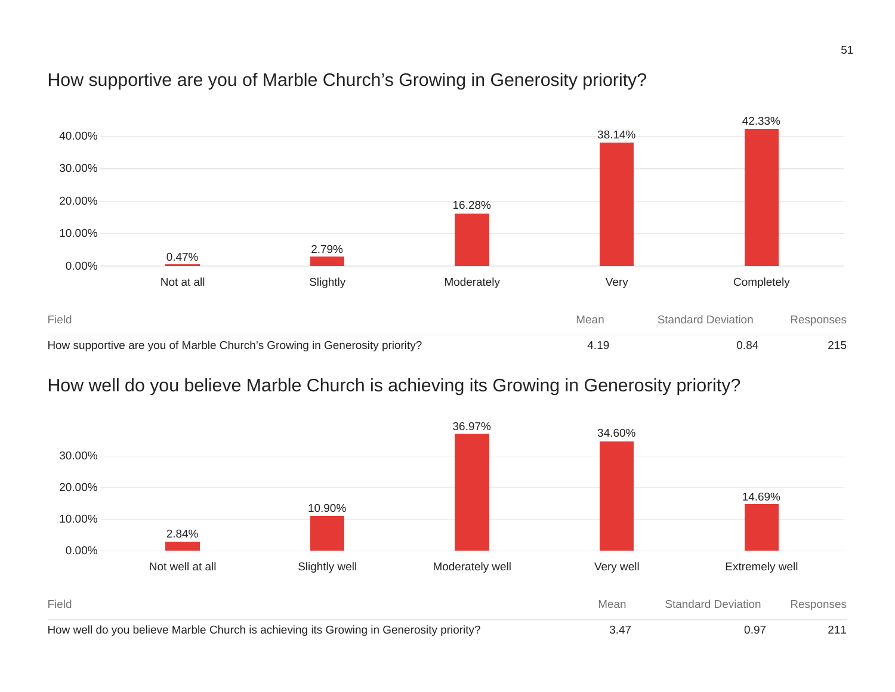## How supportive are you of Marble Church's Growing in Generosity priority?

| Not at all | Slightly | Moderately | Very | Completely |
|---|---|---|---|---|
| 0.47% | 2.79% | 16.28% | 38.14% | 42.33% |

| Field | Mean | Standard Deviation | Responses |
|---|---|---|---|
| How supportive are you of Marble Church's Growing in Generosity priority? | 4.19 | 0.84 | 215 |

## How well do you believe Marble Church is achieving its Growing in Generosity priority?

| Not well at all | Slightly well | Moderately well | Very well | Extremely well |
|---|---|---|---|---|
| 2.84% | 10.90% | 36.97% | 34.60% | 14.69% |

| Field | Mean | Standard Deviation | Responses |
|---|---|---|---|
| How well do you believe Marble Church is achieving its Growing in Generosity priority? | 3.47 | 0.97 | 211 |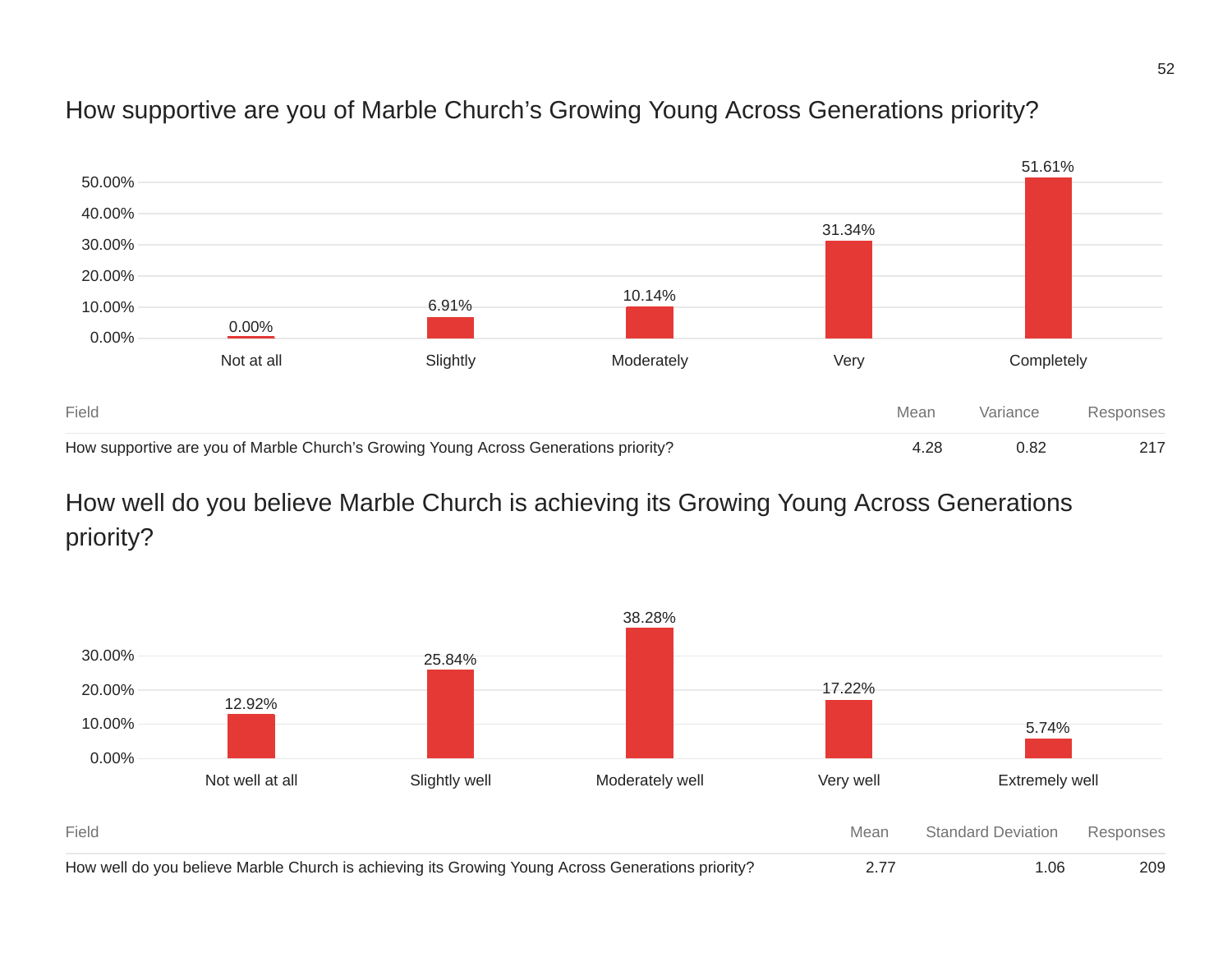## How supportive are you of Marble Church's Growing Young Across Generations priority?

| Not at all | Slightly | Moderately | Very | Completely |
|---|---|---|---|---|
| 0.00% | 6.91% | 10.14% | 31.34% | 51.61% |

| Field | Mean | Variance | Responses |
|---|---|---|---|
| How supportive are you of Marble Church's Growing Young Across Generations priority? | 4.28 | 0.82 | 217 |

## How well do you believe Marble Church is achieving its Growing Young Across Generations priority?

| Not well at all | Slightly well | Moderately well | Very well | Extremely well |
|---|---|---|---|---|
| 12.92% | 25.84% | 38.28% | 17.22% | 5.74% |

| Field | Mean | Standard Deviation | Responses |
|---|---|---|---|
| How well do you believe Marble Church is achieving its Growing Young Across Generations priority? | 2.77 | 1.06 | 209 |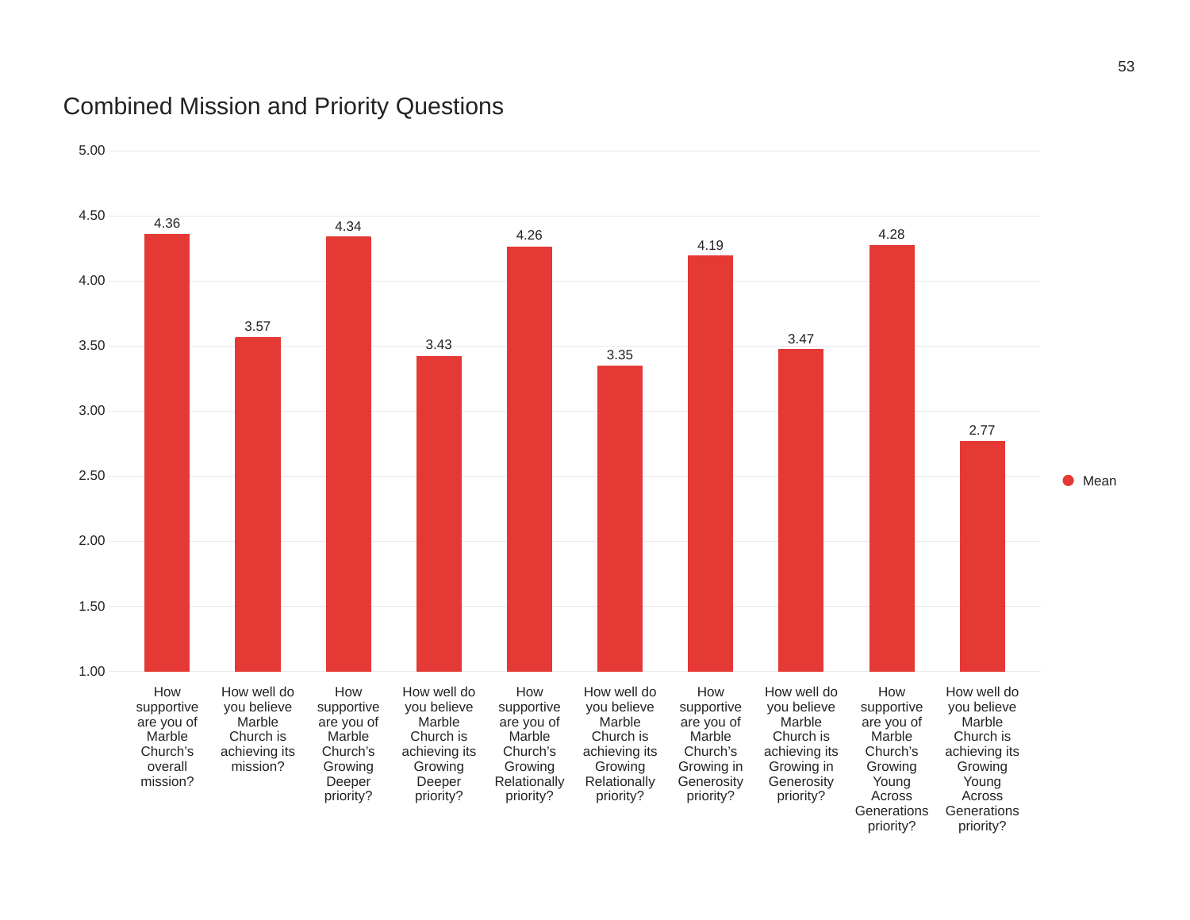## Combined Mission and Priority Questions

| Question | Mean |
|---|---|
| How supportive are you of Marble Church's overall mission? | 4.36 |
| How well do you believe Marble Church is achieving its mission? | 3.57 |
| How supportive are you of Marble Church's Growing Deeper priority? | 4.34 |
| How well do you believe Marble Church is achieving its Growing Deeper priority? | 3.43 |
| How supportive are you of Marble Church's Growing Relationally priority? | 4.26 |
| How well do you believe Marble Church is achieving its Growing Relationally priority? | 3.35 |
| How supportive are you of Marble Church's Growing in Generosity priority? | 4.19 |
| How well do you believe Marble Church is achieving its Growing in Generosity priority? | 3.47 |
| How supportive are you of Marble Church's Growing Young Across Generations priority? | 4.28 |
| How well do you believe Marble Church is achieving its Growing Young Across Generations priority? | 2.77 |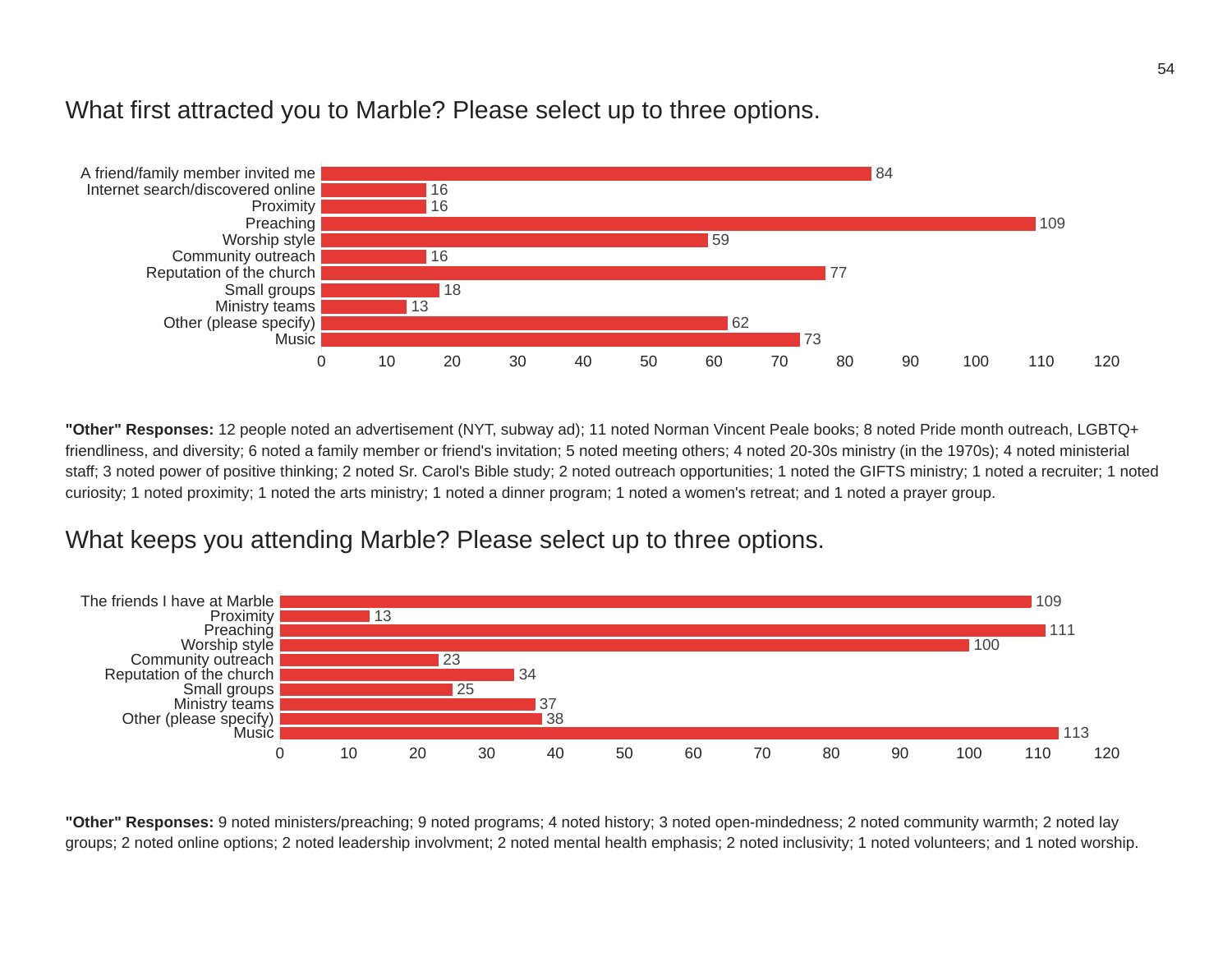## What first attracted you to Marble? Please select up to three options.

| Option | Responses |
| --- | --- |
| A friend/family member invited me | 84 |
| Internet search/discovered online | 16 |
| Proximity | 16 |
| Preaching | 109 |
| Worship style | 59 |
| Community outreach | 16 |
| Reputation of the church | 77 |
| Small groups | 18 |
| Ministry teams | 13 |
| Other (please specify) | 62 |
| Music | 73 |

**"Other" Responses:** 12 people noted an advertisement (NYT, subway ad); 11 noted Norman Vincent Peale books; 8 noted Pride month outreach, LGBTQ+ friendliness, and diversity; 6 noted a family member or friend's invitation; 5 noted meeting others; 4 noted 20-30s ministry (in the 1970s); 4 noted ministerial staff; 3 noted power of positive thinking; 2 noted Sr. Carol's Bible study; 2 noted outreach opportunities; 1 noted the GIFTS ministry; 1 noted a recruiter; 1 noted curiosity; 1 noted proximity; 1 noted the arts ministry; 1 noted a dinner program; 1 noted a women's retreat; and 1 noted a prayer group.

## What keeps you attending Marble? Please select up to three options.

| Option | Responses |
| --- | --- |
| The friends I have at Marble | 109 |
| Proximity | 13 |
| Preaching | 111 |
| Worship style | 100 |
| Community outreach | 23 |
| Reputation of the church | 34 |
| Small groups | 25 |
| Ministry teams | 37 |
| Other (please specify) | 38 |
| Music | 113 |

**"Other" Responses:** 9 noted ministers/preaching; 9 noted programs; 4 noted history; 3 noted open-mindedness; 2 noted community warmth; 2 noted lay groups; 2 noted online options; 2 noted leadership involvment; 2 noted mental health emphasis; 2 noted inclusivity; 1 noted volunteers; and 1 noted worship.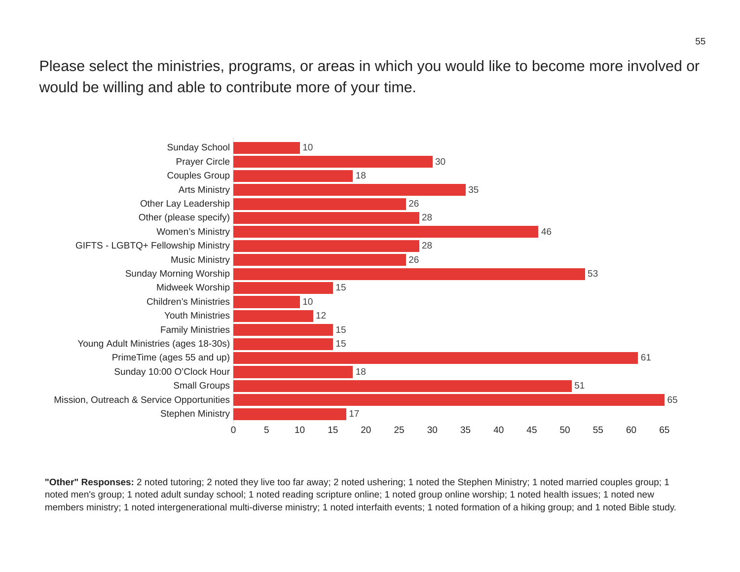Please select the ministries, programs, or areas in which you would like to become more involved or would be willing and able to contribute more of your time.

| Ministry / Program / Area | Responses |
|---|---|
| Sunday School | 10 |
| Prayer Circle | 30 |
| Couples Group | 18 |
| Arts Ministry | 35 |
| Other Lay Leadership | 26 |
| Other (please specify) | 28 |
| Women's Ministry | 46 |
| GIFTS - LGBTQ+ Fellowship Ministry | 28 |
| Music Ministry | 26 |
| Sunday Morning Worship | 53 |
| Midweek Worship | 15 |
| Children's Ministries | 10 |
| Youth Ministries | 12 |
| Family Ministries | 15 |
| Young Adult Ministries (ages 18-30s) | 15 |
| PrimeTime (ages 55 and up) | 61 |
| Sunday 10:00 O'Clock Hour | 18 |
| Small Groups | 51 |
| Mission, Outreach & Service Opportunities | 65 |
| Stephen Ministry | 17 |

**"Other" Responses:** 2 noted tutoring; 2 noted they live too far away; 2 noted ushering; 1 noted the Stephen Ministry; 1 noted married couples group; 1 noted men's group; 1 noted adult sunday school; 1 noted reading scripture online; 1 noted group online worship; 1 noted health issues; 1 noted new members ministry; 1 noted intergenerational multi-diverse ministry; 1 noted interfaith events; 1 noted formation of a hiking group; and 1 noted Bible study.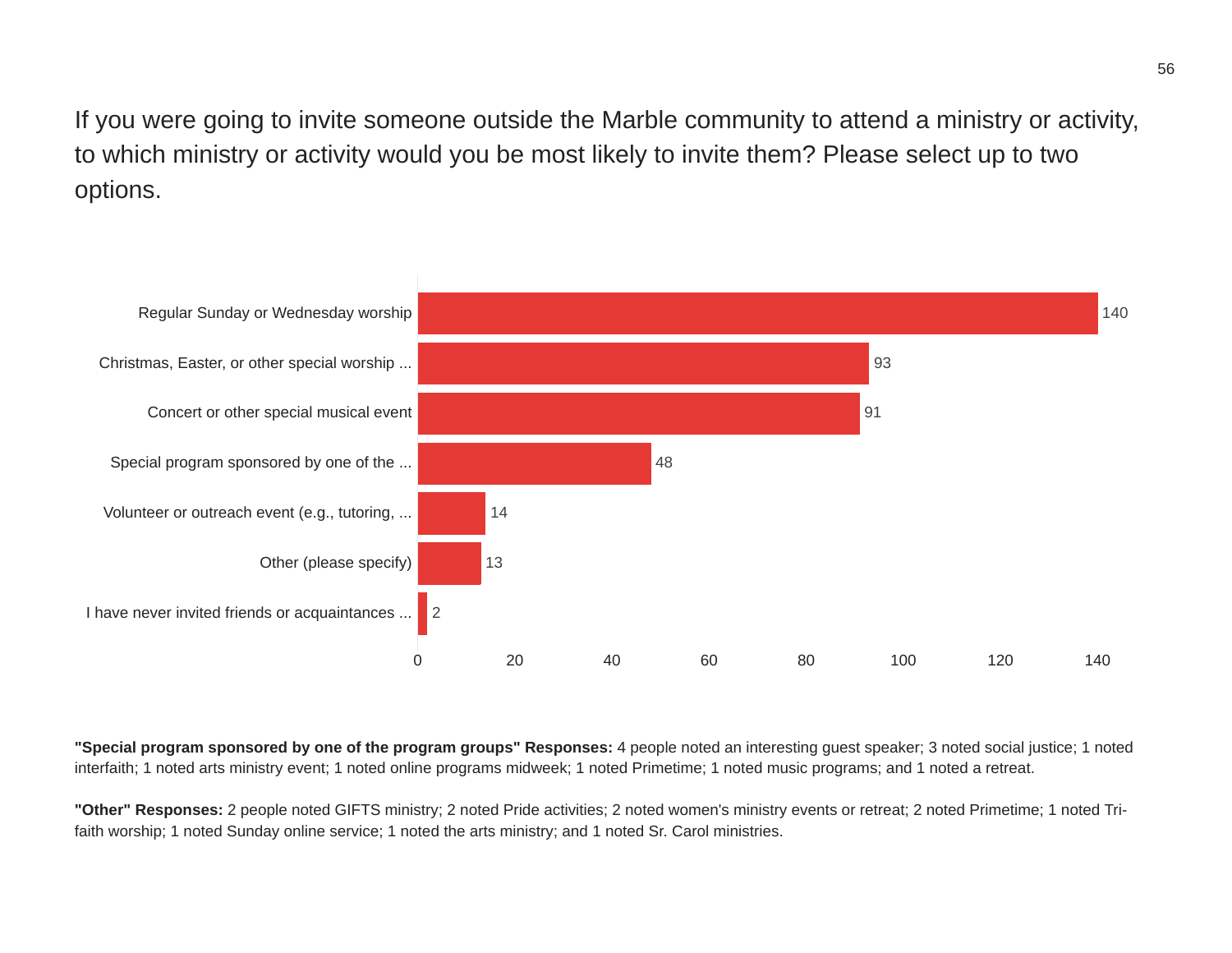If you were going to invite someone outside the Marble community to attend a ministry or activity, to which ministry or activity would you be most likely to invite them? Please select up to two options.

| Response | Count |
|---|---|
| Regular Sunday or Wednesday worship | 140 |
| Christmas, Easter, or other special worship ... | 93 |
| Concert or other special musical event | 91 |
| Special program sponsored by one of the ... | 48 |
| Volunteer or outreach event (e.g., tutoring, ... | 14 |
| Other (please specify) | 13 |
| I have never invited friends or acquaintances ... | 2 |

**"Special program sponsored by one of the program groups" Responses:** 4 people noted an interesting guest speaker; 3 noted social justice; 1 noted interfaith; 1 noted arts ministry event; 1 noted online programs midweek; 1 noted Primetime; 1 noted music programs; and 1 noted a retreat.

**"Other" Responses:** 2 people noted GIFTS ministry; 2 noted Pride activities; 2 noted women's ministry events or retreat; 2 noted Primetime; 1 noted Tri-faith worship; 1 noted Sunday online service; 1 noted the arts ministry; and 1 noted Sr. Carol ministries.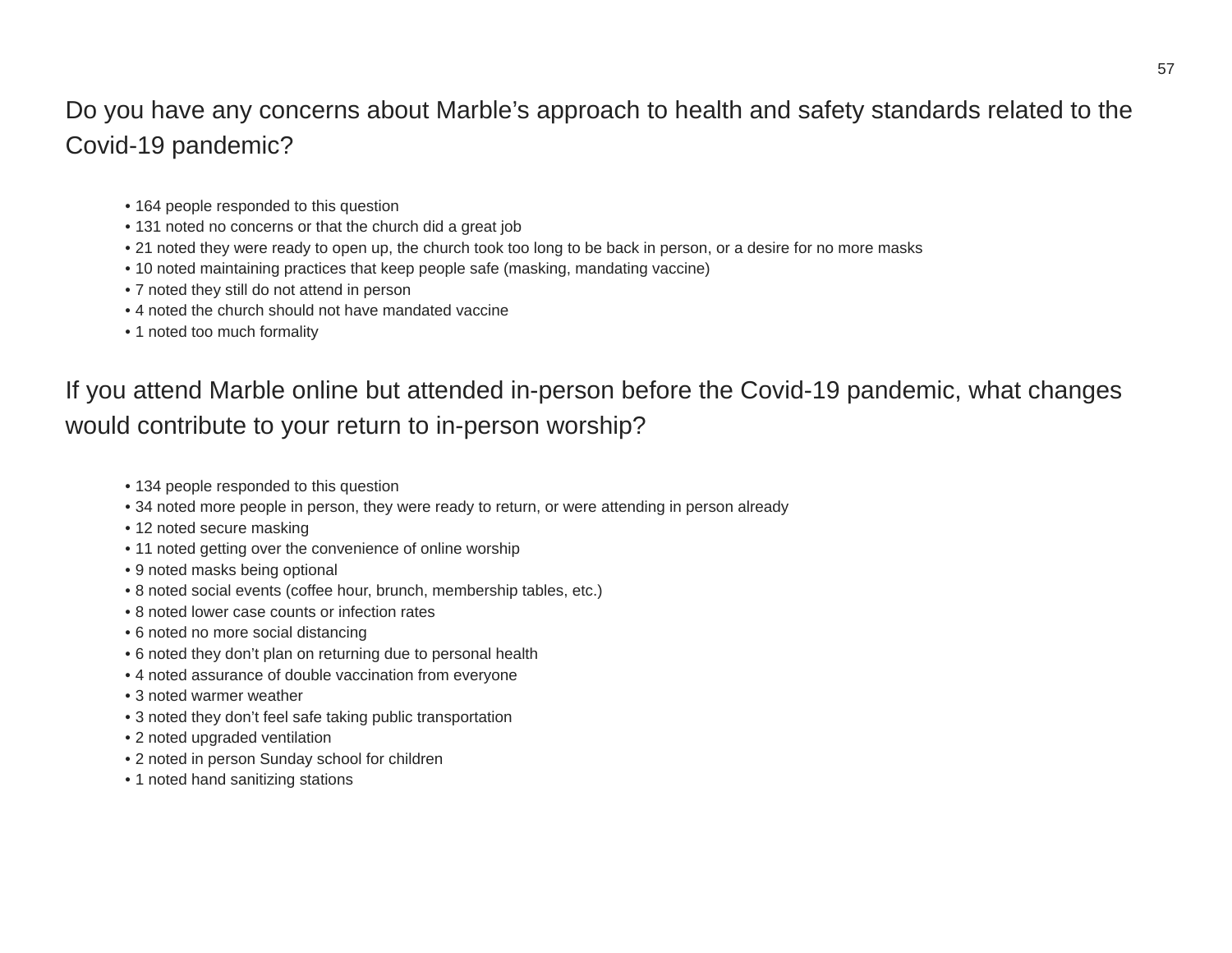## Do you have any concerns about Marble's approach to health and safety standards related to the Covid-19 pandemic?

- 164 people responded to this question
- 131 noted no concerns or that the church did a great job
- 21 noted they were ready to open up, the church took too long to be back in person, or a desire for no more masks
- 10 noted maintaining practices that keep people safe (masking, mandating vaccine)
- 7 noted they still do not attend in person
- 4 noted the church should not have mandated vaccine
- 1 noted too much formality

## If you attend Marble online but attended in-person before the Covid-19 pandemic, what changes would contribute to your return to in-person worship?

- 134 people responded to this question
- 34 noted more people in person, they were ready to return, or were attending in person already
- 12 noted secure masking
- 11 noted getting over the convenience of online worship
- 9 noted masks being optional
- 8 noted social events (coffee hour, brunch, membership tables, etc.)
- 8 noted lower case counts or infection rates
- 6 noted no more social distancing
- 6 noted they don't plan on returning due to personal health
- 4 noted assurance of double vaccination from everyone
- 3 noted warmer weather
- 3 noted they don't feel safe taking public transportation
- 2 noted upgraded ventilation
- 2 noted in person Sunday school for children
- 1 noted hand sanitizing stations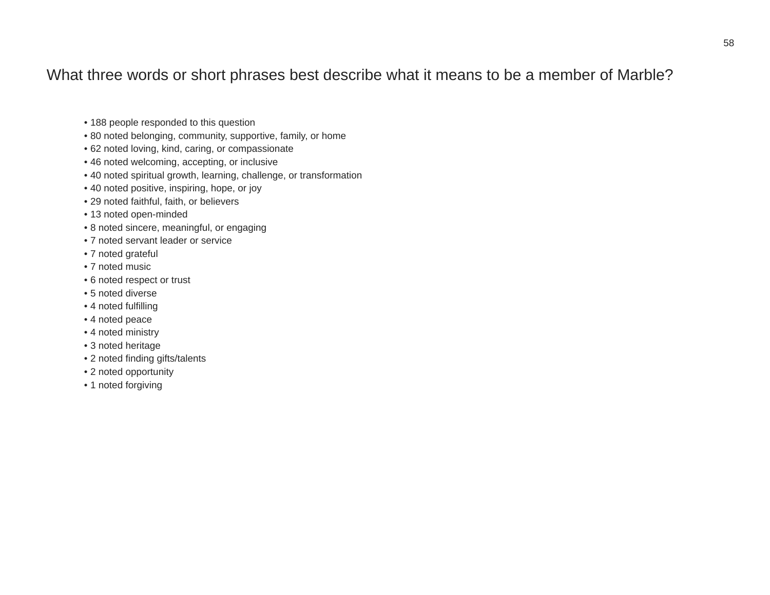## What three words or short phrases best describe what it means to be a member of Marble?

- 188 people responded to this question
- 80 noted belonging, community, supportive, family, or home
- 62 noted loving, kind, caring, or compassionate
- 46 noted welcoming, accepting, or inclusive
- 40 noted spiritual growth, learning, challenge, or transformation
- 40 noted positive, inspiring, hope, or joy
- 29 noted faithful, faith, or believers
- 13 noted open-minded
- 8 noted sincere, meaningful, or engaging
- 7 noted servant leader or service
- 7 noted grateful
- 7 noted music
- 6 noted respect or trust
- 5 noted diverse
- 4 noted fulfilling
- 4 noted peace
- 4 noted ministry
- 3 noted heritage
- 2 noted finding gifts/talents
- 2 noted opportunity
- 1 noted forgiving